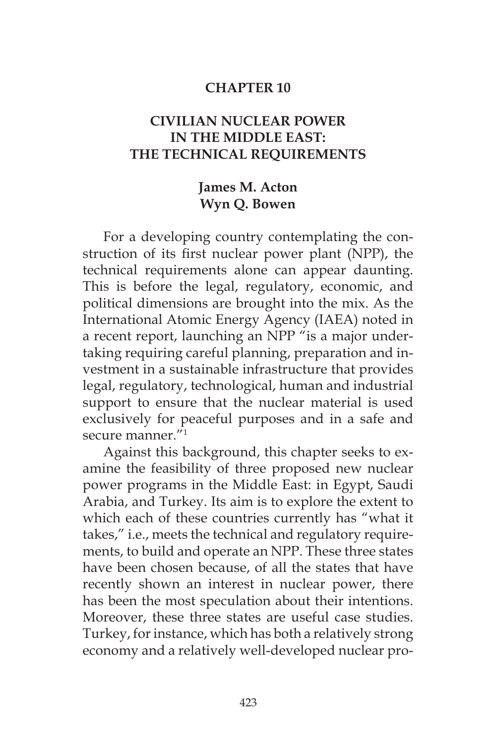# CHAPTER 10

## CIVILIAN NUCLEAR POWER IN THE MIDDLE EAST: THE TECHNICAL REQUIREMENTS

**James M. Acton**
**Wyn Q. Bowen**

For a developing country contemplating the construction of its first nuclear power plant (NPP), the technical requirements alone can appear daunting. This is before the legal, regulatory, economic, and political dimensions are brought into the mix. As the International Atomic Energy Agency (IAEA) noted in a recent report, launching an NPP "is a major undertaking requiring careful planning, preparation and investment in a sustainable infrastructure that provides legal, regulatory, technological, human and industrial support to ensure that the nuclear material is used exclusively for peaceful purposes and in a safe and secure manner."[1]

Against this background, this chapter seeks to examine the feasibility of three proposed new nuclear power programs in the Middle East: in Egypt, Saudi Arabia, and Turkey. Its aim is to explore the extent to which each of these countries currently has "what it takes," i.e., meets the technical and regulatory requirements, to build and operate an NPP. These three states have been chosen because, of all the states that have recently shown an interest in nuclear power, there has been the most speculation about their intentions. Moreover, these three states are useful case studies. Turkey, for instance, which has both a relatively strong economy and a relatively well-developed nuclear pro-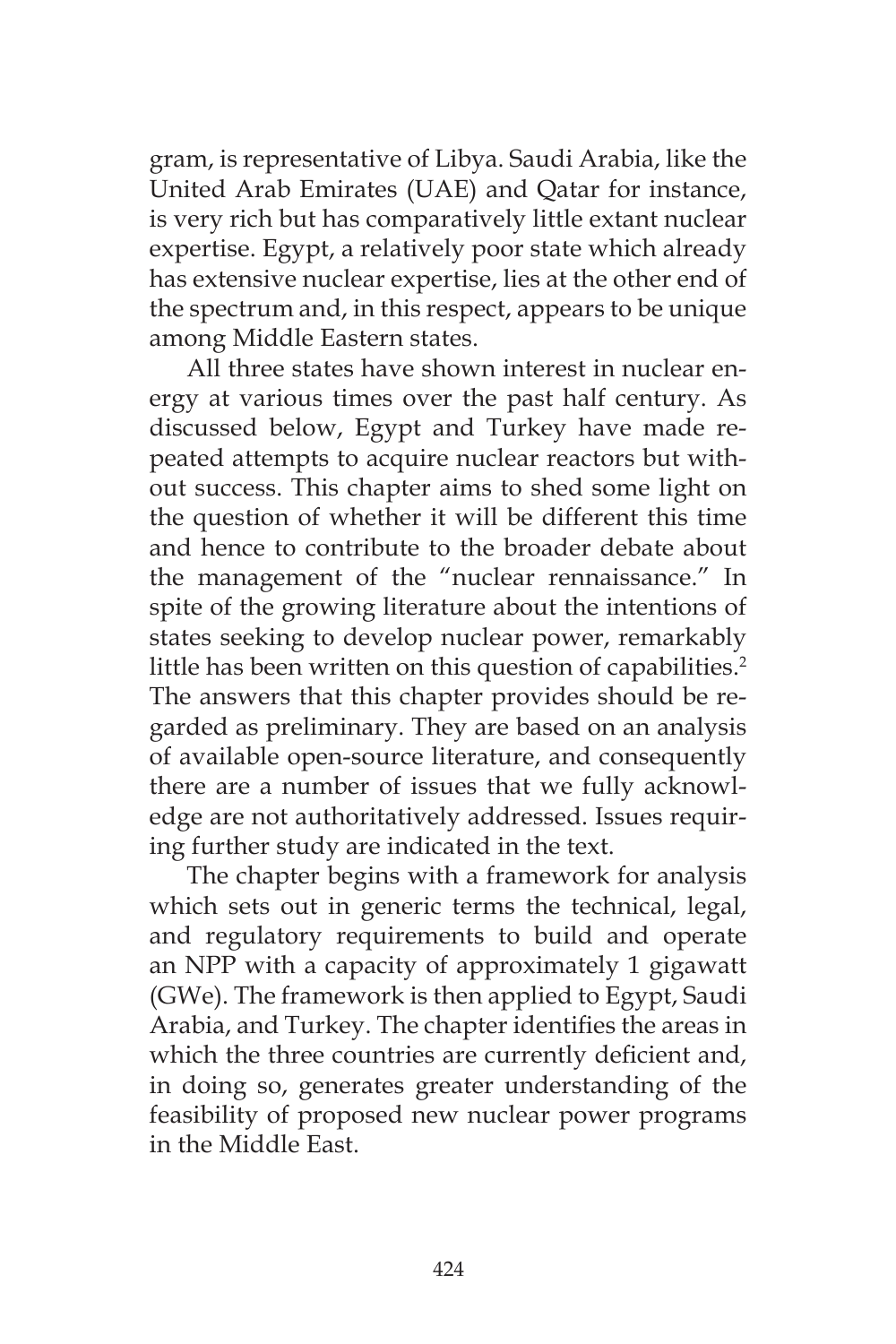gram, is representative of Libya. Saudi Arabia, like the United Arab Emirates (UAE) and Qatar for instance, is very rich but has comparatively little extant nuclear expertise. Egypt, a relatively poor state which already has extensive nuclear expertise, lies at the other end of the spectrum and, in this respect, appears to be unique among Middle Eastern states.

All three states have shown interest in nuclear energy at various times over the past half century. As discussed below, Egypt and Turkey have made repeated attempts to acquire nuclear reactors but without success. This chapter aims to shed some light on the question of whether it will be different this time and hence to contribute to the broader debate about the management of the "nuclear rennaissance." In spite of the growing literature about the intentions of states seeking to develop nuclear power, remarkably little has been written on this question of capabilities.[2] The answers that this chapter provides should be regarded as preliminary. They are based on an analysis of available open-source literature, and consequently there are a number of issues that we fully acknowledge are not authoritatively addressed. Issues requiring further study are indicated in the text.

The chapter begins with a framework for analysis which sets out in generic terms the technical, legal, and regulatory requirements to build and operate an NPP with a capacity of approximately 1 gigawatt (GWe). The framework is then applied to Egypt, Saudi Arabia, and Turkey. The chapter identifies the areas in which the three countries are currently deficient and, in doing so, generates greater understanding of the feasibility of proposed new nuclear power programs in the Middle East.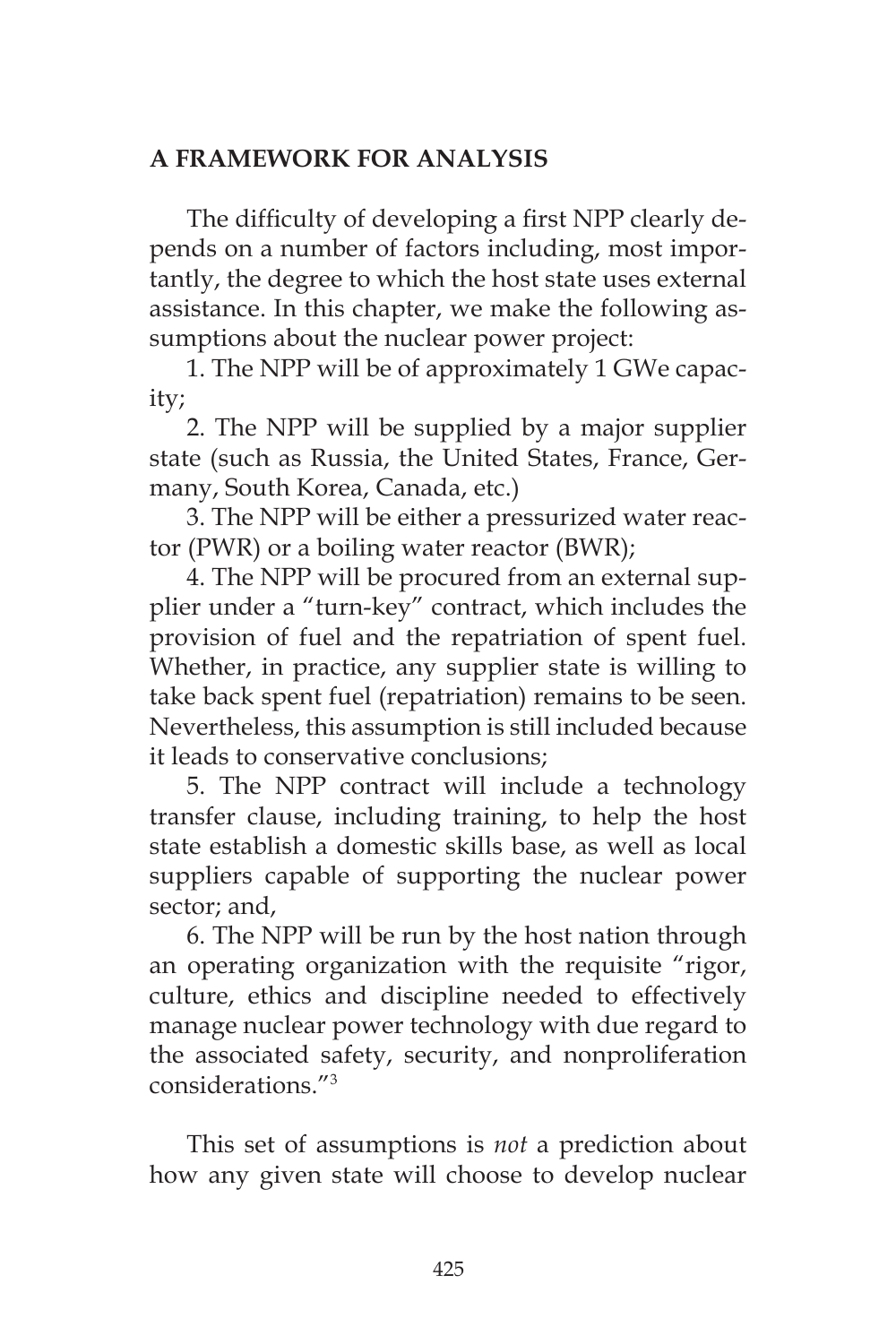## A FRAMEWORK FOR ANALYSIS

The difficulty of developing a first NPP clearly depends on a number of factors including, most importantly, the degree to which the host state uses external assistance. In this chapter, we make the following assumptions about the nuclear power project:

1. The NPP will be of approximately 1 GWe capacity;
2. The NPP will be supplied by a major supplier state (such as Russia, the United States, France, Germany, South Korea, Canada, etc.)
3. The NPP will be either a pressurized water reactor (PWR) or a boiling water reactor (BWR);
4. The NPP will be procured from an external supplier under a "turn-key" contract, which includes the provision of fuel and the repatriation of spent fuel. Whether, in practice, any supplier state is willing to take back spent fuel (repatriation) remains to be seen. Nevertheless, this assumption is still included because it leads to conservative conclusions;
5. The NPP contract will include a technology transfer clause, including training, to help the host state establish a domestic skills base, as well as local suppliers capable of supporting the nuclear power sector; and,
6. The NPP will be run by the host nation through an operating organization with the requisite "rigor, culture, ethics and discipline needed to effectively manage nuclear power technology with due regard to the associated safety, security, and nonproliferation considerations."[3]

This set of assumptions is *not* a prediction about how any given state will choose to develop nuclear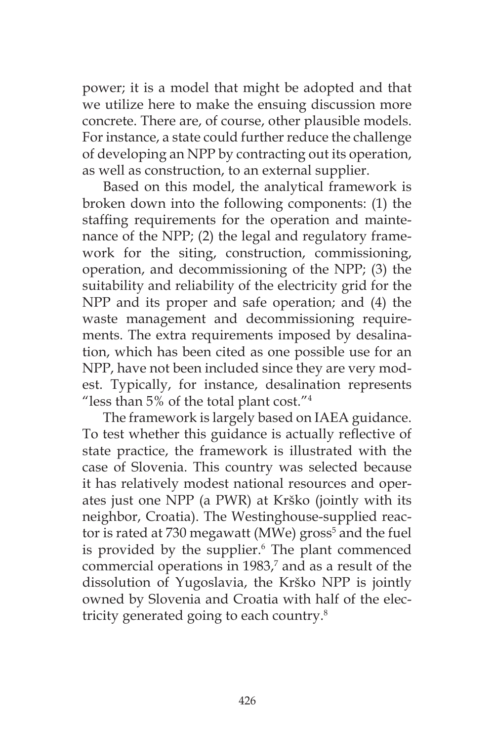power; it is a model that might be adopted and that we utilize here to make the ensuing discussion more concrete. There are, of course, other plausible models. For instance, a state could further reduce the challenge of developing an NPP by contracting out its operation, as well as construction, to an external supplier.

Based on this model, the analytical framework is broken down into the following components: (1) the staffing requirements for the operation and maintenance of the NPP; (2) the legal and regulatory framework for the siting, construction, commissioning, operation, and decommissioning of the NPP; (3) the suitability and reliability of the electricity grid for the NPP and its proper and safe operation; and (4) the waste management and decommissioning requirements. The extra requirements imposed by desalination, which has been cited as one possible use for an NPP, have not been included since they are very modest. Typically, for instance, desalination represents "less than 5% of the total plant cost."[4]

The framework is largely based on IAEA guidance. To test whether this guidance is actually reflective of state practice, the framework is illustrated with the case of Slovenia. This country was selected because it has relatively modest national resources and operates just one NPP (a PWR) at Krško (jointly with its neighbor, Croatia). The Westinghouse-supplied reactor is rated at 730 megawatt (MWe) gross[5] and the fuel is provided by the supplier.[6] The plant commenced commercial operations in 1983,[7] and as a result of the dissolution of Yugoslavia, the Krško NPP is jointly owned by Slovenia and Croatia with half of the electricity generated going to each country.[8]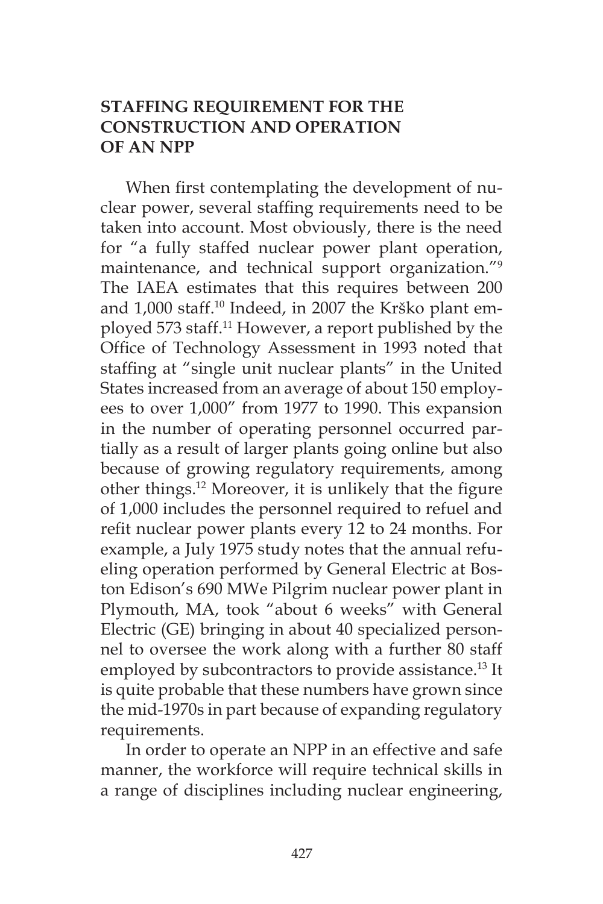## STAFFING REQUIREMENT FOR THE CONSTRUCTION AND OPERATION OF AN NPP

When first contemplating the development of nuclear power, several staffing requirements need to be taken into account. Most obviously, there is the need for "a fully staffed nuclear power plant operation, maintenance, and technical support organization."[9] The IAEA estimates that this requires between 200 and 1,000 staff.[10] Indeed, in 2007 the Krško plant employed 573 staff.[11] However, a report published by the Office of Technology Assessment in 1993 noted that staffing at "single unit nuclear plants" in the United States increased from an average of about 150 employees to over 1,000" from 1977 to 1990. This expansion in the number of operating personnel occurred partially as a result of larger plants going online but also because of growing regulatory requirements, among other things.[12] Moreover, it is unlikely that the figure of 1,000 includes the personnel required to refuel and refit nuclear power plants every 12 to 24 months. For example, a July 1975 study notes that the annual refueling operation performed by General Electric at Boston Edison's 690 MWe Pilgrim nuclear power plant in Plymouth, MA, took "about 6 weeks" with General Electric (GE) bringing in about 40 specialized personnel to oversee the work along with a further 80 staff employed by subcontractors to provide assistance.[13] It is quite probable that these numbers have grown since the mid-1970s in part because of expanding regulatory requirements.

In order to operate an NPP in an effective and safe manner, the workforce will require technical skills in a range of disciplines including nuclear engineering,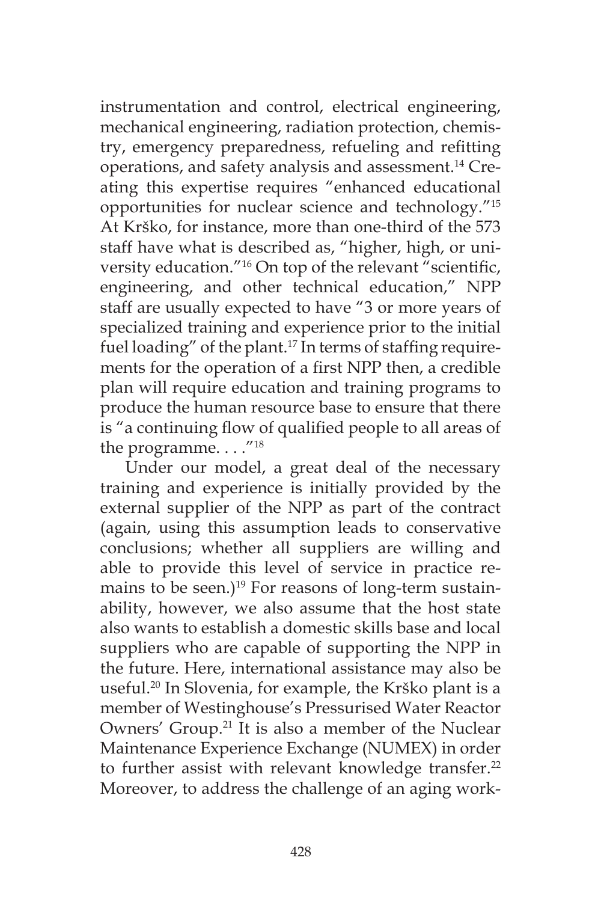instrumentation and control, electrical engineering, mechanical engineering, radiation protection, chemistry, emergency preparedness, refueling and refitting operations, and safety analysis and assessment.[14] Creating this expertise requires "enhanced educational opportunities for nuclear science and technology."[15] At Krško, for instance, more than one-third of the 573 staff have what is described as, "higher, high, or university education."[16] On top of the relevant "scientific, engineering, and other technical education," NPP staff are usually expected to have "3 or more years of specialized training and experience prior to the initial fuel loading" of the plant.[17] In terms of staffing requirements for the operation of a first NPP then, a credible plan will require education and training programs to produce the human resource base to ensure that there is "a continuing flow of qualified people to all areas of the programme. . . ."[18]

Under our model, a great deal of the necessary training and experience is initially provided by the external supplier of the NPP as part of the contract (again, using this assumption leads to conservative conclusions; whether all suppliers are willing and able to provide this level of service in practice remains to be seen.)[19] For reasons of long-term sustainability, however, we also assume that the host state also wants to establish a domestic skills base and local suppliers who are capable of supporting the NPP in the future. Here, international assistance may also be useful.[20] In Slovenia, for example, the Krško plant is a member of Westinghouse's Pressurised Water Reactor Owners' Group.[21] It is also a member of the Nuclear Maintenance Experience Exchange (NUMEX) in order to further assist with relevant knowledge transfer.[22] Moreover, to address the challenge of an aging work-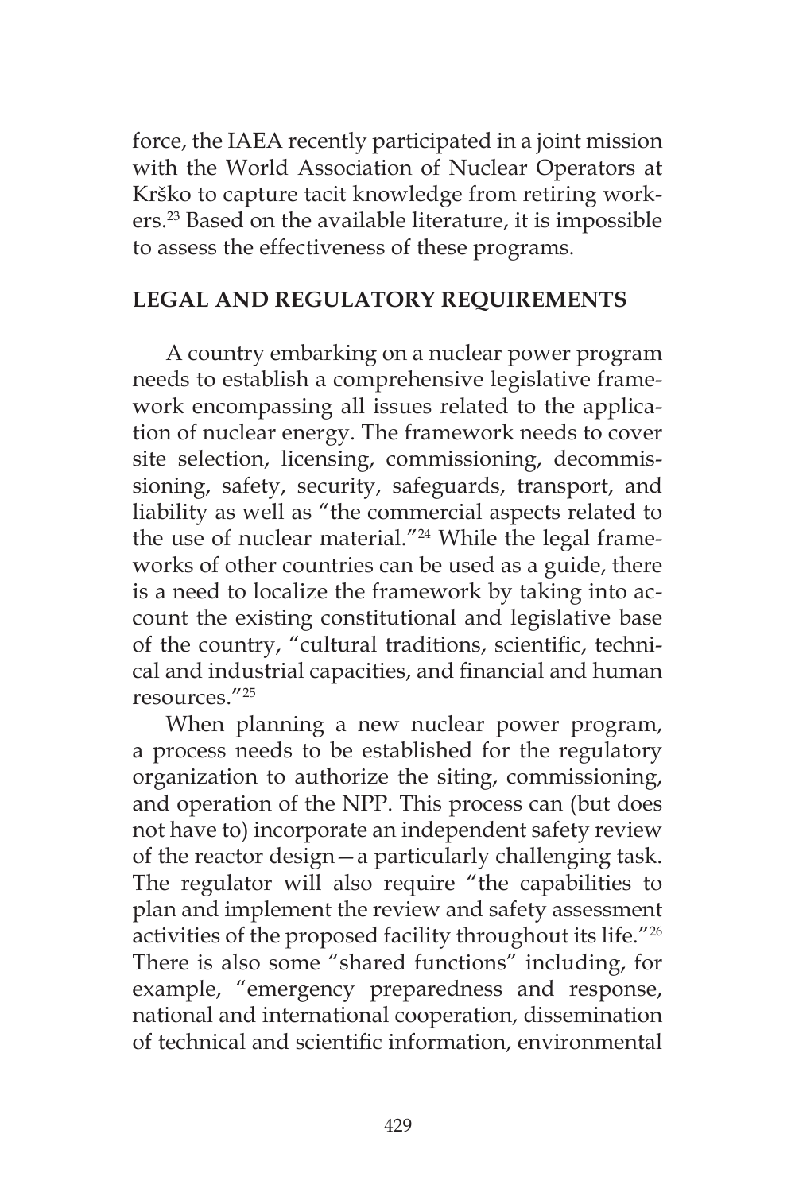force, the IAEA recently participated in a joint mission with the World Association of Nuclear Operators at Krško to capture tacit knowledge from retiring workers.[23] Based on the available literature, it is impossible to assess the effectiveness of these programs.

## LEGAL AND REGULATORY REQUIREMENTS

A country embarking on a nuclear power program needs to establish a comprehensive legislative framework encompassing all issues related to the application of nuclear energy. The framework needs to cover site selection, licensing, commissioning, decommissioning, safety, security, safeguards, transport, and liability as well as "the commercial aspects related to the use of nuclear material."[24] While the legal frameworks of other countries can be used as a guide, there is a need to localize the framework by taking into account the existing constitutional and legislative base of the country, "cultural traditions, scientific, technical and industrial capacities, and financial and human resources."[25]

When planning a new nuclear power program, a process needs to be established for the regulatory organization to authorize the siting, commissioning, and operation of the NPP. This process can (but does not have to) incorporate an independent safety review of the reactor design—a particularly challenging task. The regulator will also require "the capabilities to plan and implement the review and safety assessment activities of the proposed facility throughout its life."[26] There is also some "shared functions" including, for example, "emergency preparedness and response, national and international cooperation, dissemination of technical and scientific information, environmental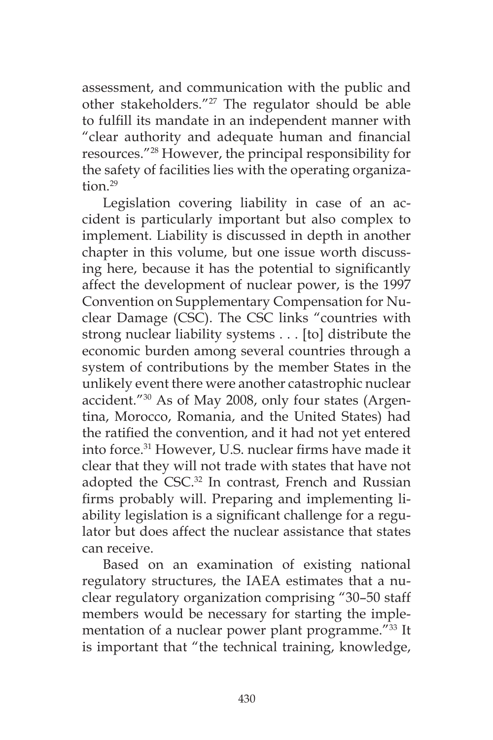assessment, and communication with the public and other stakeholders."[27] The regulator should be able to fulfill its mandate in an independent manner with "clear authority and adequate human and financial resources."[28] However, the principal responsibility for the safety of facilities lies with the operating organization.[29]

Legislation covering liability in case of an accident is particularly important but also complex to implement. Liability is discussed in depth in another chapter in this volume, but one issue worth discussing here, because it has the potential to significantly affect the development of nuclear power, is the 1997 Convention on Supplementary Compensation for Nuclear Damage (CSC). The CSC links "countries with strong nuclear liability systems . . . [to] distribute the economic burden among several countries through a system of contributions by the member States in the unlikely event there were another catastrophic nuclear accident."[30] As of May 2008, only four states (Argentina, Morocco, Romania, and the United States) had the ratified the convention, and it had not yet entered into force.[31] However, U.S. nuclear firms have made it clear that they will not trade with states that have not adopted the CSC.[32] In contrast, French and Russian firms probably will. Preparing and implementing liability legislation is a significant challenge for a regulator but does affect the nuclear assistance that states can receive.

Based on an examination of existing national regulatory structures, the IAEA estimates that a nuclear regulatory organization comprising "30–50 staff members would be necessary for starting the implementation of a nuclear power plant programme."[33] It is important that "the technical training, knowledge,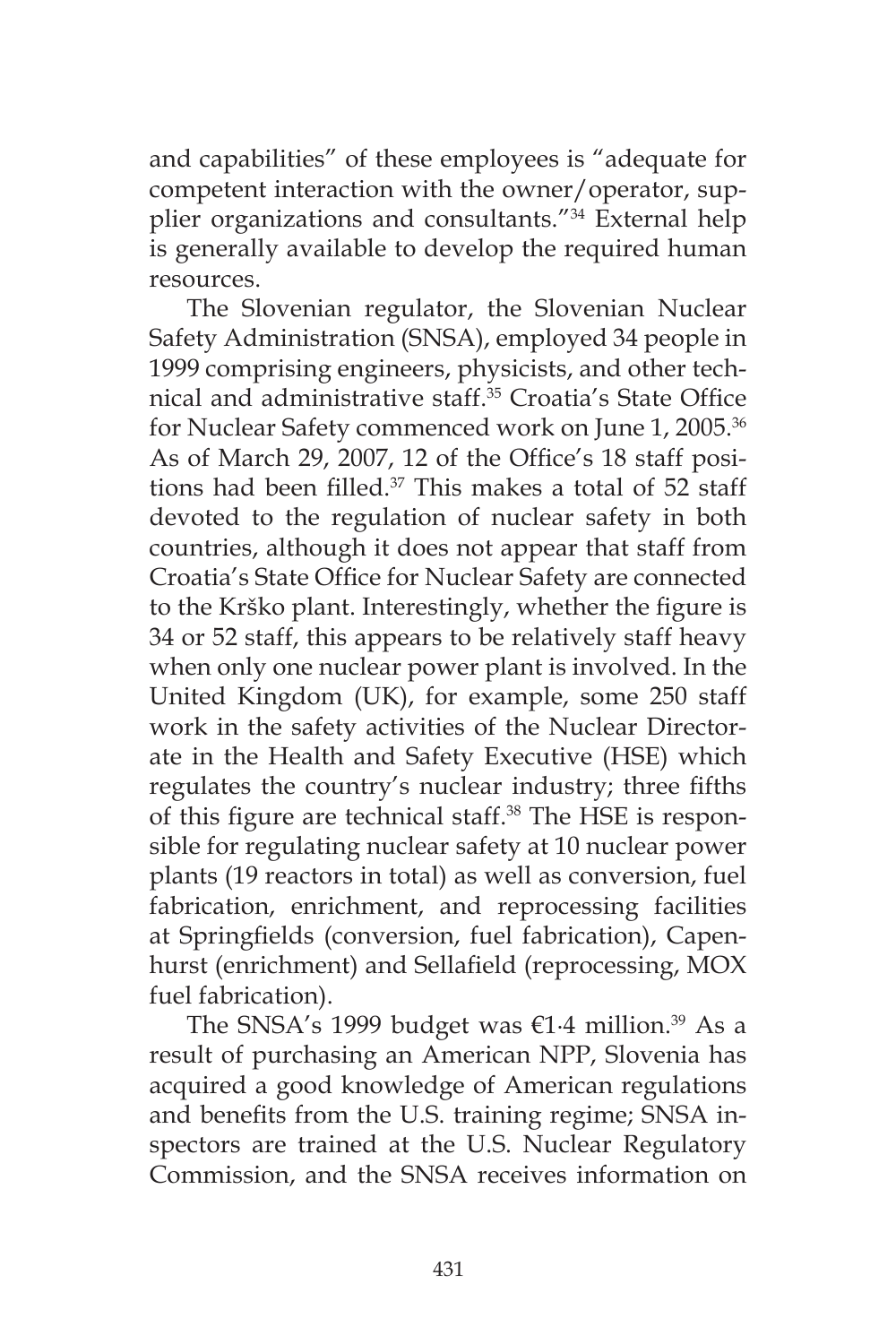and capabilities" of these employees is "adequate for competent interaction with the owner/operator, supplier organizations and consultants."[34] External help is generally available to develop the required human resources.

The Slovenian regulator, the Slovenian Nuclear Safety Administration (SNSA), employed 34 people in 1999 comprising engineers, physicists, and other technical and administrative staff.[35] Croatia's State Office for Nuclear Safety commenced work on June 1, 2005.[36] As of March 29, 2007, 12 of the Office's 18 staff positions had been filled.[37] This makes a total of 52 staff devoted to the regulation of nuclear safety in both countries, although it does not appear that staff from Croatia's State Office for Nuclear Safety are connected to the Krško plant. Interestingly, whether the figure is 34 or 52 staff, this appears to be relatively staff heavy when only one nuclear power plant is involved. In the United Kingdom (UK), for example, some 250 staff work in the safety activities of the Nuclear Directorate in the Health and Safety Executive (HSE) which regulates the country's nuclear industry; three fifths of this figure are technical staff.[38] The HSE is responsible for regulating nuclear safety at 10 nuclear power plants (19 reactors in total) as well as conversion, fuel fabrication, enrichment, and reprocessing facilities at Springfields (conversion, fuel fabrication), Capenhurst (enrichment) and Sellafield (reprocessing, MOX fuel fabrication).

The SNSA's 1999 budget was €1·4 million.[39] As a result of purchasing an American NPP, Slovenia has acquired a good knowledge of American regulations and benefits from the U.S. training regime; SNSA inspectors are trained at the U.S. Nuclear Regulatory Commission, and the SNSA receives information on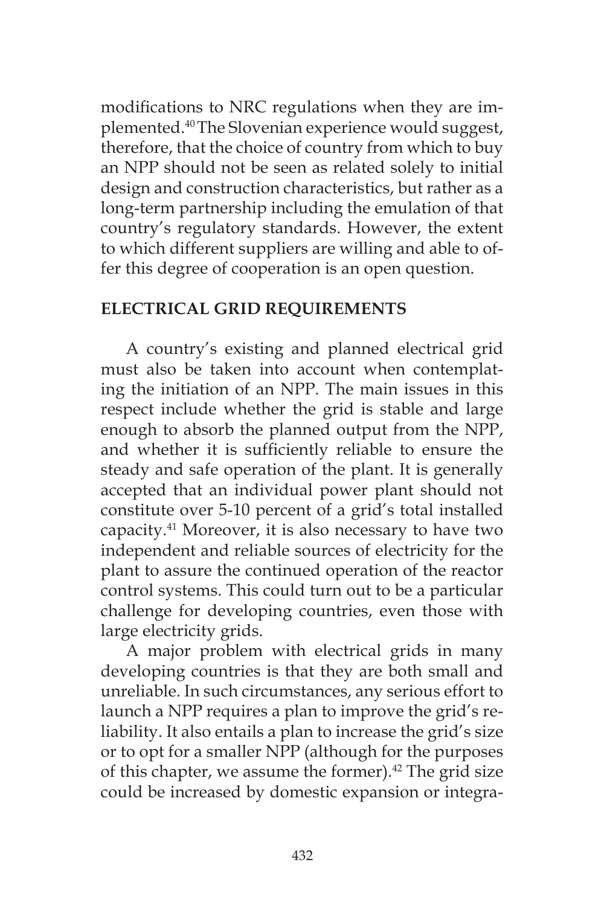modifications to NRC regulations when they are implemented.[40] The Slovenian experience would suggest, therefore, that the choice of country from which to buy an NPP should not be seen as related solely to initial design and construction characteristics, but rather as a long-term partnership including the emulation of that country's regulatory standards. However, the extent to which different suppliers are willing and able to offer this degree of cooperation is an open question.

## ELECTRICAL GRID REQUIREMENTS

A country's existing and planned electrical grid must also be taken into account when contemplating the initiation of an NPP. The main issues in this respect include whether the grid is stable and large enough to absorb the planned output from the NPP, and whether it is sufficiently reliable to ensure the steady and safe operation of the plant. It is generally accepted that an individual power plant should not constitute over 5-10 percent of a grid's total installed capacity.[41] Moreover, it is also necessary to have two independent and reliable sources of electricity for the plant to assure the continued operation of the reactor control systems. This could turn out to be a particular challenge for developing countries, even those with large electricity grids.

A major problem with electrical grids in many developing countries is that they are both small and unreliable. In such circumstances, any serious effort to launch a NPP requires a plan to improve the grid's reliability. It also entails a plan to increase the grid's size or to opt for a smaller NPP (although for the purposes of this chapter, we assume the former).[42] The grid size could be increased by domestic expansion or integra-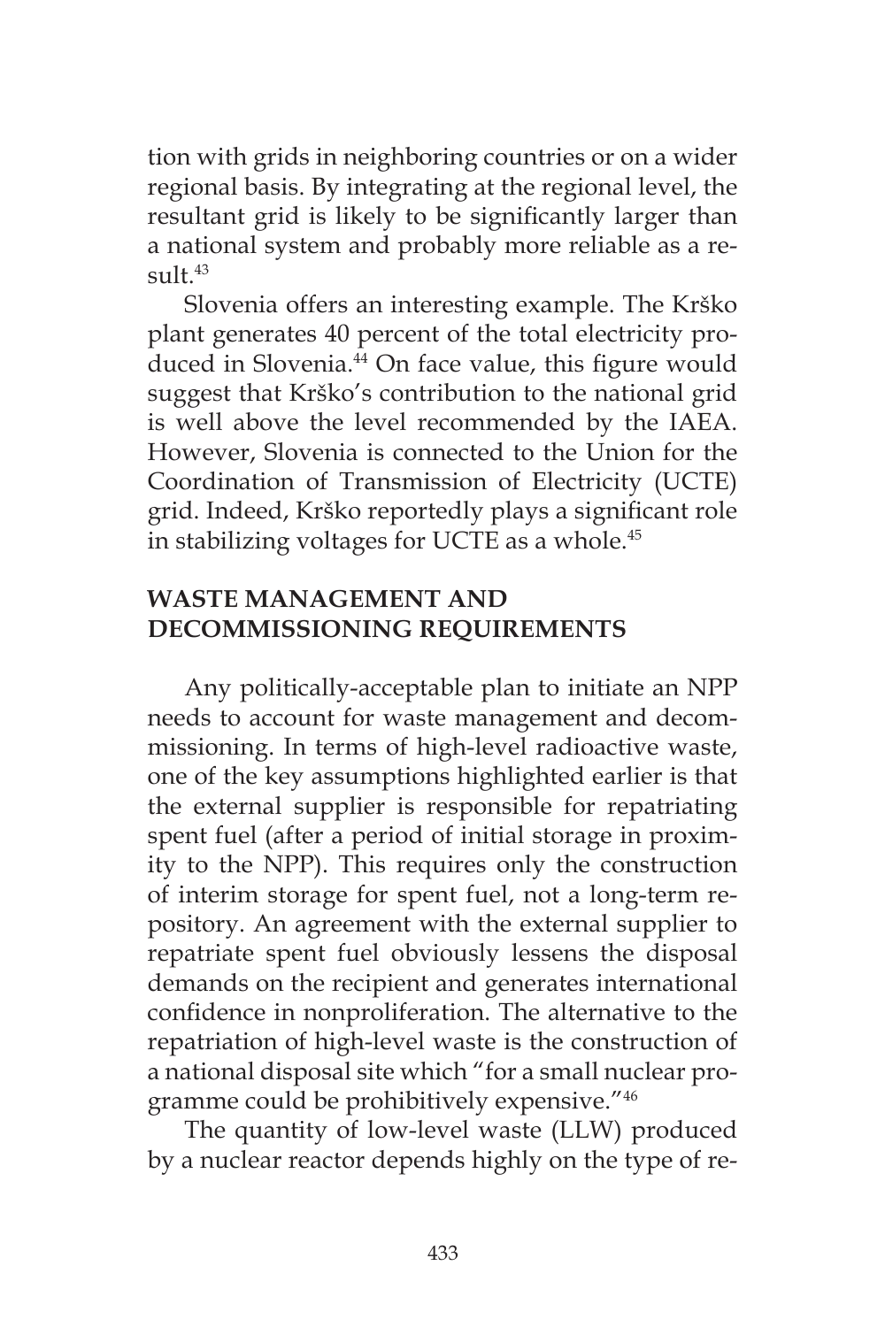tion with grids in neighboring countries or on a wider regional basis. By integrating at the regional level, the resultant grid is likely to be significantly larger than a national system and probably more reliable as a result.[43]

Slovenia offers an interesting example. The Krško plant generates 40 percent of the total electricity produced in Slovenia.[44] On face value, this figure would suggest that Krško's contribution to the national grid is well above the level recommended by the IAEA. However, Slovenia is connected to the Union for the Coordination of Transmission of Electricity (UCTE) grid. Indeed, Krško reportedly plays a significant role in stabilizing voltages for UCTE as a whole.[45]

## WASTE MANAGEMENT AND DECOMMISSIONING REQUIREMENTS

Any politically-acceptable plan to initiate an NPP needs to account for waste management and decommissioning. In terms of high-level radioactive waste, one of the key assumptions highlighted earlier is that the external supplier is responsible for repatriating spent fuel (after a period of initial storage in proximity to the NPP). This requires only the construction of interim storage for spent fuel, not a long-term repository. An agreement with the external supplier to repatriate spent fuel obviously lessens the disposal demands on the recipient and generates international confidence in nonproliferation. The alternative to the repatriation of high-level waste is the construction of a national disposal site which "for a small nuclear programme could be prohibitively expensive."[46]

The quantity of low-level waste (LLW) produced by a nuclear reactor depends highly on the type of re-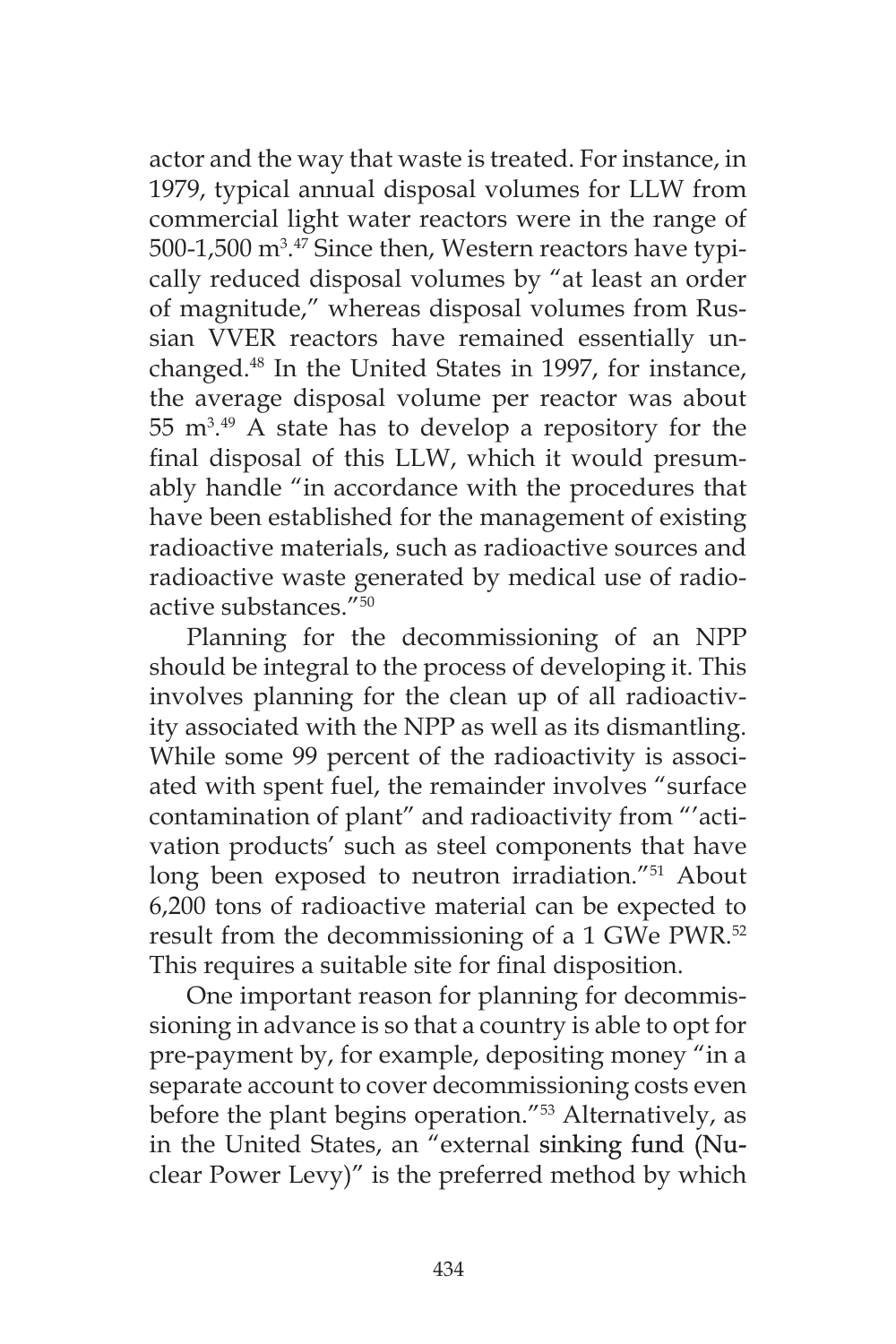actor and the way that waste is treated. For instance, in 1979, typical annual disposal volumes for LLW from commercial light water reactors were in the range of 500-1,500 $m^3$.[47] Since then, Western reactors have typically reduced disposal volumes by "at least an order of magnitude," whereas disposal volumes from Russian VVER reactors have remained essentially unchanged.[48] In the United States in 1997, for instance, the average disposal volume per reactor was about 55 $m^3$.[49] A state has to develop a repository for the final disposal of this LLW, which it would presumably handle "in accordance with the procedures that have been established for the management of existing radioactive materials, such as radioactive sources and radioactive waste generated by medical use of radioactive substances."[50]

Planning for the decommissioning of an NPP should be integral to the process of developing it. This involves planning for the clean up of all radioactivity associated with the NPP as well as its dismantling. While some 99 percent of the radioactivity is associated with spent fuel, the remainder involves "surface contamination of plant" and radioactivity from "'activation products' such as steel components that have long been exposed to neutron irradiation."[51] About 6,200 tons of radioactive material can be expected to result from the decommissioning of a 1 GWe PWR.[52] This requires a suitable site for final disposition.

One important reason for planning for decommissioning in advance is so that a country is able to opt for pre-payment by, for example, depositing money "in a separate account to cover decommissioning costs even before the plant begins operation."[53] Alternatively, as in the United States, an "external sinking fund (Nuclear Power Levy)" is the preferred method by which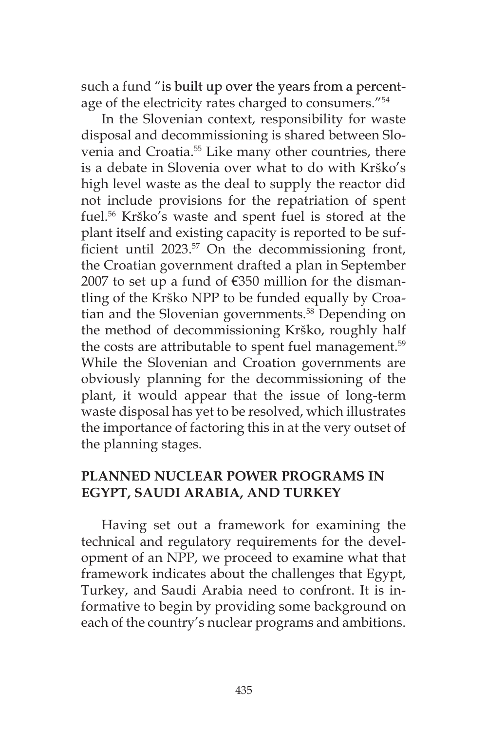such a fund "is built up over the years from a percentage of the electricity rates charged to consumers."[54]

In the Slovenian context, responsibility for waste disposal and decommissioning is shared between Slovenia and Croatia.[55] Like many other countries, there is a debate in Slovenia over what to do with Krško's high level waste as the deal to supply the reactor did not include provisions for the repatriation of spent fuel.[56] Krško's waste and spent fuel is stored at the plant itself and existing capacity is reported to be sufficient until 2023.[57] On the decommissioning front, the Croatian government drafted a plan in September 2007 to set up a fund of €350 million for the dismantling of the Krško NPP to be funded equally by Croatian and the Slovenian governments.[58] Depending on the method of decommissioning Krško, roughly half the costs are attributable to spent fuel management.[59] While the Slovenian and Croation governments are obviously planning for the decommissioning of the plant, it would appear that the issue of long-term waste disposal has yet to be resolved, which illustrates the importance of factoring this in at the very outset of the planning stages.

## PLANNED NUCLEAR POWER PROGRAMS IN EGYPT, SAUDI ARABIA, AND TURKEY

Having set out a framework for examining the technical and regulatory requirements for the development of an NPP, we proceed to examine what that framework indicates about the challenges that Egypt, Turkey, and Saudi Arabia need to confront. It is informative to begin by providing some background on each of the country's nuclear programs and ambitions.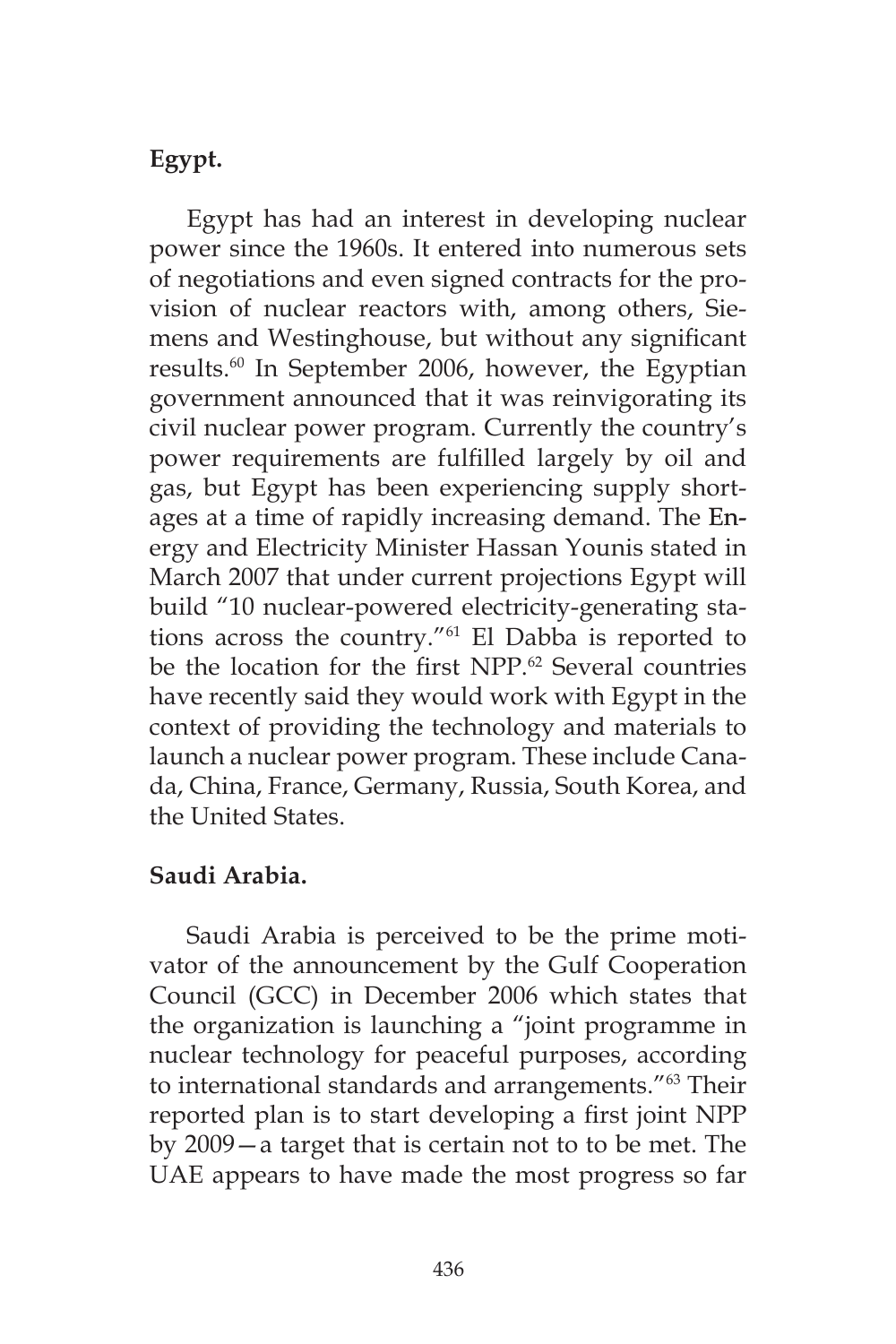**Egypt.**

Egypt has had an interest in developing nuclear power since the 1960s. It entered into numerous sets of negotiations and even signed contracts for the provision of nuclear reactors with, among others, Siemens and Westinghouse, but without any significant results.[60] In September 2006, however, the Egyptian government announced that it was reinvigorating its civil nuclear power program. Currently the country's power requirements are fulfilled largely by oil and gas, but Egypt has been experiencing supply shortages at a time of rapidly increasing demand. The Energy and Electricity Minister Hassan Younis stated in March 2007 that under current projections Egypt will build "10 nuclear-powered electricity-generating stations across the country."[61] El Dabba is reported to be the location for the first NPP.[62] Several countries have recently said they would work with Egypt in the context of providing the technology and materials to launch a nuclear power program. These include Canada, China, France, Germany, Russia, South Korea, and the United States.

**Saudi Arabia.**

Saudi Arabia is perceived to be the prime motivator of the announcement by the Gulf Cooperation Council (GCC) in December 2006 which states that the organization is launching a "joint programme in nuclear technology for peaceful purposes, according to international standards and arrangements."[63] Their reported plan is to start developing a first joint NPP by 2009—a target that is certain not to to be met. The UAE appears to have made the most progress so far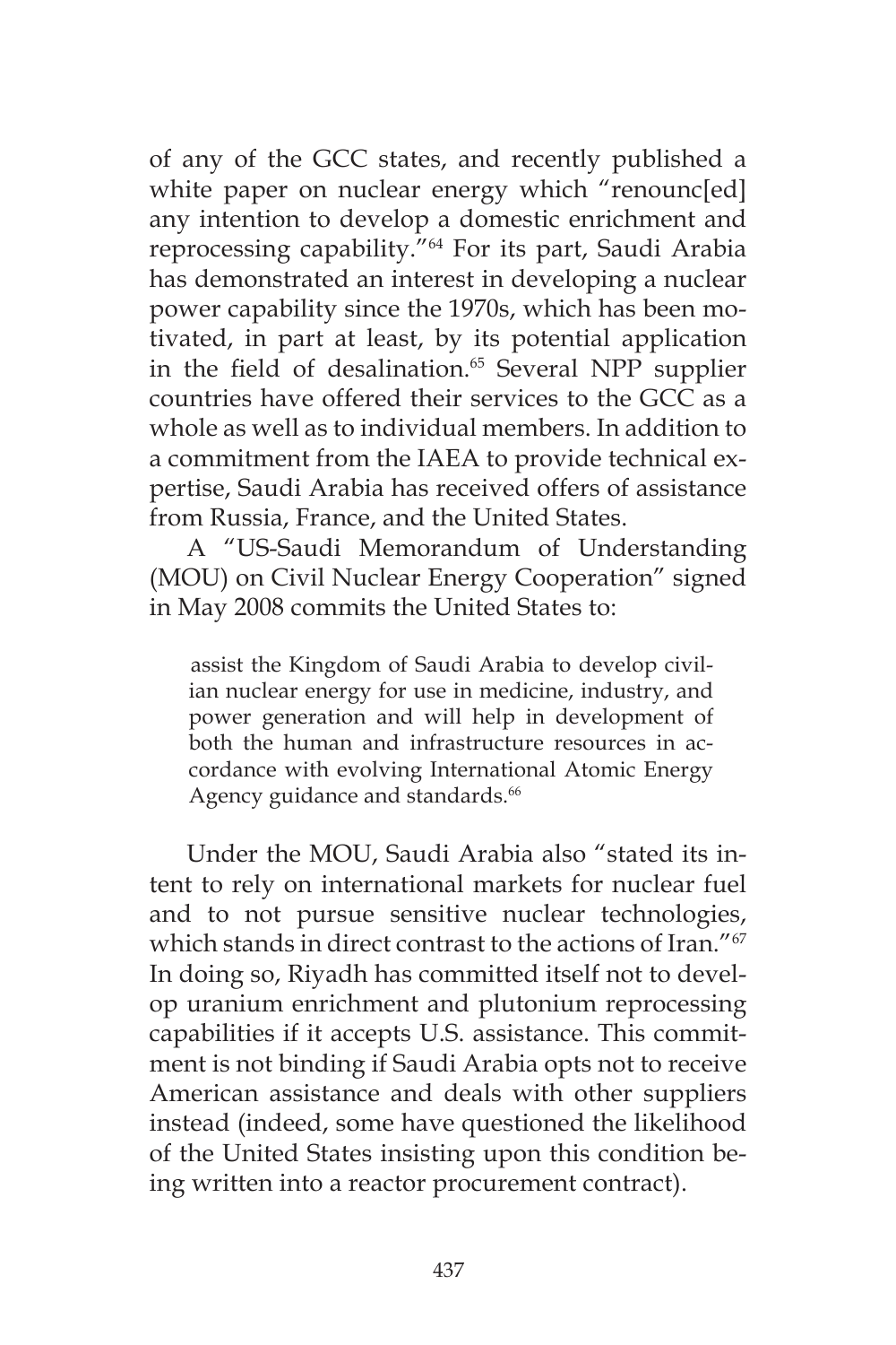of any of the GCC states, and recently published a white paper on nuclear energy which "renounc[ed] any intention to develop a domestic enrichment and reprocessing capability."[64] For its part, Saudi Arabia has demonstrated an interest in developing a nuclear power capability since the 1970s, which has been motivated, in part at least, by its potential application in the field of desalination.[65] Several NPP supplier countries have offered their services to the GCC as a whole as well as to individual members. In addition to a commitment from the IAEA to provide technical expertise, Saudi Arabia has received offers of assistance from Russia, France, and the United States.

A "US-Saudi Memorandum of Understanding (MOU) on Civil Nuclear Energy Cooperation" signed in May 2008 commits the United States to:

> assist the Kingdom of Saudi Arabia to develop civilian nuclear energy for use in medicine, industry, and power generation and will help in development of both the human and infrastructure resources in accordance with evolving International Atomic Energy Agency guidance and standards.[66]

Under the MOU, Saudi Arabia also "stated its intent to rely on international markets for nuclear fuel and to not pursue sensitive nuclear technologies, which stands in direct contrast to the actions of Iran."[67] In doing so, Riyadh has committed itself not to develop uranium enrichment and plutonium reprocessing capabilities if it accepts U.S. assistance. This commitment is not binding if Saudi Arabia opts not to receive American assistance and deals with other suppliers instead (indeed, some have questioned the likelihood of the United States insisting upon this condition being written into a reactor procurement contract).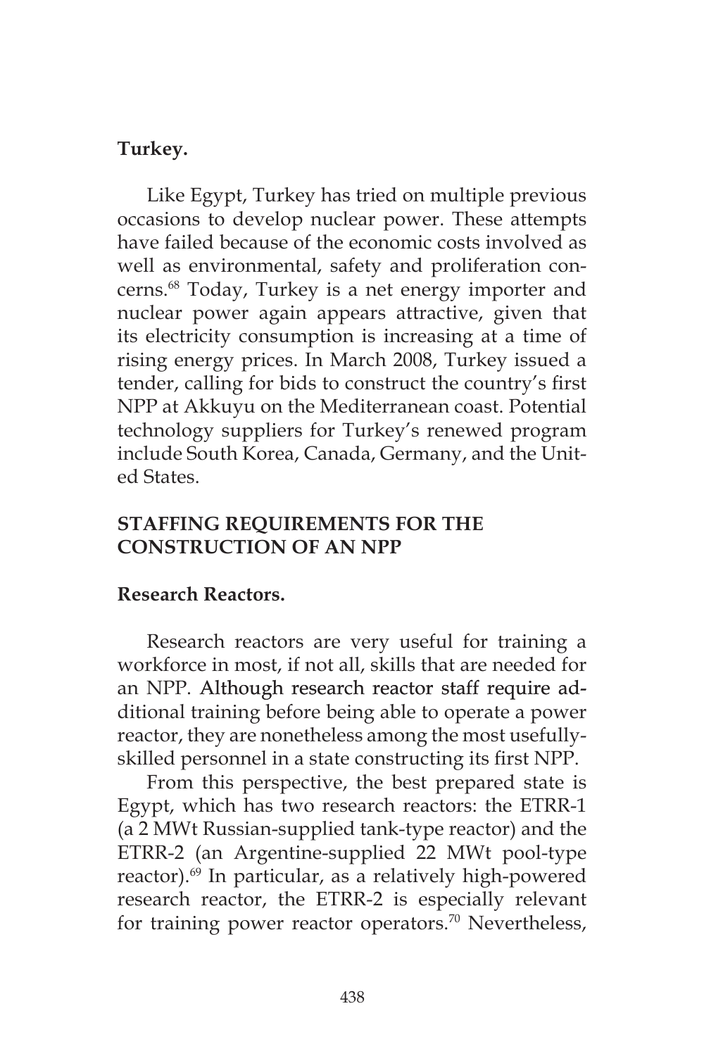**Turkey.**

Like Egypt, Turkey has tried on multiple previous occasions to develop nuclear power. These attempts have failed because of the economic costs involved as well as environmental, safety and proliferation concerns.[68] Today, Turkey is a net energy importer and nuclear power again appears attractive, given that its electricity consumption is increasing at a time of rising energy prices. In March 2008, Turkey issued a tender, calling for bids to construct the country's first NPP at Akkuyu on the Mediterranean coast. Potential technology suppliers for Turkey's renewed program include South Korea, Canada, Germany, and the United States.

## STAFFING REQUIREMENTS FOR THE CONSTRUCTION OF AN NPP

**Research Reactors.**

Research reactors are very useful for training a workforce in most, if not all, skills that are needed for an NPP. Although research reactor staff require additional training before being able to operate a power reactor, they are nonetheless among the most usefully-skilled personnel in a state constructing its first NPP.

From this perspective, the best prepared state is Egypt, which has two research reactors: the ETRR-1 (a 2 MWt Russian-supplied tank-type reactor) and the ETRR-2 (an Argentine-supplied 22 MWt pool-type reactor).[69] In particular, as a relatively high-powered research reactor, the ETRR-2 is especially relevant for training power reactor operators.[70] Nevertheless,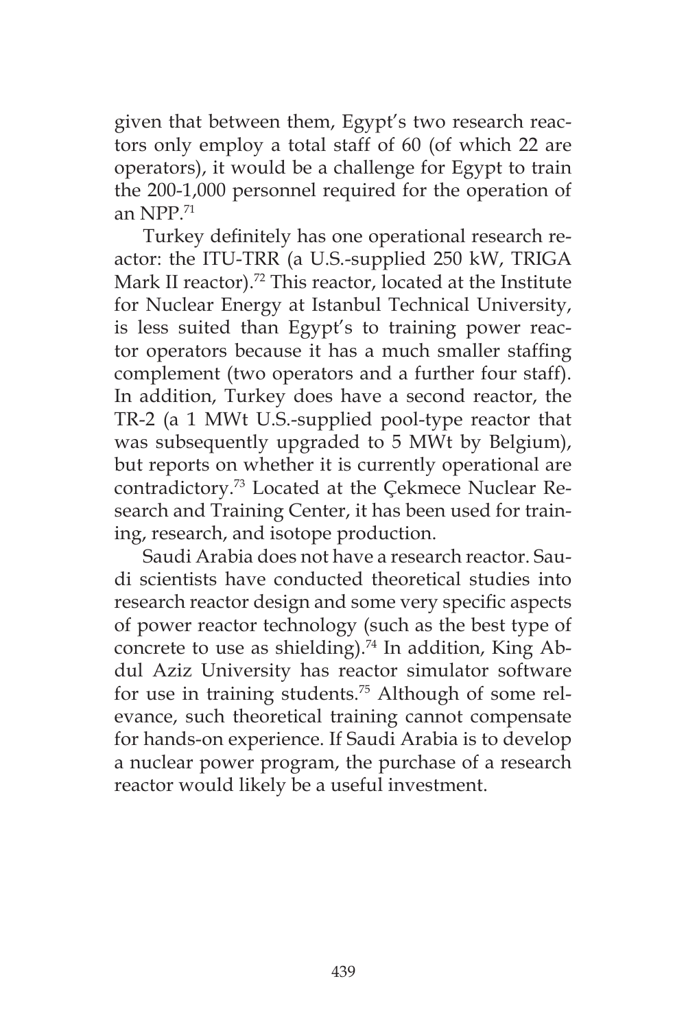given that between them, Egypt's two research reactors only employ a total staff of 60 (of which 22 are operators), it would be a challenge for Egypt to train the 200-1,000 personnel required for the operation of an NPP.[71]

Turkey definitely has one operational research reactor: the ITU-TRR (a U.S.-supplied 250 kW, TRIGA Mark II reactor).[72] This reactor, located at the Institute for Nuclear Energy at Istanbul Technical University, is less suited than Egypt's to training power reactor operators because it has a much smaller staffing complement (two operators and a further four staff). In addition, Turkey does have a second reactor, the TR-2 (a 1 MWt U.S.-supplied pool-type reactor that was subsequently upgraded to 5 MWt by Belgium), but reports on whether it is currently operational are contradictory.[73] Located at the Çekmece Nuclear Research and Training Center, it has been used for training, research, and isotope production.

Saudi Arabia does not have a research reactor. Saudi scientists have conducted theoretical studies into research reactor design and some very specific aspects of power reactor technology (such as the best type of concrete to use as shielding).[74] In addition, King Abdul Aziz University has reactor simulator software for use in training students.[75] Although of some relevance, such theoretical training cannot compensate for hands-on experience. If Saudi Arabia is to develop a nuclear power program, the purchase of a research reactor would likely be a useful investment.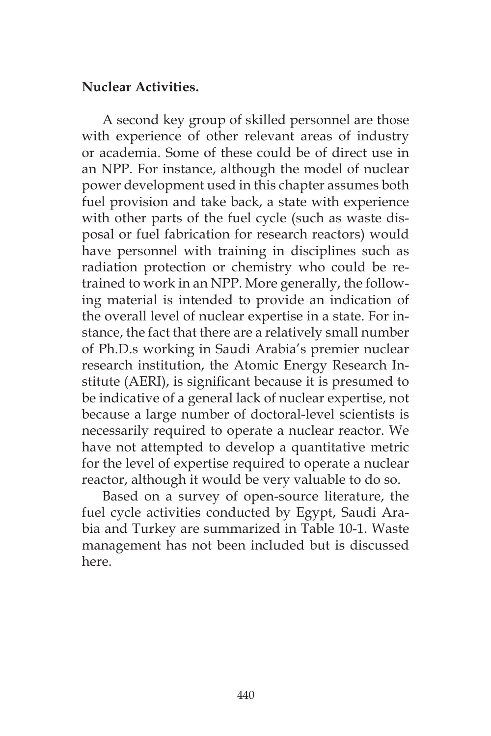**Nuclear Activities.**

A second key group of skilled personnel are those with experience of other relevant areas of industry or academia. Some of these could be of direct use in an NPP. For instance, although the model of nuclear power development used in this chapter assumes both fuel provision and take back, a state with experience with other parts of the fuel cycle (such as waste disposal or fuel fabrication for research reactors) would have personnel with training in disciplines such as radiation protection or chemistry who could be retrained to work in an NPP. More generally, the following material is intended to provide an indication of the overall level of nuclear expertise in a state. For instance, the fact that there are a relatively small number of Ph.D.s working in Saudi Arabia's premier nuclear research institution, the Atomic Energy Research Institute (AERI), is significant because it is presumed to be indicative of a general lack of nuclear expertise, not because a large number of doctoral-level scientists is necessarily required to operate a nuclear reactor. We have not attempted to develop a quantitative metric for the level of expertise required to operate a nuclear reactor, although it would be very valuable to do so.

Based on a survey of open-source literature, the fuel cycle activities conducted by Egypt, Saudi Arabia and Turkey are summarized in Table 10-1. Waste management has not been included but is discussed here.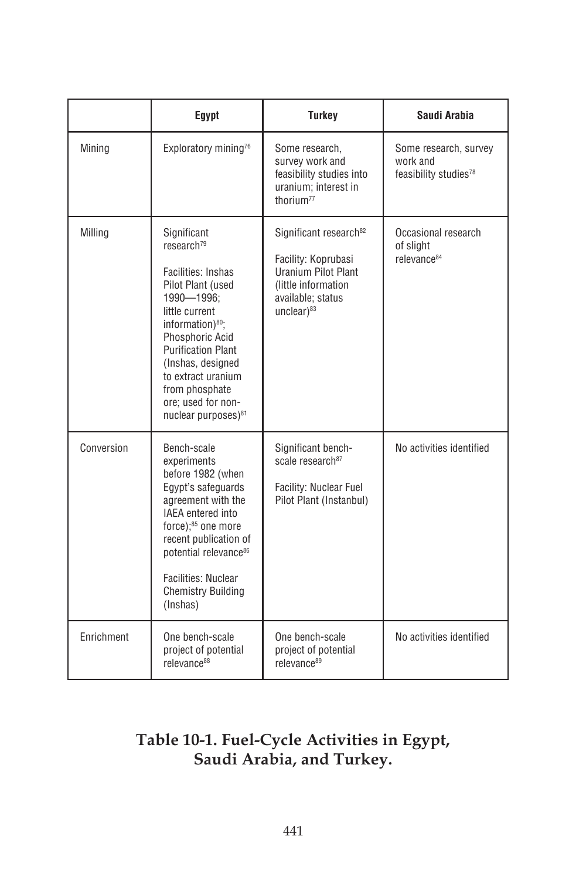| | Egypt | Turkey | Saudi Arabia |
|---|---|---|---|
| Mining | Exploratory mining[76] | Some research, survey work and feasibility studies into uranium; interest in thorium[77] | Some research, survey work and feasibility studies[78] |
| Milling | Significant research[79]<br><br>Facilities: Inshas Pilot Plant (used 1990—1996; little current information)[80]; Phosphoric Acid Purification Plant (Inshas, designed to extract uranium from phosphate ore; used for non-nuclear purposes)[81] | Significant research[82]<br><br>Facility: Koprubasi Uranium Pilot Plant (little information available; status unclear)[83] | Occasional research of slight relevance[84] |
| Conversion | Bench-scale experiments before 1982 (when Egypt's safeguards agreement with the IAEA entered into force);[85] one more recent publication of potential relevance[86]<br><br>Facilities: Nuclear Chemistry Building (Inshas) | Significant bench-scale research[87]<br><br>Facility: Nuclear Fuel Pilot Plant (Instanbul) | No activities identified |
| Enrichment | One bench-scale project of potential relevance[88] | One bench-scale project of potential relevance[89] | No activities identified |

**Table 10-1. Fuel-Cycle Activities in Egypt, Saudi Arabia, and Turkey.**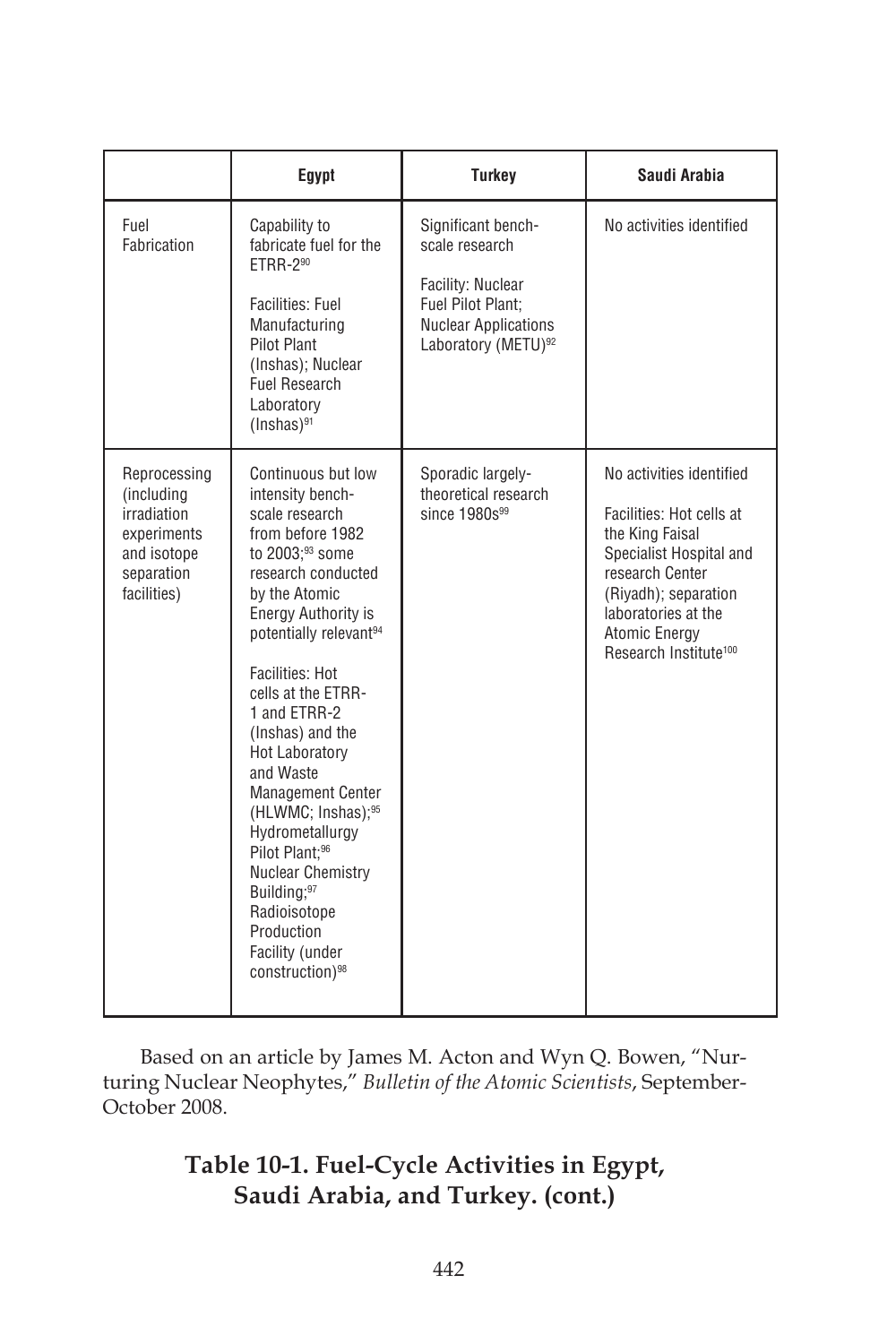| | Egypt | Turkey | Saudi Arabia |
|---|---|---|---|
| Fuel Fabrication | Capability to fabricate fuel for the ETRR-2[90]<br><br>Facilities: Fuel Manufacturing Pilot Plant (Inshas); Nuclear Fuel Research Laboratory (Inshas)[91] | Significant bench-scale research<br><br>Facility: Nuclear Fuel Pilot Plant; Nuclear Applications Laboratory (METU)[92] | No activities identified |
| Reprocessing (including irradiation experiments and isotope separation facilities) | Continuous but low intensity bench-scale research from before 1982 to 2003;[93] some research conducted by the Atomic Energy Authority is potentially relevant[94]<br><br>Facilities: Hot cells at the ETRR-1 and ETRR-2 (Inshas) and the Hot Laboratory and Waste Management Center (HLWMC; Inshas);[95] Hydrometallurgy Pilot Plant;[96] Nuclear Chemistry Building;[97] Radioisotope Production Facility (under construction)[98] | Sporadic largely-theoretical research since 1980s[99] | No activities identified<br><br>Facilities: Hot cells at the King Faisal Specialist Hospital and research Center (Riyadh); separation laboratories at the Atomic Energy Research Institute[100] |

Based on an article by James M. Acton and Wyn Q. Bowen, "Nurturing Nuclear Neophytes," *Bulletin of the Atomic Scientists*, September-October 2008.

**Table 10-1. Fuel-Cycle Activities in Egypt, Saudi Arabia, and Turkey. (cont.)**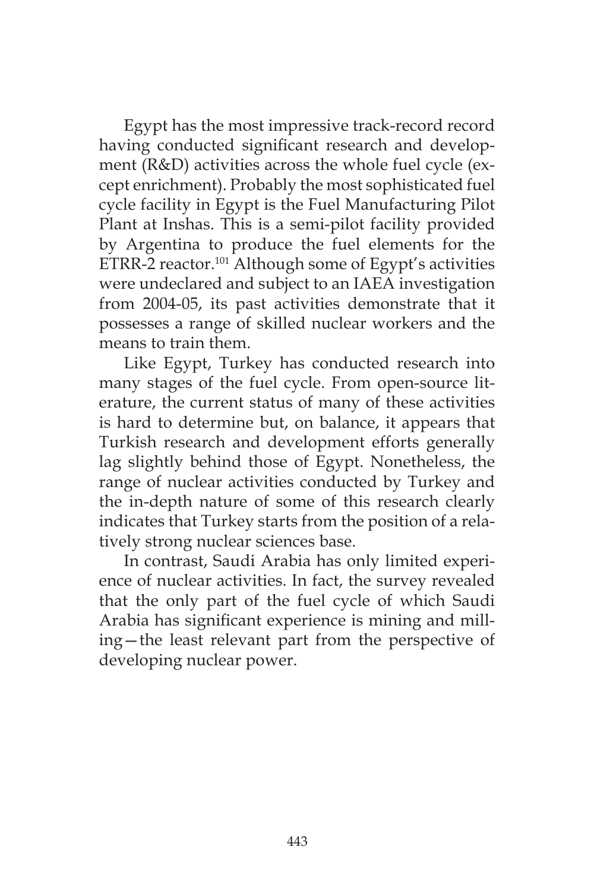Egypt has the most impressive track-record record having conducted significant research and development (R&D) activities across the whole fuel cycle (except enrichment). Probably the most sophisticated fuel cycle facility in Egypt is the Fuel Manufacturing Pilot Plant at Inshas. This is a semi-pilot facility provided by Argentina to produce the fuel elements for the ETRR-2 reactor.[101] Although some of Egypt's activities were undeclared and subject to an IAEA investigation from 2004-05, its past activities demonstrate that it possesses a range of skilled nuclear workers and the means to train them.

Like Egypt, Turkey has conducted research into many stages of the fuel cycle. From open-source literature, the current status of many of these activities is hard to determine but, on balance, it appears that Turkish research and development efforts generally lag slightly behind those of Egypt. Nonetheless, the range of nuclear activities conducted by Turkey and the in-depth nature of some of this research clearly indicates that Turkey starts from the position of a relatively strong nuclear sciences base.

In contrast, Saudi Arabia has only limited experience of nuclear activities. In fact, the survey revealed that the only part of the fuel cycle of which Saudi Arabia has significant experience is mining and milling—the least relevant part from the perspective of developing nuclear power.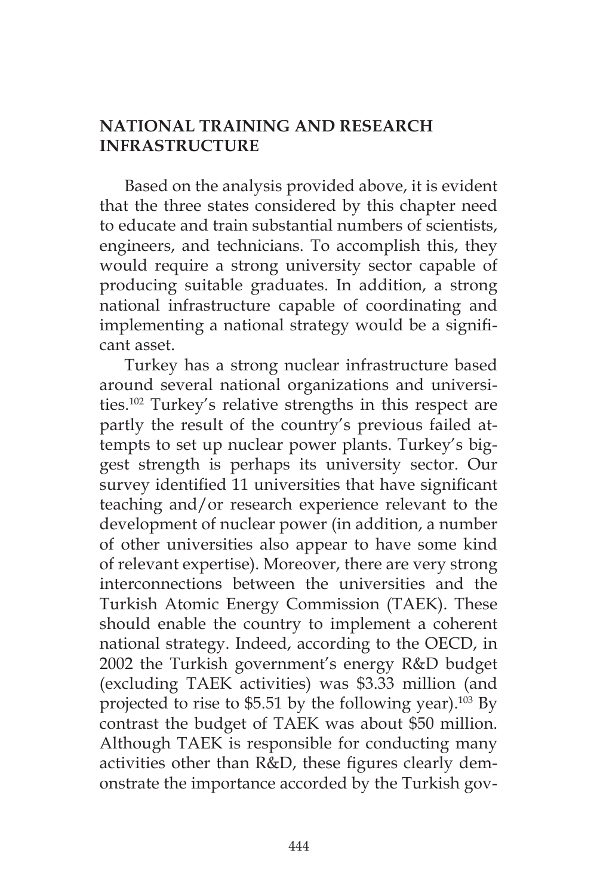## NATIONAL TRAINING AND RESEARCH INFRASTRUCTURE

Based on the analysis provided above, it is evident that the three states considered by this chapter need to educate and train substantial numbers of scientists, engineers, and technicians. To accomplish this, they would require a strong university sector capable of producing suitable graduates. In addition, a strong national infrastructure capable of coordinating and implementing a national strategy would be a significant asset.

Turkey has a strong nuclear infrastructure based around several national organizations and universities.[102] Turkey's relative strengths in this respect are partly the result of the country's previous failed attempts to set up nuclear power plants. Turkey's biggest strength is perhaps its university sector. Our survey identified 11 universities that have significant teaching and/or research experience relevant to the development of nuclear power (in addition, a number of other universities also appear to have some kind of relevant expertise). Moreover, there are very strong interconnections between the universities and the Turkish Atomic Energy Commission (TAEK). These should enable the country to implement a coherent national strategy. Indeed, according to the OECD, in 2002 the Turkish government's energy R&D budget (excluding TAEK activities) was $3.33 million (and projected to rise to $5.51 by the following year).[103] By contrast the budget of TAEK was about $50 million. Although TAEK is responsible for conducting many activities other than R&D, these figures clearly demonstrate the importance accorded by the Turkish gov-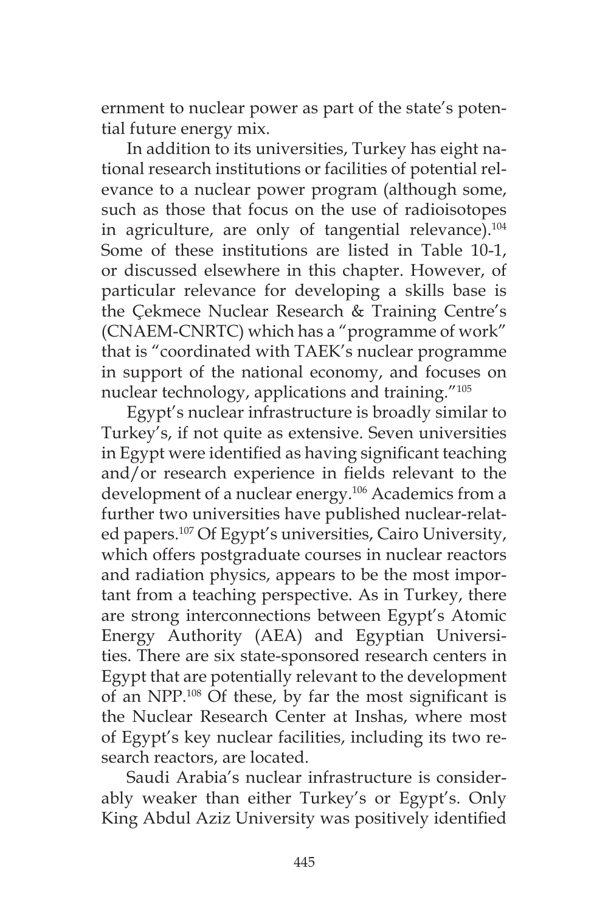ernment to nuclear power as part of the state's potential future energy mix.

In addition to its universities, Turkey has eight national research institutions or facilities of potential relevance to a nuclear power program (although some, such as those that focus on the use of radioisotopes in agriculture, are only of tangential relevance).[104] Some of these institutions are listed in Table 10-1, or discussed elsewhere in this chapter. However, of particular relevance for developing a skills base is the Çekmece Nuclear Research & Training Centre's (CNAEM-CNRTC) which has a "programme of work" that is "coordinated with TAEK's nuclear programme in support of the national economy, and focuses on nuclear technology, applications and training."[105]

Egypt's nuclear infrastructure is broadly similar to Turkey's, if not quite as extensive. Seven universities in Egypt were identified as having significant teaching and/or research experience in fields relevant to the development of a nuclear energy.[106] Academics from a further two universities have published nuclear-related papers.[107] Of Egypt's universities, Cairo University, which offers postgraduate courses in nuclear reactors and radiation physics, appears to be the most important from a teaching perspective. As in Turkey, there are strong interconnections between Egypt's Atomic Energy Authority (AEA) and Egyptian Universities. There are six state-sponsored research centers in Egypt that are potentially relevant to the development of an NPP.[108] Of these, by far the most significant is the Nuclear Research Center at Inshas, where most of Egypt's key nuclear facilities, including its two research reactors, are located.

Saudi Arabia's nuclear infrastructure is considerably weaker than either Turkey's or Egypt's. Only King Abdul Aziz University was positively identified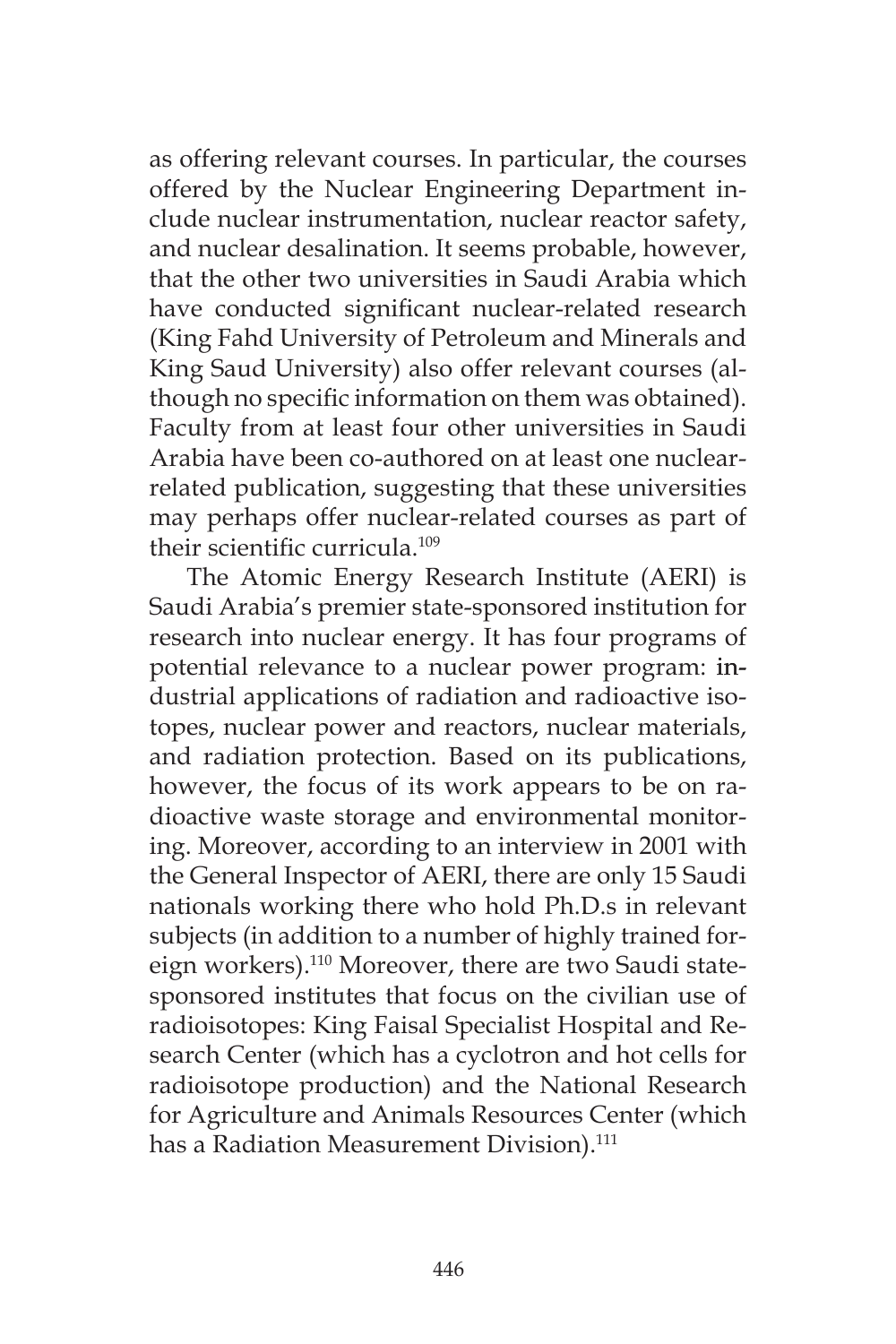as offering relevant courses. In particular, the courses offered by the Nuclear Engineering Department include nuclear instrumentation, nuclear reactor safety, and nuclear desalination. It seems probable, however, that the other two universities in Saudi Arabia which have conducted significant nuclear-related research (King Fahd University of Petroleum and Minerals and King Saud University) also offer relevant courses (although no specific information on them was obtained). Faculty from at least four other universities in Saudi Arabia have been co-authored on at least one nuclear-related publication, suggesting that these universities may perhaps offer nuclear-related courses as part of their scientific curricula.[109]

The Atomic Energy Research Institute (AERI) is Saudi Arabia's premier state-sponsored institution for research into nuclear energy. It has four programs of potential relevance to a nuclear power program: industrial applications of radiation and radioactive isotopes, nuclear power and reactors, nuclear materials, and radiation protection. Based on its publications, however, the focus of its work appears to be on radioactive waste storage and environmental monitoring. Moreover, according to an interview in 2001 with the General Inspector of AERI, there are only 15 Saudi nationals working there who hold Ph.D.s in relevant subjects (in addition to a number of highly trained foreign workers).[110] Moreover, there are two Saudi state-sponsored institutes that focus on the civilian use of radioisotopes: King Faisal Specialist Hospital and Research Center (which has a cyclotron and hot cells for radioisotope production) and the National Research for Agriculture and Animals Resources Center (which has a Radiation Measurement Division).[111]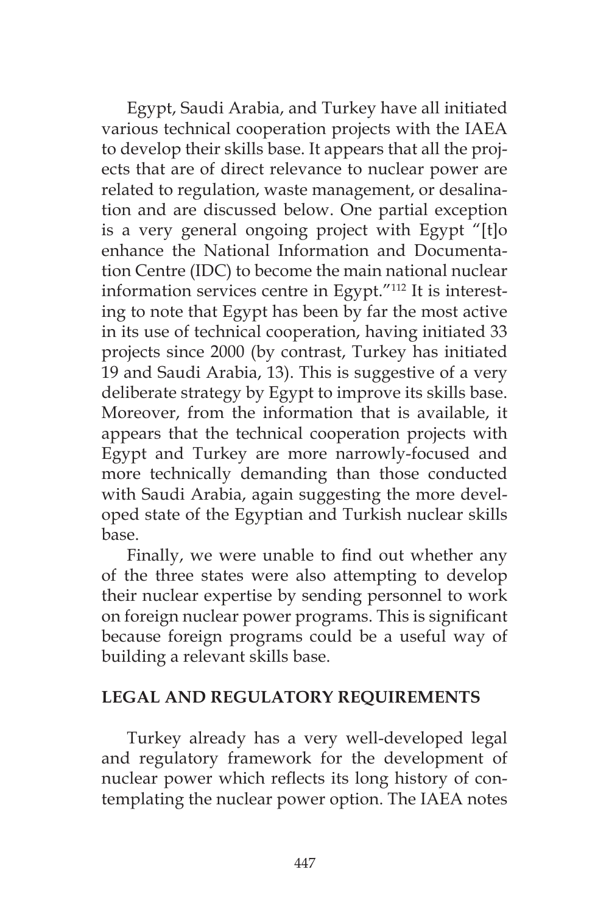Egypt, Saudi Arabia, and Turkey have all initiated various technical cooperation projects with the IAEA to develop their skills base. It appears that all the projects that are of direct relevance to nuclear power are related to regulation, waste management, or desalination and are discussed below. One partial exception is a very general ongoing project with Egypt "[t]o enhance the National Information and Documentation Centre (IDC) to become the main national nuclear information services centre in Egypt."[112] It is interesting to note that Egypt has been by far the most active in its use of technical cooperation, having initiated 33 projects since 2000 (by contrast, Turkey has initiated 19 and Saudi Arabia, 13). This is suggestive of a very deliberate strategy by Egypt to improve its skills base. Moreover, from the information that is available, it appears that the technical cooperation projects with Egypt and Turkey are more narrowly-focused and more technically demanding than those conducted with Saudi Arabia, again suggesting the more developed state of the Egyptian and Turkish nuclear skills base.

Finally, we were unable to find out whether any of the three states were also attempting to develop their nuclear expertise by sending personnel to work on foreign nuclear power programs. This is significant because foreign programs could be a useful way of building a relevant skills base.

## LEGAL AND REGULATORY REQUIREMENTS

Turkey already has a very well-developed legal and regulatory framework for the development of nuclear power which reflects its long history of contemplating the nuclear power option. The IAEA notes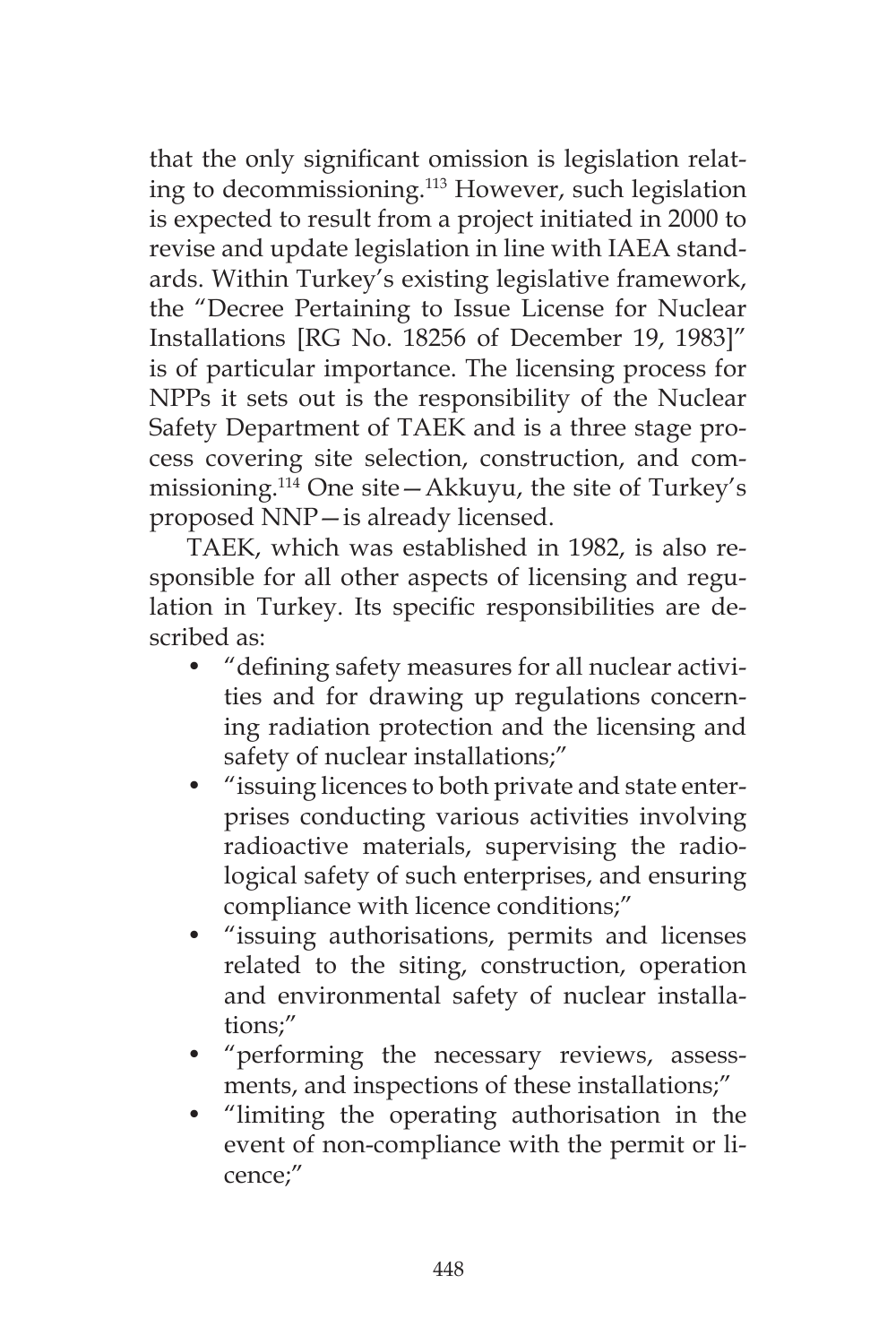that the only significant omission is legislation relating to decommissioning.[113] However, such legislation is expected to result from a project initiated in 2000 to revise and update legislation in line with IAEA standards. Within Turkey's existing legislative framework, the "Decree Pertaining to Issue License for Nuclear Installations [RG No. 18256 of December 19, 1983]" is of particular importance. The licensing process for NPPs it sets out is the responsibility of the Nuclear Safety Department of TAEK and is a three stage process covering site selection, construction, and commissioning.[114] One site—Akkuyu, the site of Turkey's proposed NNP—is already licensed.

TAEK, which was established in 1982, is also responsible for all other aspects of licensing and regulation in Turkey. Its specific responsibilities are described as:

- "defining safety measures for all nuclear activities and for drawing up regulations concerning radiation protection and the licensing and safety of nuclear installations;"
- "issuing licences to both private and state enterprises conducting various activities involving radioactive materials, supervising the radiological safety of such enterprises, and ensuring compliance with licence conditions;"
- "issuing authorisations, permits and licenses related to the siting, construction, operation and environmental safety of nuclear installations;"
- "performing the necessary reviews, assessments, and inspections of these installations;"
- "limiting the operating authorisation in the event of non-compliance with the permit or licence;"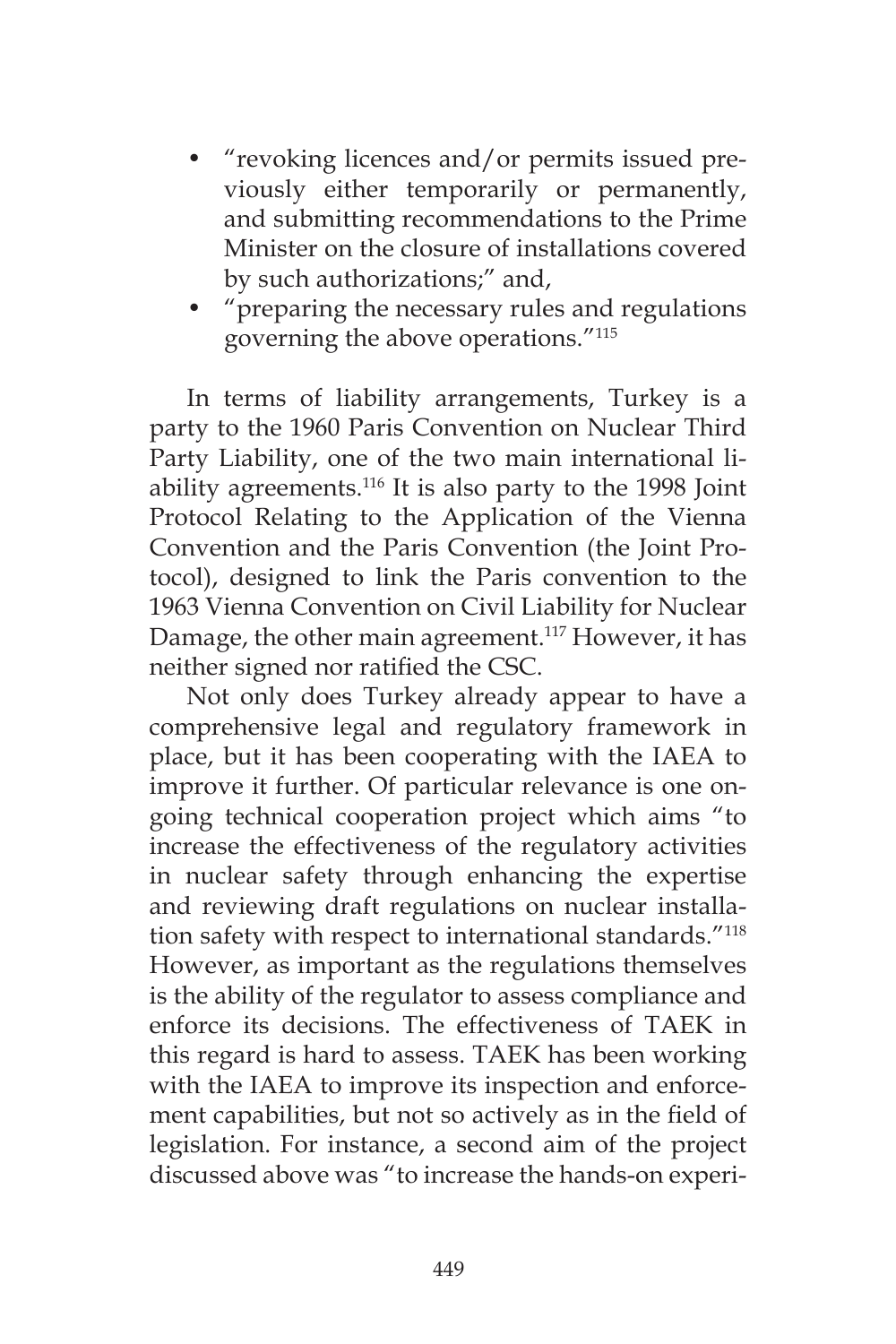- "revoking licences and/or permits issued previously either temporarily or permanently, and submitting recommendations to the Prime Minister on the closure of installations covered by such authorizations;" and,
- "preparing the necessary rules and regulations governing the above operations."[115]

In terms of liability arrangements, Turkey is a party to the 1960 Paris Convention on Nuclear Third Party Liability, one of the two main international liability agreements.[116] It is also party to the 1998 Joint Protocol Relating to the Application of the Vienna Convention and the Paris Convention (the Joint Protocol), designed to link the Paris convention to the 1963 Vienna Convention on Civil Liability for Nuclear Damage, the other main agreement.[117] However, it has neither signed nor ratified the CSC.

Not only does Turkey already appear to have a comprehensive legal and regulatory framework in place, but it has been cooperating with the IAEA to improve it further. Of particular relevance is one ongoing technical cooperation project which aims "to increase the effectiveness of the regulatory activities in nuclear safety through enhancing the expertise and reviewing draft regulations on nuclear installation safety with respect to international standards."[118] However, as important as the regulations themselves is the ability of the regulator to assess compliance and enforce its decisions. The effectiveness of TAEK in this regard is hard to assess. TAEK has been working with the IAEA to improve its inspection and enforcement capabilities, but not so actively as in the field of legislation. For instance, a second aim of the project discussed above was "to increase the hands-on experi-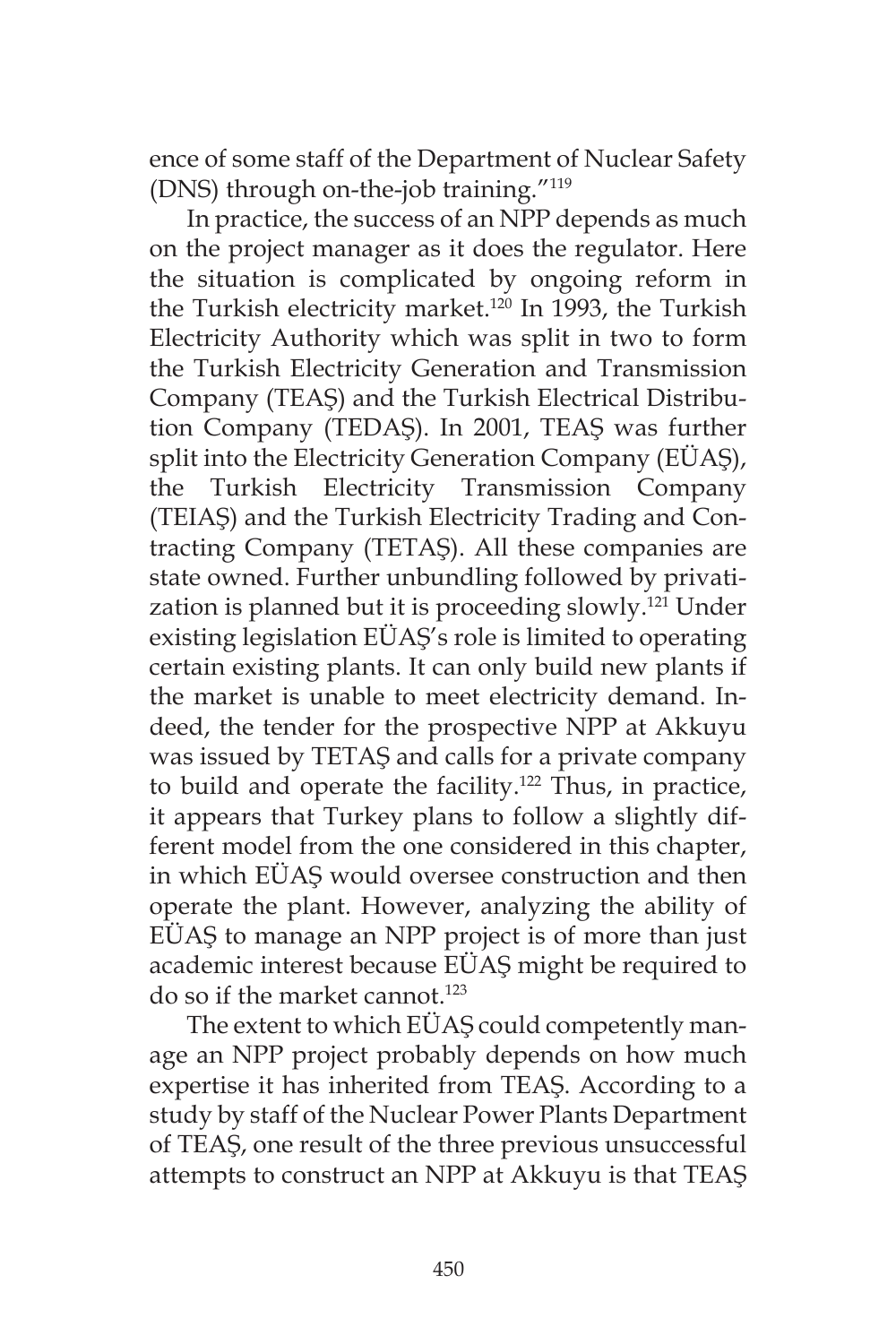ence of some staff of the Department of Nuclear Safety (DNS) through on-the-job training."[119]

In practice, the success of an NPP depends as much on the project manager as it does the regulator. Here the situation is complicated by ongoing reform in the Turkish electricity market.[120] In 1993, the Turkish Electricity Authority which was split in two to form the Turkish Electricity Generation and Transmission Company (TEAŞ) and the Turkish Electrical Distribution Company (TEDAŞ). In 2001, TEAŞ was further split into the Electricity Generation Company (EÜAŞ), the Turkish Electricity Transmission Company (TEIAŞ) and the Turkish Electricity Trading and Contracting Company (TETAŞ). All these companies are state owned. Further unbundling followed by privatization is planned but it is proceeding slowly.[121] Under existing legislation EÜAŞ's role is limited to operating certain existing plants. It can only build new plants if the market is unable to meet electricity demand. Indeed, the tender for the prospective NPP at Akkuyu was issued by TETAŞ and calls for a private company to build and operate the facility.[122] Thus, in practice, it appears that Turkey plans to follow a slightly different model from the one considered in this chapter, in which EÜAŞ would oversee construction and then operate the plant. However, analyzing the ability of EÜAŞ to manage an NPP project is of more than just academic interest because EÜAŞ might be required to do so if the market cannot.[123]

The extent to which EÜAŞ could competently manage an NPP project probably depends on how much expertise it has inherited from TEAŞ. According to a study by staff of the Nuclear Power Plants Department of TEAŞ, one result of the three previous unsuccessful attempts to construct an NPP at Akkuyu is that TEAŞ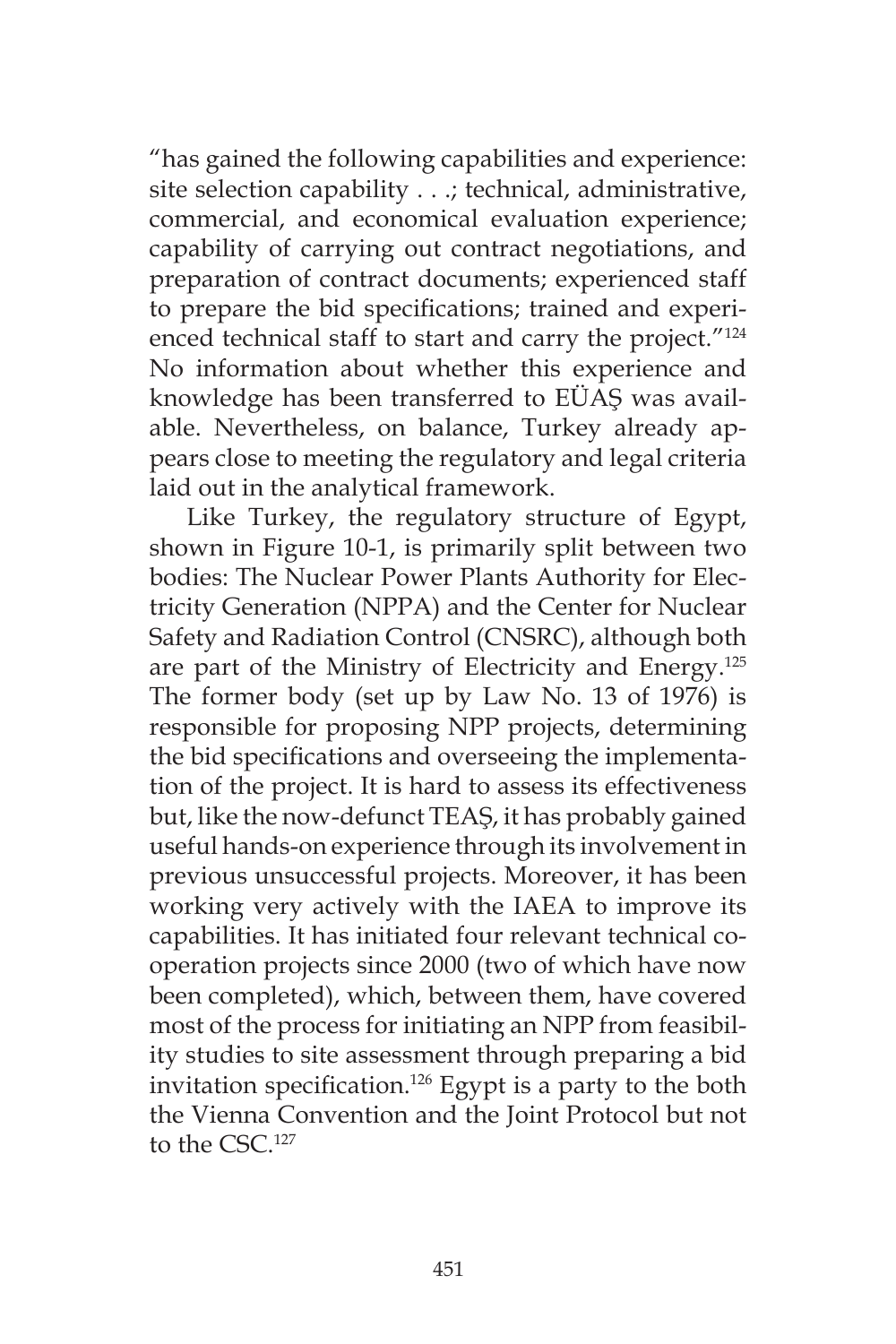"has gained the following capabilities and experience: site selection capability . . .; technical, administrative, commercial, and economical evaluation experience; capability of carrying out contract negotiations, and preparation of contract documents; experienced staff to prepare the bid specifications; trained and experienced technical staff to start and carry the project."[124] No information about whether this experience and knowledge has been transferred to EÜAŞ was available. Nevertheless, on balance, Turkey already appears close to meeting the regulatory and legal criteria laid out in the analytical framework.

Like Turkey, the regulatory structure of Egypt, shown in Figure 10-1, is primarily split between two bodies: The Nuclear Power Plants Authority for Electricity Generation (NPPA) and the Center for Nuclear Safety and Radiation Control (CNSRC), although both are part of the Ministry of Electricity and Energy.[125] The former body (set up by Law No. 13 of 1976) is responsible for proposing NPP projects, determining the bid specifications and overseeing the implementation of the project. It is hard to assess its effectiveness but, like the now-defunct TEAŞ, it has probably gained useful hands-on experience through its involvement in previous unsuccessful projects. Moreover, it has been working very actively with the IAEA to improve its capabilities. It has initiated four relevant technical cooperation projects since 2000 (two of which have now been completed), which, between them, have covered most of the process for initiating an NPP from feasibility studies to site assessment through preparing a bid invitation specification.[126] Egypt is a party to the both the Vienna Convention and the Joint Protocol but not to the CSC.[127]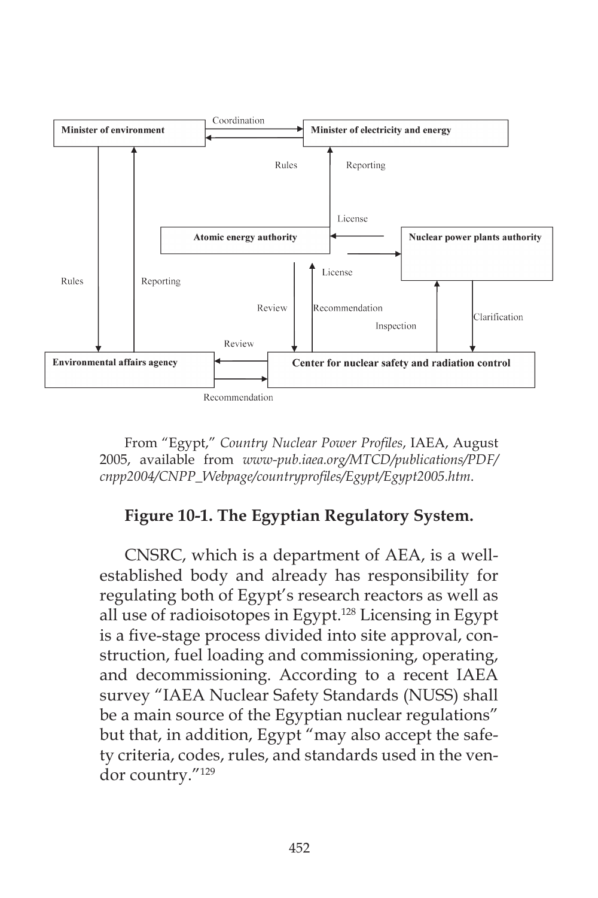From "Egypt," *Country Nuclear Power Profiles*, IAEA, August 2005, available from *www-pub.iaea.org/MTCD/publications/PDF/cnpp2004/CNPP_Webpage/countryprofiles/Egypt/Egypt2005.htm*.

**Figure 10-1. The Egyptian Regulatory System.**

CNSRC, which is a department of AEA, is a well-established body and already has responsibility for regulating both of Egypt's research reactors as well as all use of radioisotopes in Egypt.[128] Licensing in Egypt is a five-stage process divided into site approval, construction, fuel loading and commissioning, operating, and decommissioning. According to a recent IAEA survey "IAEA Nuclear Safety Standards (NUSS) shall be a main source of the Egyptian nuclear regulations" but that, in addition, Egypt "may also accept the safety criteria, codes, rules, and standards used in the vendor country."[129]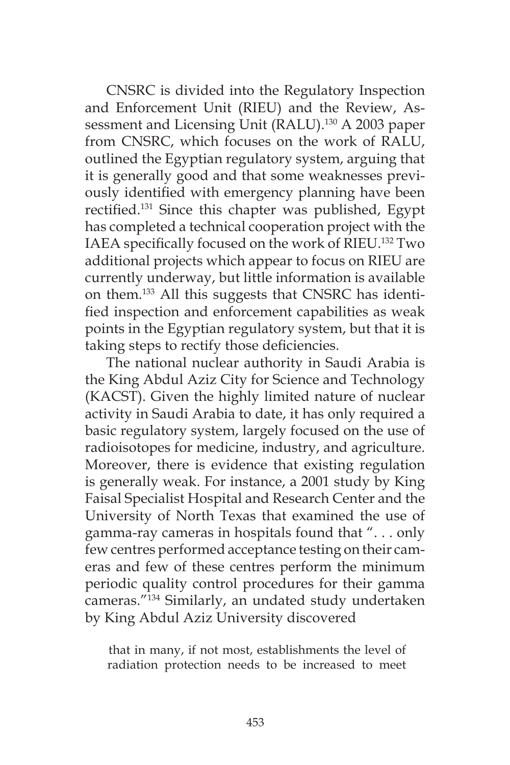CNSRC is divided into the Regulatory Inspection and Enforcement Unit (RIEU) and the Review, Assessment and Licensing Unit (RALU).[130] A 2003 paper from CNSRC, which focuses on the work of RALU, outlined the Egyptian regulatory system, arguing that it is generally good and that some weaknesses previously identified with emergency planning have been rectified.[131] Since this chapter was published, Egypt has completed a technical cooperation project with the IAEA specifically focused on the work of RIEU.[132] Two additional projects which appear to focus on RIEU are currently underway, but little information is available on them.[133] All this suggests that CNSRC has identified inspection and enforcement capabilities as weak points in the Egyptian regulatory system, but that it is taking steps to rectify those deficiencies.

The national nuclear authority in Saudi Arabia is the King Abdul Aziz City for Science and Technology (KACST). Given the highly limited nature of nuclear activity in Saudi Arabia to date, it has only required a basic regulatory system, largely focused on the use of radioisotopes for medicine, industry, and agriculture. Moreover, there is evidence that existing regulation is generally weak. For instance, a 2001 study by King Faisal Specialist Hospital and Research Center and the University of North Texas that examined the use of gamma-ray cameras in hospitals found that ". . . only few centres performed acceptance testing on their cameras and few of these centres perform the minimum periodic quality control procedures for their gamma cameras."[134] Similarly, an undated study undertaken by King Abdul Aziz University discovered

> that in many, if not most, establishments the level of radiation protection needs to be increased to meet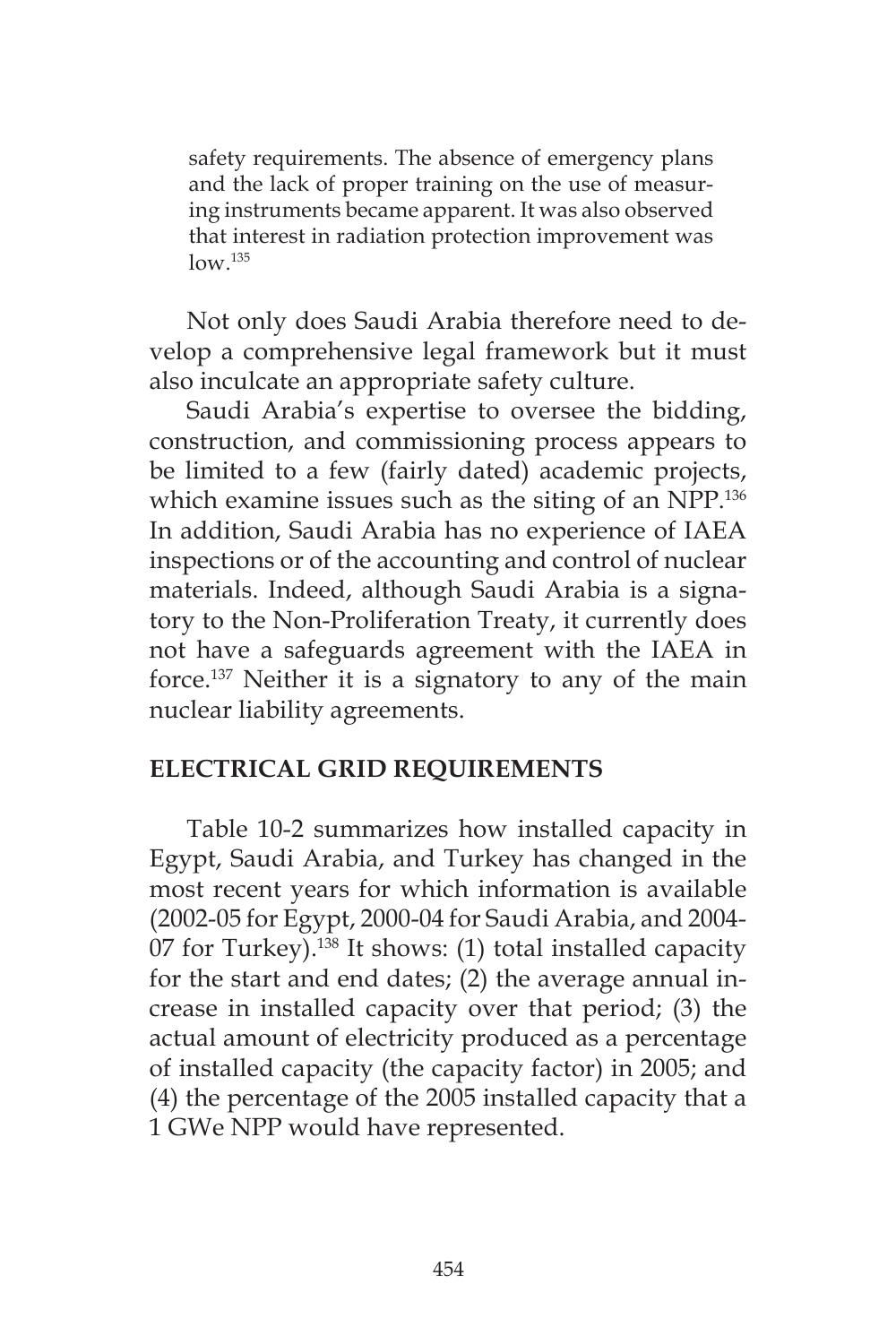safety requirements. The absence of emergency plans and the lack of proper training on the use of measuring instruments became apparent. It was also observed that interest in radiation protection improvement was low.[135]

Not only does Saudi Arabia therefore need to develop a comprehensive legal framework but it must also inculcate an appropriate safety culture.

Saudi Arabia's expertise to oversee the bidding, construction, and commissioning process appears to be limited to a few (fairly dated) academic projects, which examine issues such as the siting of an NPP.[136] In addition, Saudi Arabia has no experience of IAEA inspections or of the accounting and control of nuclear materials. Indeed, although Saudi Arabia is a signatory to the Non-Proliferation Treaty, it currently does not have a safeguards agreement with the IAEA in force.[137] Neither it is a signatory to any of the main nuclear liability agreements.

## ELECTRICAL GRID REQUIREMENTS

Table 10-2 summarizes how installed capacity in Egypt, Saudi Arabia, and Turkey has changed in the most recent years for which information is available (2002-05 for Egypt, 2000-04 for Saudi Arabia, and 2004-07 for Turkey).[138] It shows: (1) total installed capacity for the start and end dates; (2) the average annual increase in installed capacity over that period; (3) the actual amount of electricity produced as a percentage of installed capacity (the capacity factor) in 2005; and (4) the percentage of the 2005 installed capacity that a 1 GWe NPP would have represented.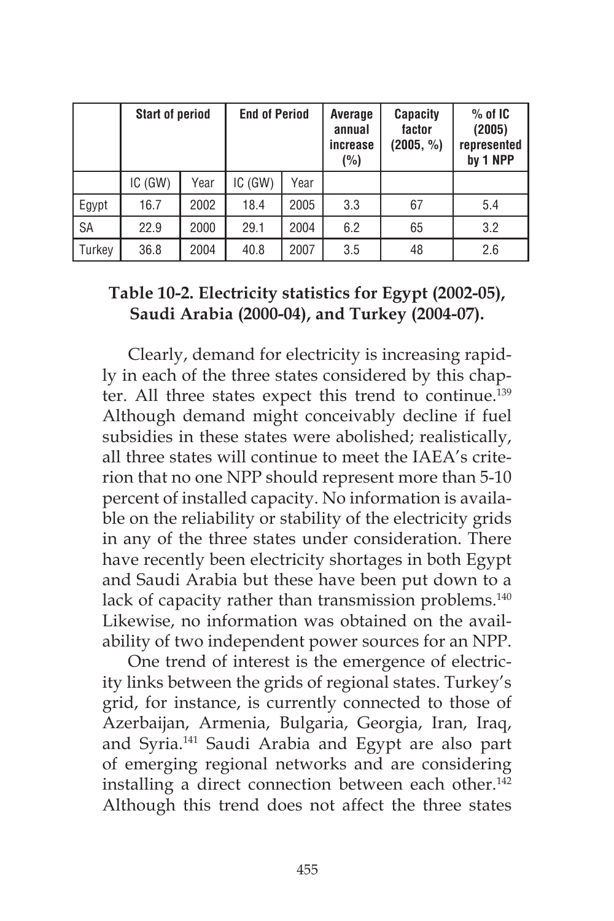| | Start of period | | End of Period | | Average annual increase (%) | Capacity factor (2005, %) | % of IC (2005) represented by 1 NPP |
|---|---|---|---|---|---|---|---|
| | IC (GW) | Year | IC (GW) | Year | | | |
| Egypt | 16.7 | 2002 | 18.4 | 2005 | 3.3 | 67 | 5.4 |
| SA | 22.9 | 2000 | 29.1 | 2004 | 6.2 | 65 | 3.2 |
| Turkey | 36.8 | 2004 | 40.8 | 2007 | 3.5 | 48 | 2.6 |

**Table 10-2. Electricity statistics for Egypt (2002-05), Saudi Arabia (2000-04), and Turkey (2004-07).**

Clearly, demand for electricity is increasing rapidly in each of the three states considered by this chapter. All three states expect this trend to continue.[139] Although demand might conceivably decline if fuel subsidies in these states were abolished; realistically, all three states will continue to meet the IAEA's criterion that no one NPP should represent more than 5-10 percent of installed capacity. No information is available on the reliability or stability of the electricity grids in any of the three states under consideration. There have recently been electricity shortages in both Egypt and Saudi Arabia but these have been put down to a lack of capacity rather than transmission problems.[140] Likewise, no information was obtained on the availability of two independent power sources for an NPP.

One trend of interest is the emergence of electricity links between the grids of regional states. Turkey's grid, for instance, is currently connected to those of Azerbaijan, Armenia, Bulgaria, Georgia, Iran, Iraq, and Syria.[141] Saudi Arabia and Egypt are also part of emerging regional networks and are considering installing a direct connection between each other.[142] Although this trend does not affect the three states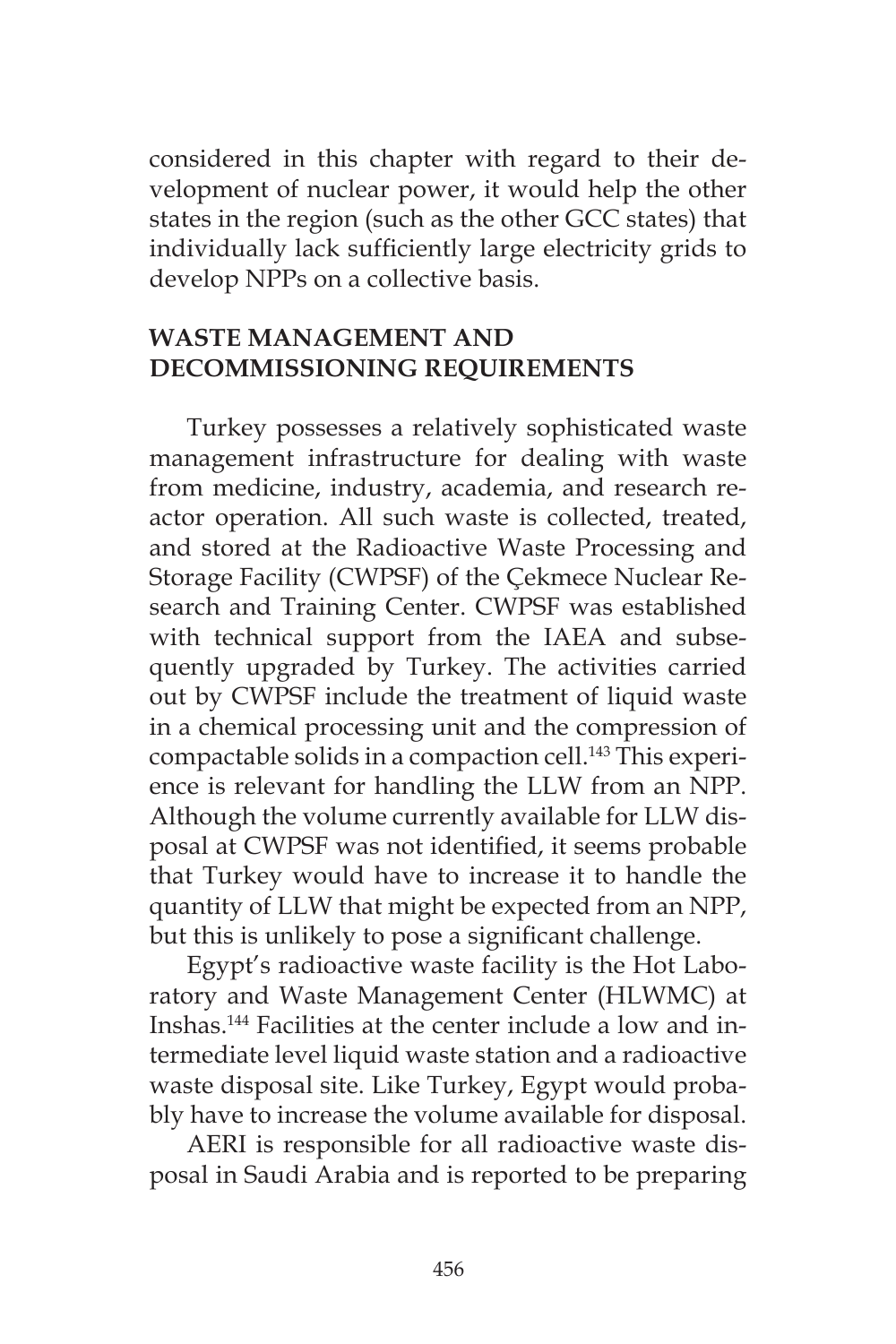considered in this chapter with regard to their development of nuclear power, it would help the other states in the region (such as the other GCC states) that individually lack sufficiently large electricity grids to develop NPPs on a collective basis.

## WASTE MANAGEMENT AND DECOMMISSIONING REQUIREMENTS

Turkey possesses a relatively sophisticated waste management infrastructure for dealing with waste from medicine, industry, academia, and research reactor operation. All such waste is collected, treated, and stored at the Radioactive Waste Processing and Storage Facility (CWPSF) of the Çekmece Nuclear Research and Training Center. CWPSF was established with technical support from the IAEA and subsequently upgraded by Turkey. The activities carried out by CWPSF include the treatment of liquid waste in a chemical processing unit and the compression of compactable solids in a compaction cell.[143] This experience is relevant for handling the LLW from an NPP. Although the volume currently available for LLW disposal at CWPSF was not identified, it seems probable that Turkey would have to increase it to handle the quantity of LLW that might be expected from an NPP, but this is unlikely to pose a significant challenge.

Egypt's radioactive waste facility is the Hot Laboratory and Waste Management Center (HLWMC) at Inshas.[144] Facilities at the center include a low and intermediate level liquid waste station and a radioactive waste disposal site. Like Turkey, Egypt would probably have to increase the volume available for disposal.

AERI is responsible for all radioactive waste disposal in Saudi Arabia and is reported to be preparing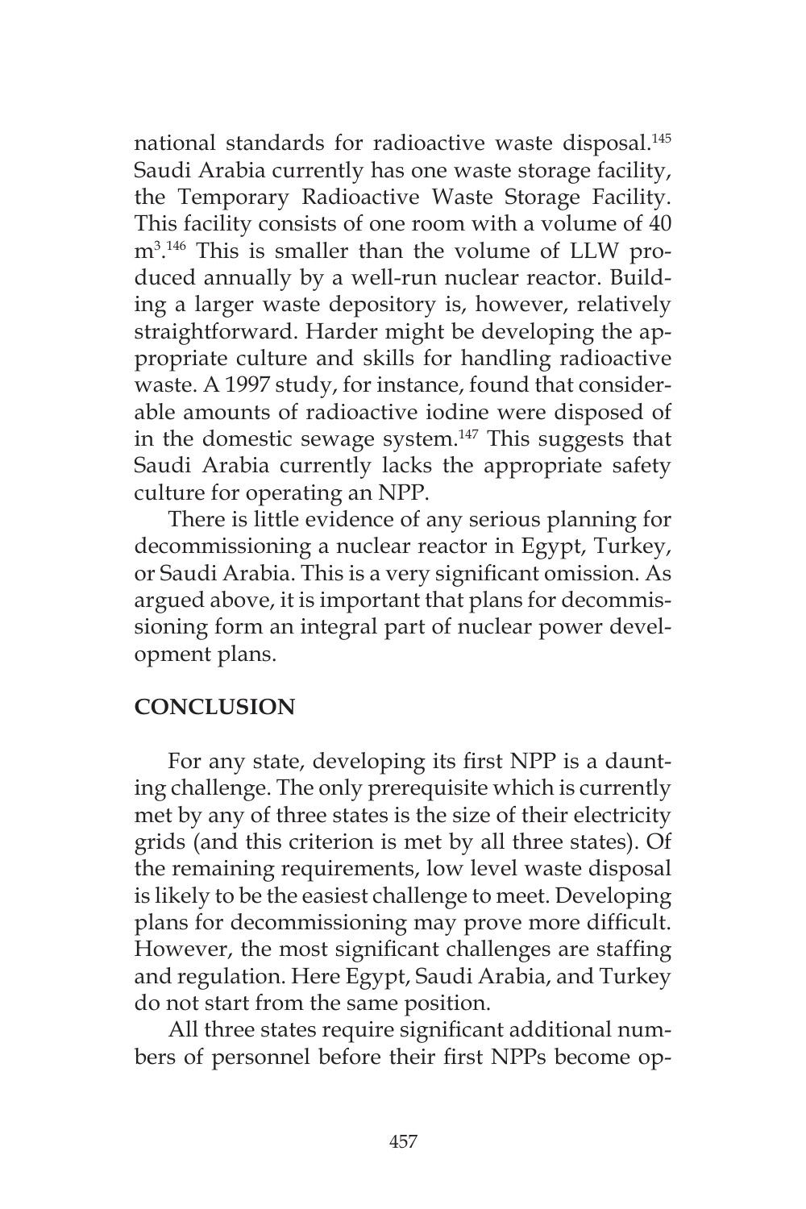national standards for radioactive waste disposal.[145] Saudi Arabia currently has one waste storage facility, the Temporary Radioactive Waste Storage Facility. This facility consists of one room with a volume of 40 $m^3$.[146] This is smaller than the volume of LLW produced annually by a well-run nuclear reactor. Building a larger waste depository is, however, relatively straightforward. Harder might be developing the appropriate culture and skills for handling radioactive waste. A 1997 study, for instance, found that considerable amounts of radioactive iodine were disposed of in the domestic sewage system.[147] This suggests that Saudi Arabia currently lacks the appropriate safety culture for operating an NPP.

There is little evidence of any serious planning for decommissioning a nuclear reactor in Egypt, Turkey, or Saudi Arabia. This is a very significant omission. As argued above, it is important that plans for decommissioning form an integral part of nuclear power development plans.

## CONCLUSION

For any state, developing its first NPP is a daunting challenge. The only prerequisite which is currently met by any of three states is the size of their electricity grids (and this criterion is met by all three states). Of the remaining requirements, low level waste disposal is likely to be the easiest challenge to meet. Developing plans for decommissioning may prove more difficult. However, the most significant challenges are staffing and regulation. Here Egypt, Saudi Arabia, and Turkey do not start from the same position.

All three states require significant additional numbers of personnel before their first NPPs become op-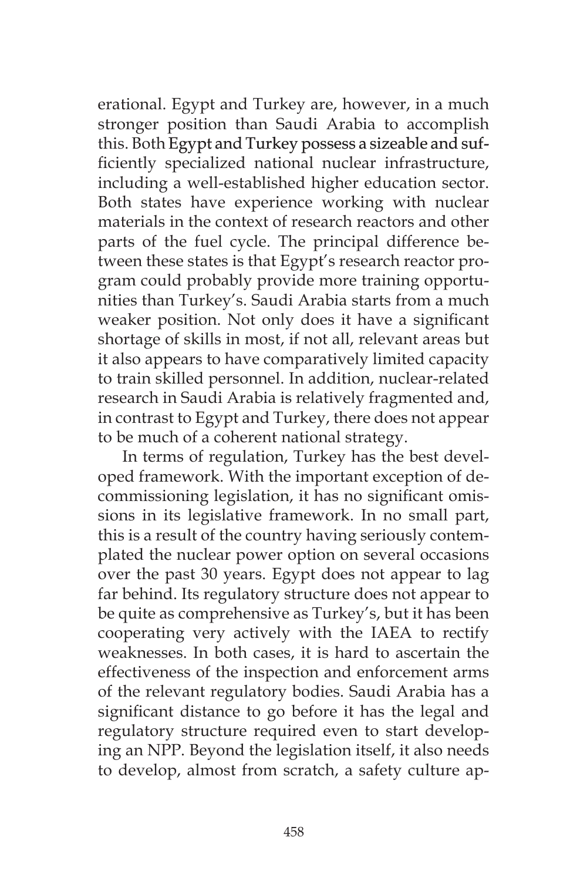erational. Egypt and Turkey are, however, in a much stronger position than Saudi Arabia to accomplish this. Both Egypt and Turkey possess a sizeable and sufficiently specialized national nuclear infrastructure, including a well-established higher education sector. Both states have experience working with nuclear materials in the context of research reactors and other parts of the fuel cycle. The principal difference between these states is that Egypt's research reactor program could probably provide more training opportunities than Turkey's. Saudi Arabia starts from a much weaker position. Not only does it have a significant shortage of skills in most, if not all, relevant areas but it also appears to have comparatively limited capacity to train skilled personnel. In addition, nuclear-related research in Saudi Arabia is relatively fragmented and, in contrast to Egypt and Turkey, there does not appear to be much of a coherent national strategy.

In terms of regulation, Turkey has the best developed framework. With the important exception of decommissioning legislation, it has no significant omissions in its legislative framework. In no small part, this is a result of the country having seriously contemplated the nuclear power option on several occasions over the past 30 years. Egypt does not appear to lag far behind. Its regulatory structure does not appear to be quite as comprehensive as Turkey's, but it has been cooperating very actively with the IAEA to rectify weaknesses. In both cases, it is hard to ascertain the effectiveness of the inspection and enforcement arms of the relevant regulatory bodies. Saudi Arabia has a significant distance to go before it has the legal and regulatory structure required even to start developing an NPP. Beyond the legislation itself, it also needs to develop, almost from scratch, a safety culture ap-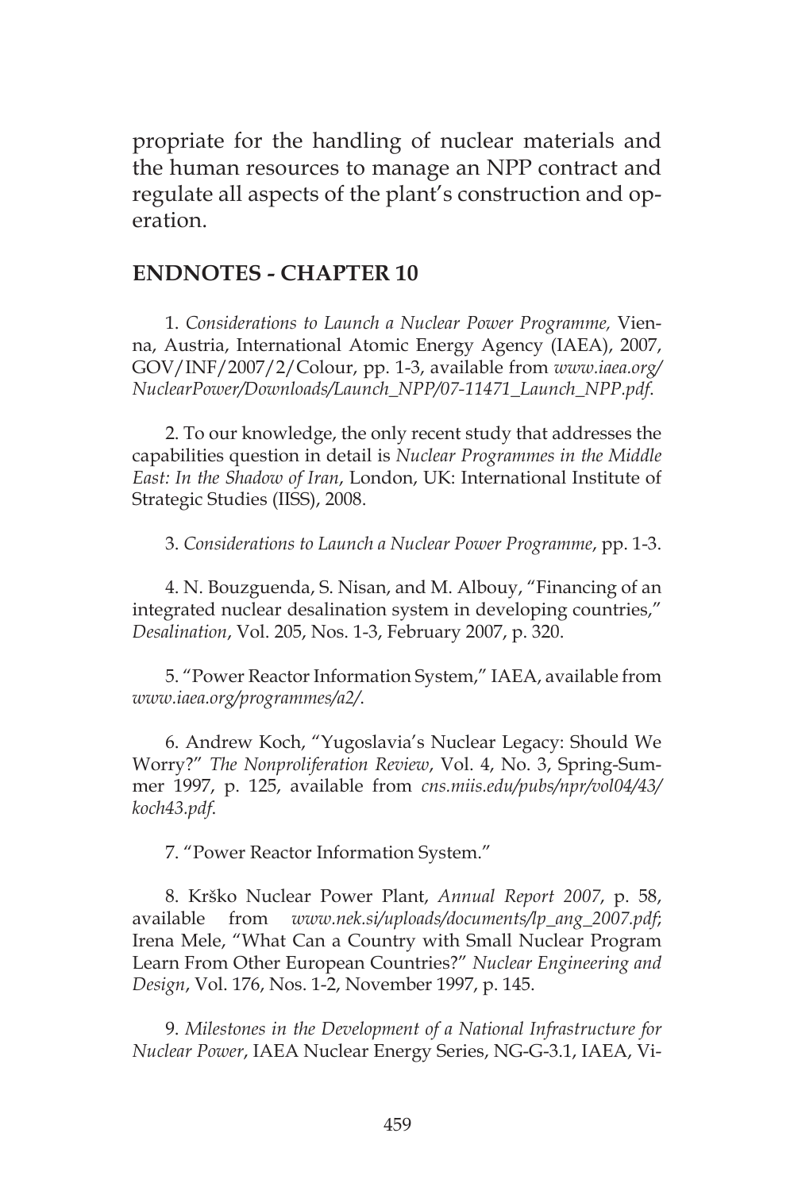propriate for the handling of nuclear materials and the human resources to manage an NPP contract and regulate all aspects of the plant's construction and operation.

## ENDNOTES - CHAPTER 10

1. *Considerations to Launch a Nuclear Power Programme,* Vienna, Austria, International Atomic Energy Agency (IAEA), 2007, GOV/INF/2007/2/Colour, pp. 1-3, available from *www.iaea.org/NuclearPower/Downloads/Launch_NPP/07-11471_Launch_NPP.pdf*.

2. To our knowledge, the only recent study that addresses the capabilities question in detail is *Nuclear Programmes in the Middle East: In the Shadow of Iran*, London, UK: International Institute of Strategic Studies (IISS), 2008.

3. *Considerations to Launch a Nuclear Power Programme*, pp. 1-3.

4. N. Bouzguenda, S. Nisan, and M. Albouy, "Financing of an integrated nuclear desalination system in developing countries," *Desalination*, Vol. 205, Nos. 1-3, February 2007, p. 320.

5. "Power Reactor Information System," IAEA, available from *www.iaea.org/programmes/a2/*.

6. Andrew Koch, "Yugoslavia's Nuclear Legacy: Should We Worry?" *The Nonproliferation Review*, Vol. 4, No. 3, Spring-Summer 1997, p. 125, available from *cns.miis.edu/pubs/npr/vol04/43/koch43.pdf*.

7. "Power Reactor Information System."

8. Krško Nuclear Power Plant, *Annual Report 2007*, p. 58, available from *www.nek.si/uploads/documents/lp_ang_2007.pdf*; Irena Mele, "What Can a Country with Small Nuclear Program Learn From Other European Countries?" *Nuclear Engineering and Design*, Vol. 176, Nos. 1-2, November 1997, p. 145.

9. *Milestones in the Development of a National Infrastructure for Nuclear Power*, IAEA Nuclear Energy Series, NG-G-3.1, IAEA, Vi-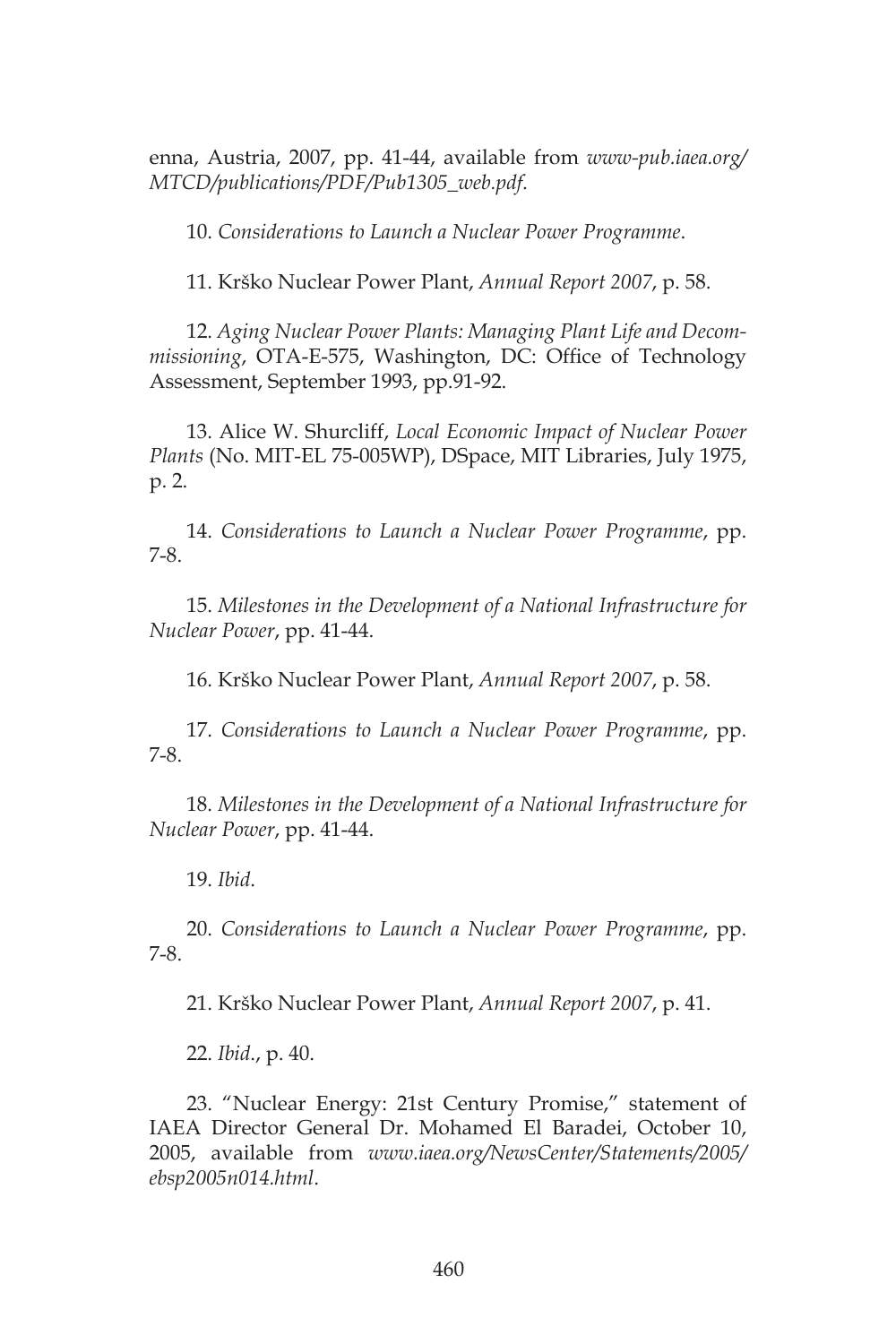enna, Austria, 2007, pp. 41-44, available from *www-pub.iaea.org/MTCD/publications/PDF/Pub1305_web.pdf*.

10. *Considerations to Launch a Nuclear Power Programme*.

11. Krško Nuclear Power Plant, *Annual Report 2007*, p. 58.

12. *Aging Nuclear Power Plants: Managing Plant Life and Decommissioning*, OTA-E-575, Washington, DC: Office of Technology Assessment, September 1993, pp.91-92.

13. Alice W. Shurcliff, *Local Economic Impact of Nuclear Power Plants* (No. MIT-EL 75-005WP), DSpace, MIT Libraries, July 1975, p. 2.

14. *Considerations to Launch a Nuclear Power Programme*, pp. 7-8.

15. *Milestones in the Development of a National Infrastructure for Nuclear Power*, pp. 41-44.

16. Krško Nuclear Power Plant, *Annual Report 2007*, p. 58.

17. *Considerations to Launch a Nuclear Power Programme*, pp. 7-8.

18. *Milestones in the Development of a National Infrastructure for Nuclear Power*, pp. 41-44.

19. *Ibid*.

20. *Considerations to Launch a Nuclear Power Programme*, pp. 7-8.

21. Krško Nuclear Power Plant, *Annual Report 2007*, p. 41.

22. *Ibid*., p. 40.

23. "Nuclear Energy: 21st Century Promise," statement of IAEA Director General Dr. Mohamed El Baradei, October 10, 2005, available from *www.iaea.org/NewsCenter/Statements/2005/ebsp2005n014.html*.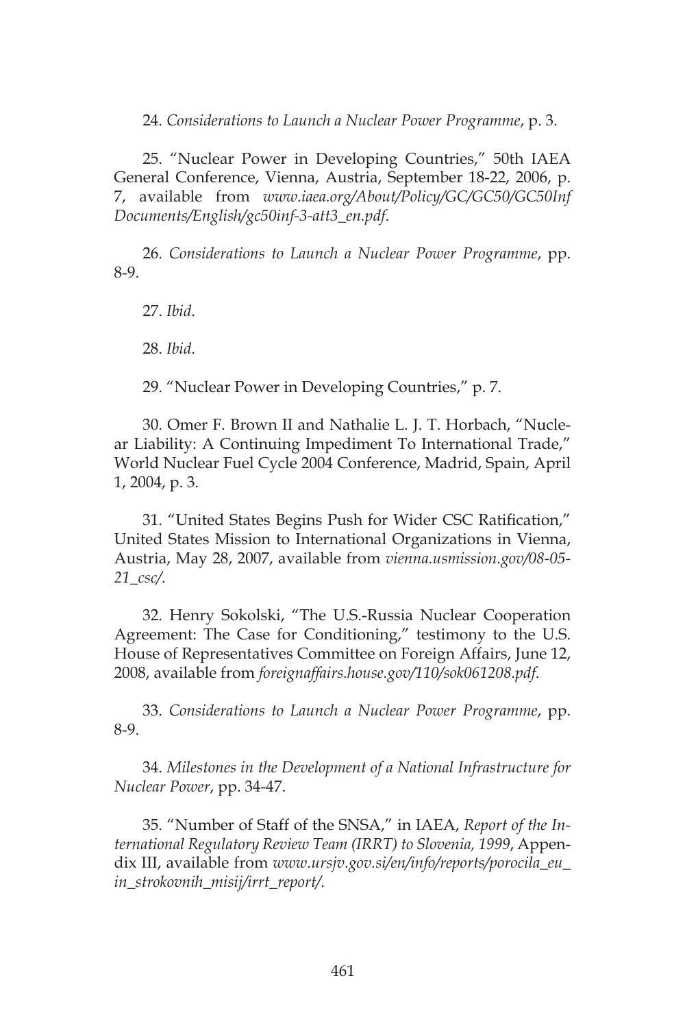24. *Considerations to Launch a Nuclear Power Programme*, p. 3.

25. "Nuclear Power in Developing Countries," 50th IAEA General Conference, Vienna, Austria, September 18-22, 2006, p. 7, available from *www.iaea.org/About/Policy/GC/GC50/GC50InfDocuments/English/gc50inf-3-att3_en.pdf*.

26. *Considerations to Launch a Nuclear Power Programme*, pp. 8-9.

27. *Ibid*.

28. *Ibid*.

29. "Nuclear Power in Developing Countries," p. 7.

30. Omer F. Brown II and Nathalie L. J. T. Horbach, "Nuclear Liability: A Continuing Impediment To International Trade," World Nuclear Fuel Cycle 2004 Conference, Madrid, Spain, April 1, 2004, p. 3.

31. "United States Begins Push for Wider CSC Ratification," United States Mission to International Organizations in Vienna, Austria, May 28, 2007, available from *vienna.usmission.gov/08-05-21_csc/*.

32. Henry Sokolski, "The U.S.-Russia Nuclear Cooperation Agreement: The Case for Conditioning," testimony to the U.S. House of Representatives Committee on Foreign Affairs, June 12, 2008, available from *foreignaffairs.house.gov/110/sok061208.pdf*.

33. *Considerations to Launch a Nuclear Power Programme*, pp. 8-9.

34. *Milestones in the Development of a National Infrastructure for Nuclear Power*, pp. 34-47.

35. "Number of Staff of the SNSA," in IAEA, *Report of the International Regulatory Review Team (IRRT) to Slovenia, 1999*, Appendix III, available from *www.ursjv.gov.si/en/info/reports/porocila_eu_in_strokovnih_misij/irrt_report/*.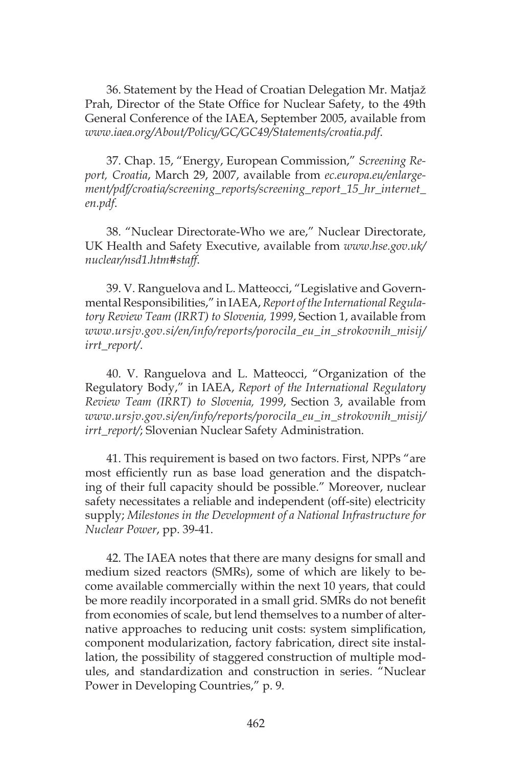36. Statement by the Head of Croatian Delegation Mr. Matjaž Prah, Director of the State Office for Nuclear Safety, to the 49th General Conference of the IAEA, September 2005, available from *www.iaea.org/About/Policy/GC/GC49/Statements/croatia.pdf*.

37. Chap. 15, "Energy, European Commission," *Screening Report, Croatia*, March 29, 2007, available from *ec.europa.eu/enlargement/pdf/croatia/screening_reports/screening_report_15_hr_internet_en.pdf*.

38. "Nuclear Directorate-Who we are," Nuclear Directorate, UK Health and Safety Executive, available from *www.hse.gov.uk/nuclear/nsd1.htm#staff*.

39. V. Ranguelova and L. Matteocci, "Legislative and Governmental Responsibilities," in IAEA, *Report of the International Regulatory Review Team (IRRT) to Slovenia, 1999*, Section 1, available from *www.ursjv.gov.si/en/info/reports/porocila_eu_in_strokovnih_misij/irrt_report/*.

40. V. Ranguelova and L. Matteocci, "Organization of the Regulatory Body," in IAEA, *Report of the International Regulatory Review Team (IRRT) to Slovenia, 1999*, Section 3, available from *www.ursjv.gov.si/en/info/reports/porocila_eu_in_strokovnih_misij/irrt_report/*; Slovenian Nuclear Safety Administration.

41. This requirement is based on two factors. First, NPPs "are most efficiently run as base load generation and the dispatching of their full capacity should be possible." Moreover, nuclear safety necessitates a reliable and independent (off-site) electricity supply; *Milestones in the Development of a National Infrastructure for Nuclear Power*, pp. 39-41.

42. The IAEA notes that there are many designs for small and medium sized reactors (SMRs), some of which are likely to become available commercially within the next 10 years, that could be more readily incorporated in a small grid. SMRs do not benefit from economies of scale, but lend themselves to a number of alternative approaches to reducing unit costs: system simplification, component modularization, factory fabrication, direct site installation, the possibility of staggered construction of multiple modules, and standardization and construction in series. "Nuclear Power in Developing Countries," p. 9.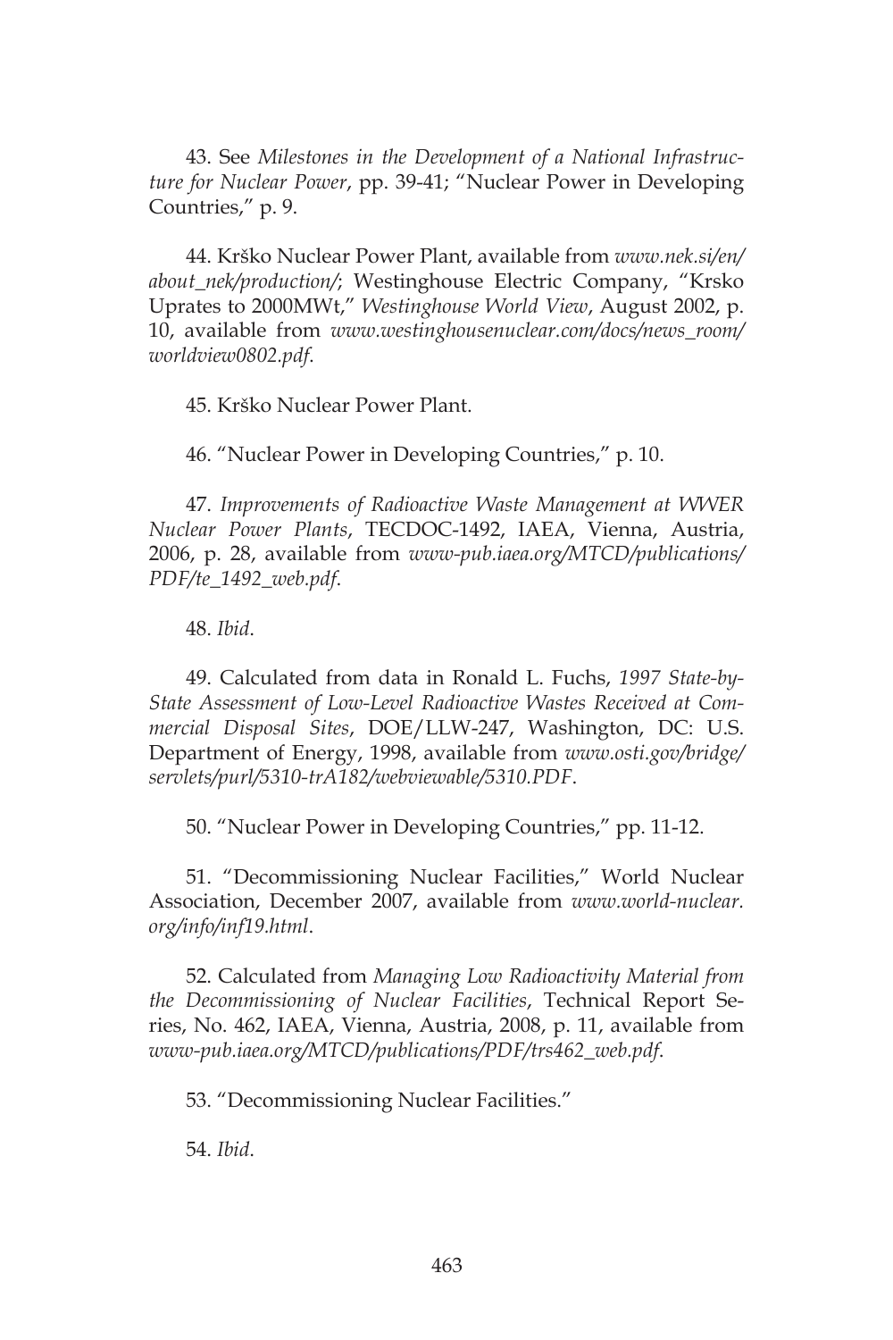43. See *Milestones in the Development of a National Infrastructure for Nuclear Power*, pp. 39-41; "Nuclear Power in Developing Countries," p. 9.

44. Krško Nuclear Power Plant, available from *www.nek.si/en/about_nek/production/*; Westinghouse Electric Company, "Krsko Uprates to 2000MWt," *Westinghouse World View*, August 2002, p. 10, available from *www.westinghousenuclear.com/docs/news_room/worldview0802.pdf*.

45. Krško Nuclear Power Plant.

46. "Nuclear Power in Developing Countries," p. 10.

47. *Improvements of Radioactive Waste Management at WWER Nuclear Power Plants*, TECDOC-1492, IAEA, Vienna, Austria, 2006, p. 28, available from *www-pub.iaea.org/MTCD/publications/PDF/te_1492_web.pdf*.

48. *Ibid*.

49. Calculated from data in Ronald L. Fuchs, *1997 State-by-State Assessment of Low-Level Radioactive Wastes Received at Commercial Disposal Sites*, DOE/LLW-247, Washington, DC: U.S. Department of Energy, 1998, available from *www.osti.gov/bridge/servlets/purl/5310-trA182/webviewable/5310.PDF*.

50. "Nuclear Power in Developing Countries," pp. 11-12.

51. "Decommissioning Nuclear Facilities," World Nuclear Association, December 2007, available from *www.world-nuclear.org/info/inf19.html*.

52. Calculated from *Managing Low Radioactivity Material from the Decommissioning of Nuclear Facilities*, Technical Report Series, No. 462, IAEA, Vienna, Austria, 2008, p. 11, available from *www-pub.iaea.org/MTCD/publications/PDF/trs462_web.pdf*.

53. "Decommissioning Nuclear Facilities."

54. *Ibid*.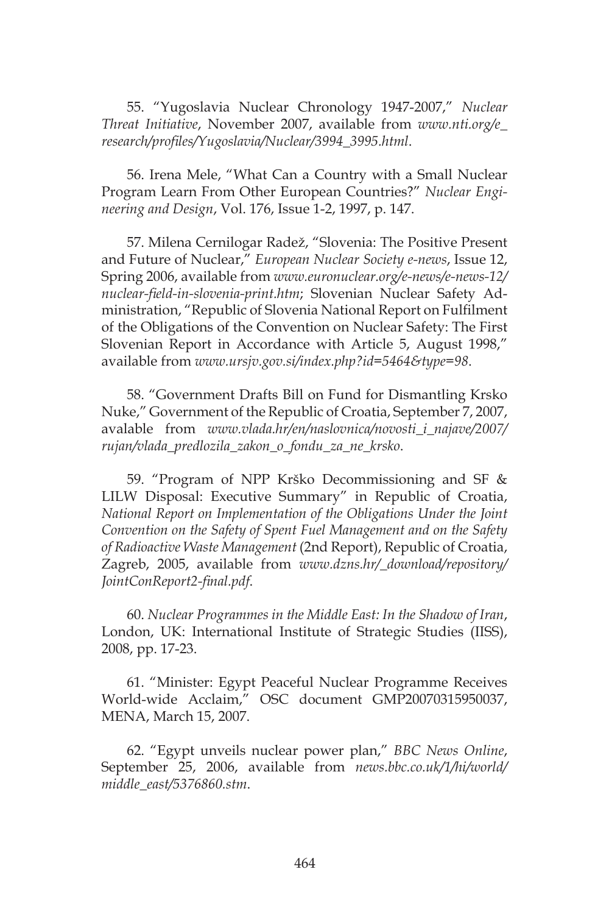55. “Yugoslavia Nuclear Chronology 1947-2007,” *Nuclear Threat Initiative*, November 2007, available from *www.nti.org/e_research/profiles/Yugoslavia/Nuclear/3994_3995.html*.

56. Irena Mele, “What Can a Country with a Small Nuclear Program Learn From Other European Countries?” *Nuclear Engineering and Design*, Vol. 176, Issue 1-2, 1997, p. 147.

57. Milena Cernilogar Radež, “Slovenia: The Positive Present and Future of Nuclear,” *European Nuclear Society e-news*, Issue 12, Spring 2006, available from *www.euronuclear.org/e-news/e-news-12/nuclear-field-in-slovenia-print.htm*; Slovenian Nuclear Safety Administration, “Republic of Slovenia National Report on Fulfilment of the Obligations of the Convention on Nuclear Safety: The First Slovenian Report in Accordance with Article 5, August 1998,” available from *www.ursjv.gov.si/index.php?id=5464&type=98*.

58. “Government Drafts Bill on Fund for Dismantling Krsko Nuke,” Government of the Republic of Croatia, September 7, 2007, avalable from *www.vlada.hr/en/naslovnica/novosti_i_najave/2007/rujan/vlada_predlozila_zakon_o_fondu_za_ne_krsko*.

59. “Program of NPP Krško Decommissioning and SF & LILW Disposal: Executive Summary” in Republic of Croatia, *National Report on Implementation of the Obligations Under the Joint Convention on the Safety of Spent Fuel Management and on the Safety of Radioactive Waste Management* (2nd Report), Republic of Croatia, Zagreb, 2005, available from *www.dzns.hr/_download/repository/JointConReport2-final.pdf*.

60. *Nuclear Programmes in the Middle East: In the Shadow of Iran*, London, UK: International Institute of Strategic Studies (IISS), 2008, pp. 17-23.

61. “Minister: Egypt Peaceful Nuclear Programme Receives World-wide Acclaim,” OSC document GMP20070315950037, MENA, March 15, 2007.

62. “Egypt unveils nuclear power plan,” *BBC News Online*, September 25, 2006, available from *news.bbc.co.uk/1/hi/world/middle_east/5376860.stm*.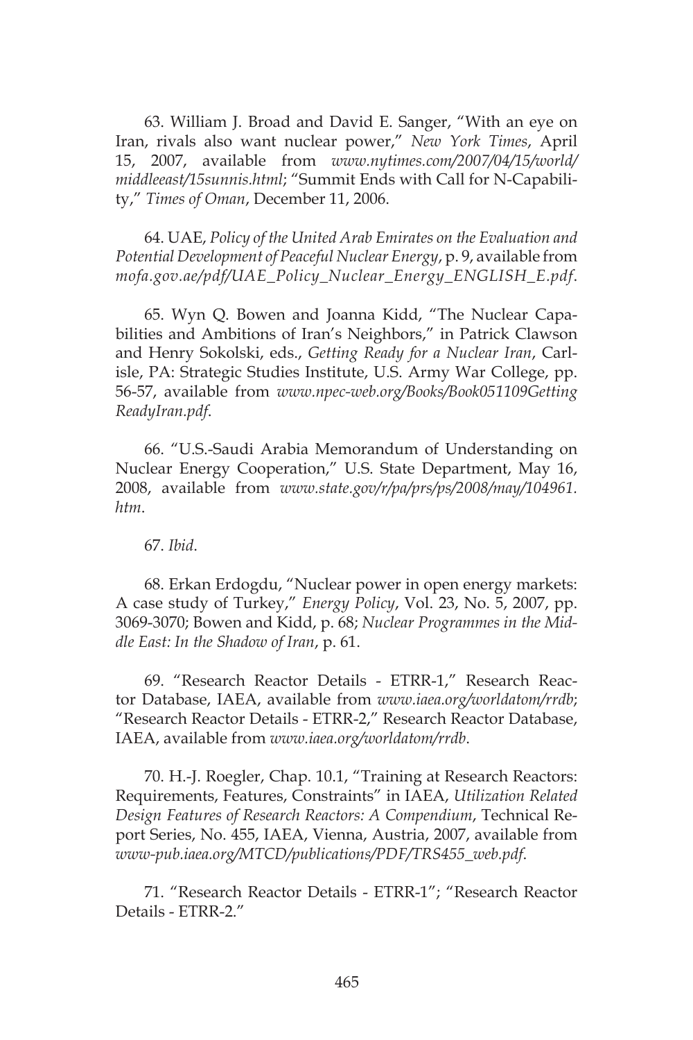63. William J. Broad and David E. Sanger, "With an eye on Iran, rivals also want nuclear power," *New York Times*, April 15, 2007, available from *www.nytimes.com/2007/04/15/world/middleeast/15sunnis.html*; "Summit Ends with Call for N-Capability," *Times of Oman*, December 11, 2006.

64. UAE, *Policy of the United Arab Emirates on the Evaluation and Potential Development of Peaceful Nuclear Energy*, p. 9, available from *mofa.gov.ae/pdf/UAE_Policy_Nuclear_Energy_ENGLISH_E.pdf*.

65. Wyn Q. Bowen and Joanna Kidd, "The Nuclear Capabilities and Ambitions of Iran's Neighbors," in Patrick Clawson and Henry Sokolski, eds., *Getting Ready for a Nuclear Iran*, Carlisle, PA: Strategic Studies Institute, U.S. Army War College, pp. 56-57, available from *www.npec-web.org/Books/Book051109GettingReadyIran.pdf*.

66. "U.S.-Saudi Arabia Memorandum of Understanding on Nuclear Energy Cooperation," U.S. State Department, May 16, 2008, available from *www.state.gov/r/pa/prs/ps/2008/may/104961.htm*.

67. *Ibid*.

68. Erkan Erdogdu, "Nuclear power in open energy markets: A case study of Turkey," *Energy Policy*, Vol. 23, No. 5, 2007, pp. 3069-3070; Bowen and Kidd, p. 68; *Nuclear Programmes in the Middle East: In the Shadow of Iran*, p. 61.

69. "Research Reactor Details - ETRR-1," Research Reactor Database, IAEA, available from *www.iaea.org/worldatom/rrdb*; "Research Reactor Details - ETRR-2," Research Reactor Database, IAEA, available from *www.iaea.org/worldatom/rrdb*.

70. H.-J. Roegler, Chap. 10.1, "Training at Research Reactors: Requirements, Features, Constraints" in IAEA, *Utilization Related Design Features of Research Reactors: A Compendium*, Technical Report Series, No. 455, IAEA, Vienna, Austria, 2007, available from *www-pub.iaea.org/MTCD/publications/PDF/TRS455_web.pdf*.

71. "Research Reactor Details - ETRR-1"; "Research Reactor Details - ETRR-2."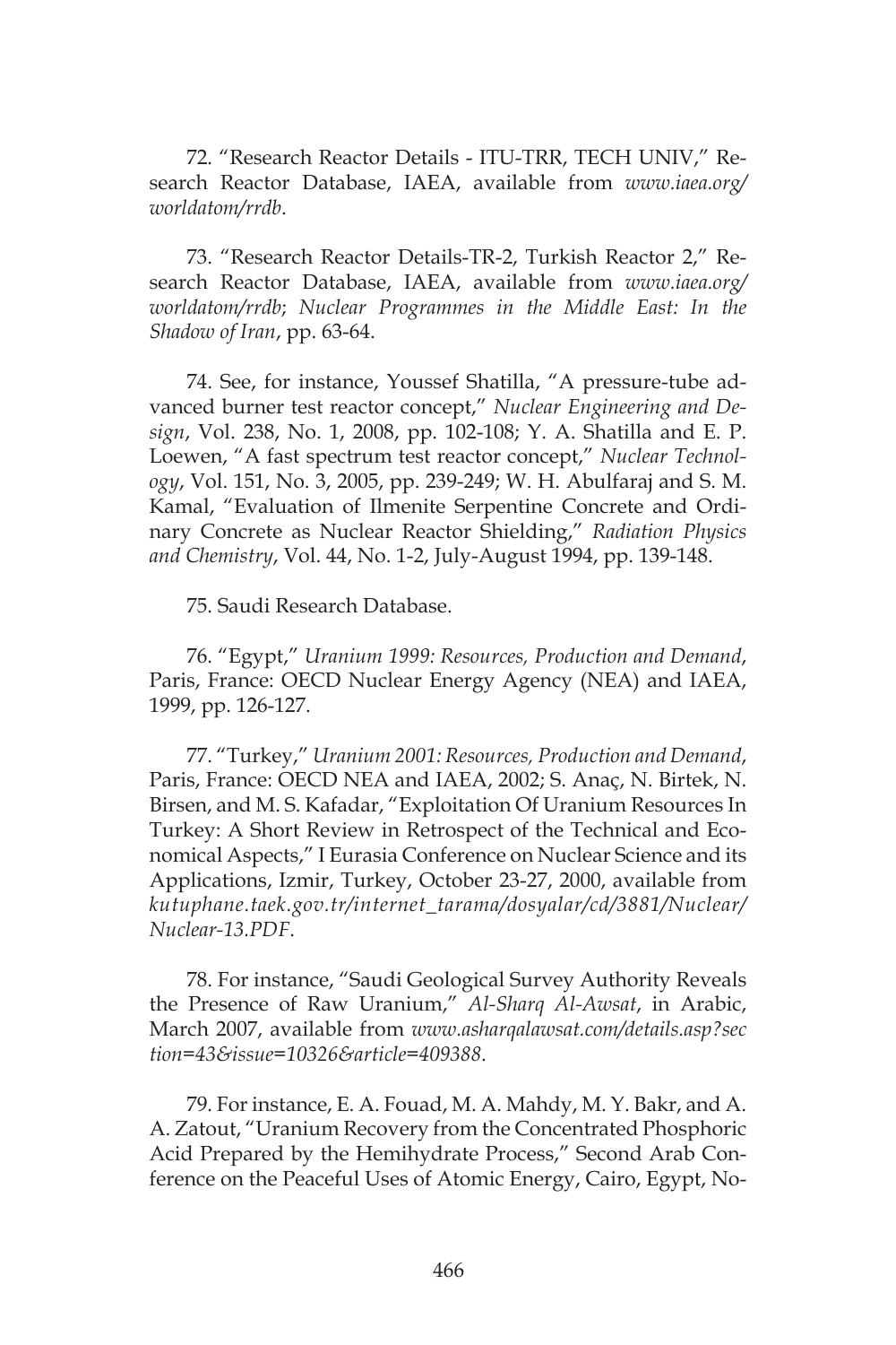72. "Research Reactor Details - ITU-TRR, TECH UNIV," Research Reactor Database, IAEA, available from *www.iaea.org/worldatom/rrdb*.

73. "Research Reactor Details-TR-2, Turkish Reactor 2," Research Reactor Database, IAEA, available from *www.iaea.org/worldatom/rrdb*; *Nuclear Programmes in the Middle East: In the Shadow of Iran*, pp. 63-64.

74. See, for instance, Youssef Shatilla, "A pressure-tube advanced burner test reactor concept," *Nuclear Engineering and Design*, Vol. 238, No. 1, 2008, pp. 102-108; Y. A. Shatilla and E. P. Loewen, "A fast spectrum test reactor concept," *Nuclear Technology*, Vol. 151, No. 3, 2005, pp. 239-249; W. H. Abulfaraj and S. M. Kamal, "Evaluation of Ilmenite Serpentine Concrete and Ordinary Concrete as Nuclear Reactor Shielding," *Radiation Physics and Chemistry*, Vol. 44, No. 1-2, July-August 1994, pp. 139-148.

75. Saudi Research Database.

76. "Egypt," *Uranium 1999: Resources, Production and Demand*, Paris, France: OECD Nuclear Energy Agency (NEA) and IAEA, 1999, pp. 126-127.

77. "Turkey," *Uranium 2001: Resources, Production and Demand*, Paris, France: OECD NEA and IAEA, 2002; S. Anaç, N. Birtek, N. Birsen, and M. S. Kafadar, "Exploitation Of Uranium Resources In Turkey: A Short Review in Retrospect of the Technical and Economical Aspects," I Eurasia Conference on Nuclear Science and its Applications, Izmir, Turkey, October 23-27, 2000, available from *kutuphane.taek.gov.tr/internet_tarama/dosyalar/cd/3881/Nuclear/Nuclear-13.PDF*.

78. For instance, "Saudi Geological Survey Authority Reveals the Presence of Raw Uranium," *Al-Sharq Al-Awsat*, in Arabic, March 2007, available from *www.asharqalawsat.com/details.asp?section=43&issue=10326&article=409388*.

79. For instance, E. A. Fouad, M. A. Mahdy, M. Y. Bakr, and A. A. Zatout, "Uranium Recovery from the Concentrated Phosphoric Acid Prepared by the Hemihydrate Process," Second Arab Conference on the Peaceful Uses of Atomic Energy, Cairo, Egypt, No-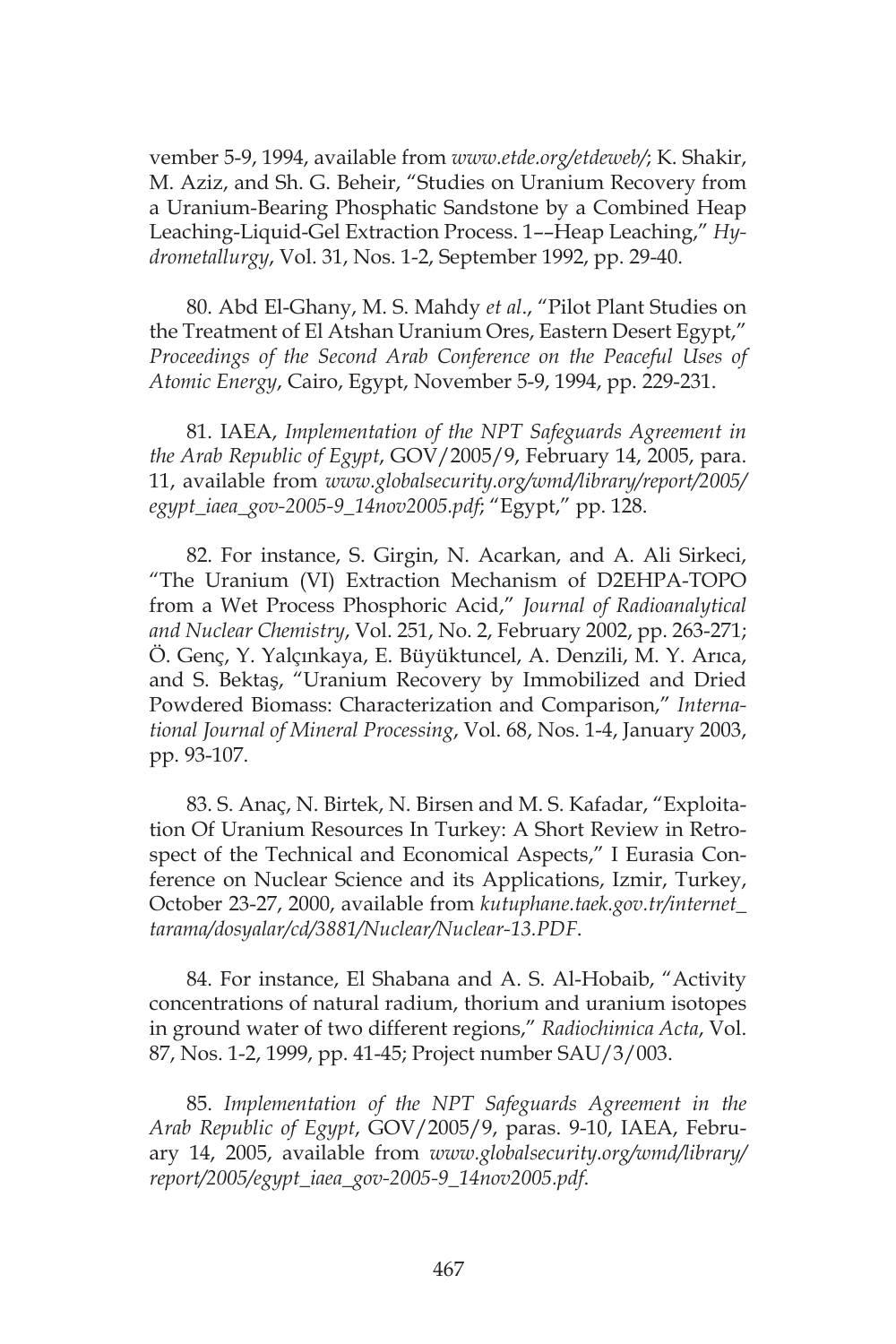vember 5-9, 1994, available from *www.etde.org/etdeweb/*; K. Shakir, M. Aziz, and Sh. G. Beheir, "Studies on Uranium Recovery from a Uranium-Bearing Phosphatic Sandstone by a Combined Heap Leaching-Liquid-Gel Extraction Process. 1––Heap Leaching," *Hydrometallurgy*, Vol. 31, Nos. 1-2, September 1992, pp. 29-40.

80. Abd El-Ghany, M. S. Mahdy *et al*., "Pilot Plant Studies on the Treatment of El Atshan Uranium Ores, Eastern Desert Egypt," *Proceedings of the Second Arab Conference on the Peaceful Uses of Atomic Energy*, Cairo, Egypt, November 5-9, 1994, pp. 229-231.

81. IAEA, *Implementation of the NPT Safeguards Agreement in the Arab Republic of Egypt*, GOV/2005/9, February 14, 2005, para. 11, available from *www.globalsecurity.org/wmd/library/report/2005/egypt_iaea_gov-2005-9_14nov2005.pdf*; "Egypt," pp. 128.

82. For instance, S. Girgin, N. Acarkan, and A. Ali Sirkeci, "The Uranium (VI) Extraction Mechanism of D2EHPA-TOPO from a Wet Process Phosphoric Acid," *Journal of Radioanalytical and Nuclear Chemistry*, Vol. 251, No. 2, February 2002, pp. 263-271; Ö. Genç, Y. Yalçınkaya, E. Büyüktuncel, A. Denzili, M. Y. Arıca, and S. Bektaş, "Uranium Recovery by Immobilized and Dried Powdered Biomass: Characterization and Comparison," *International Journal of Mineral Processing*, Vol. 68, Nos. 1-4, January 2003, pp. 93-107.

83. S. Anaç, N. Birtek, N. Birsen and M. S. Kafadar, "Exploitation Of Uranium Resources In Turkey: A Short Review in Retrospect of the Technical and Economical Aspects," I Eurasia Conference on Nuclear Science and its Applications, Izmir, Turkey, October 23-27, 2000, available from *kutuphane.taek.gov.tr/internet_tarama/dosyalar/cd/3881/Nuclear/Nuclear-13.PDF*.

84. For instance, El Shabana and A. S. Al-Hobaib, "Activity concentrations of natural radium, thorium and uranium isotopes in ground water of two different regions," *Radiochimica Acta*, Vol. 87, Nos. 1-2, 1999, pp. 41-45; Project number SAU/3/003.

85. *Implementation of the NPT Safeguards Agreement in the Arab Republic of Egypt*, GOV/2005/9, paras. 9-10, IAEA, February 14, 2005, available from *www.globalsecurity.org/wmd/library/report/2005/egypt_iaea_gov-2005-9_14nov2005.pdf*.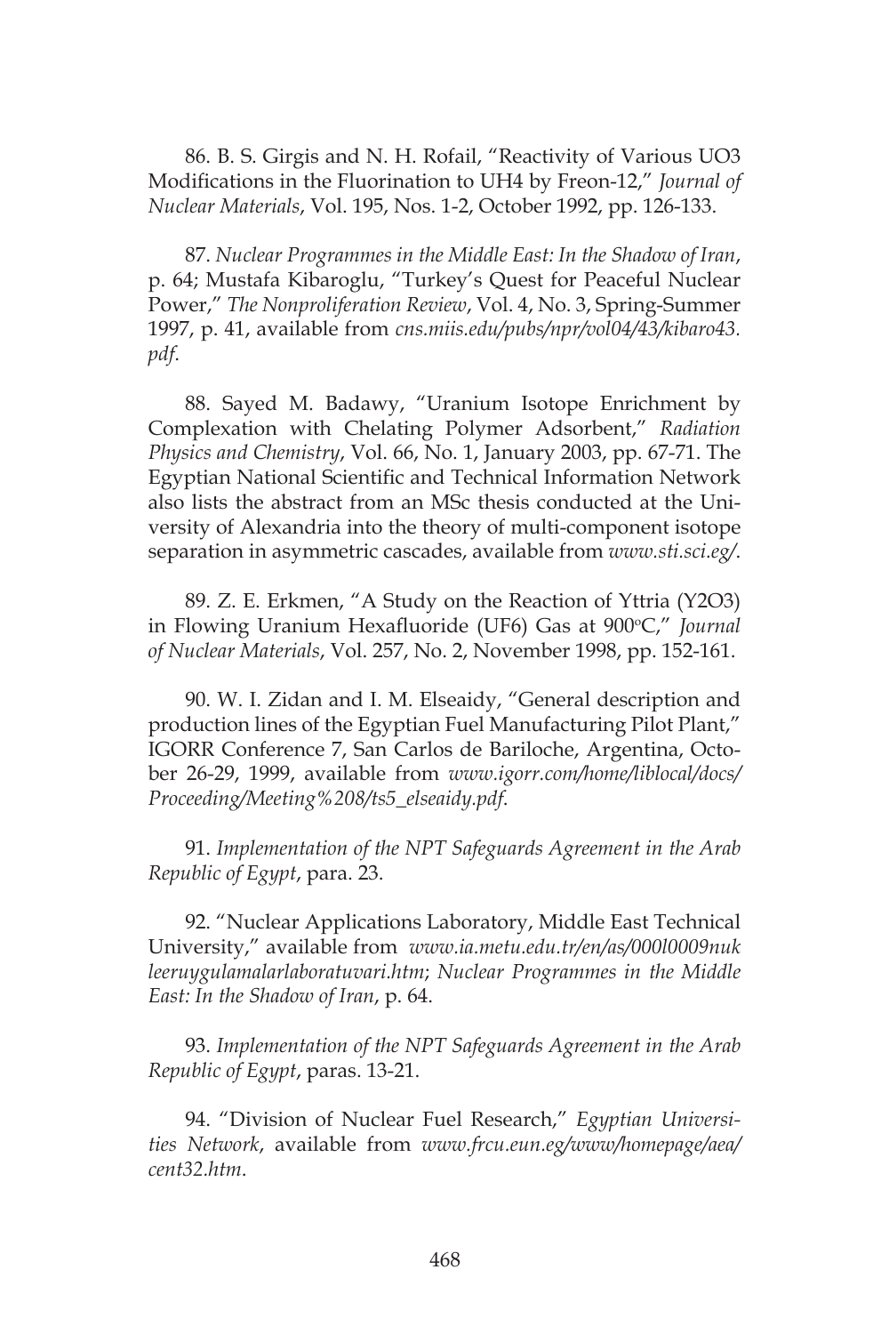86. B. S. Girgis and N. H. Rofail, "Reactivity of Various $UO_3$ Modifications in the Fluorination to $UH_4$ by Freon-12," *Journal of Nuclear Materials*, Vol. 195, Nos. 1-2, October 1992, pp. 126-133.

87. *Nuclear Programmes in the Middle East: In the Shadow of Iran*, p. 64; Mustafa Kibaroglu, "Turkey's Quest for Peaceful Nuclear Power," *The Nonproliferation Review*, Vol. 4, No. 3, Spring-Summer 1997, p. 41, available from *cns.miis.edu/pubs/npr/vol04/43/kibaro43.pdf*.

88. Sayed M. Badawy, "Uranium Isotope Enrichment by Complexation with Chelating Polymer Adsorbent," *Radiation Physics and Chemistry*, Vol. 66, No. 1, January 2003, pp. 67-71. The Egyptian National Scientific and Technical Information Network also lists the abstract from an MSc thesis conducted at the University of Alexandria into the theory of multi-component isotope separation in asymmetric cascades, available from *www.sti.sci.eg/*.

89. Z. E. Erkmen, "A Study on the Reaction of Yttria ($Y_2O_3$) in Flowing Uranium Hexafluoride ($UF_6$) Gas at 900°C," *Journal of Nuclear Materials*, Vol. 257, No. 2, November 1998, pp. 152-161.

90. W. I. Zidan and I. M. Elseaidy, "General description and production lines of the Egyptian Fuel Manufacturing Pilot Plant," IGORR Conference 7, San Carlos de Bariloche, Argentina, October 26-29, 1999, available from *www.igorr.com/home/liblocal/docs/Proceeding/Meeting%208/ts5_elseaidy.pdf*.

91. *Implementation of the NPT Safeguards Agreement in the Arab Republic of Egypt*, para. 23.

92. "Nuclear Applications Laboratory, Middle East Technical University," available from *www.ia.metu.edu.tr/en/as/000l0009nukleeruygulamalarlaboratuvari.htm*; *Nuclear Programmes in the Middle East: In the Shadow of Iran*, p. 64.

93. *Implementation of the NPT Safeguards Agreement in the Arab Republic of Egypt*, paras. 13-21.

94. "Division of Nuclear Fuel Research," *Egyptian Universities Network*, available from *www.frcu.eun.eg/www/homepage/aea/cent32.htm*.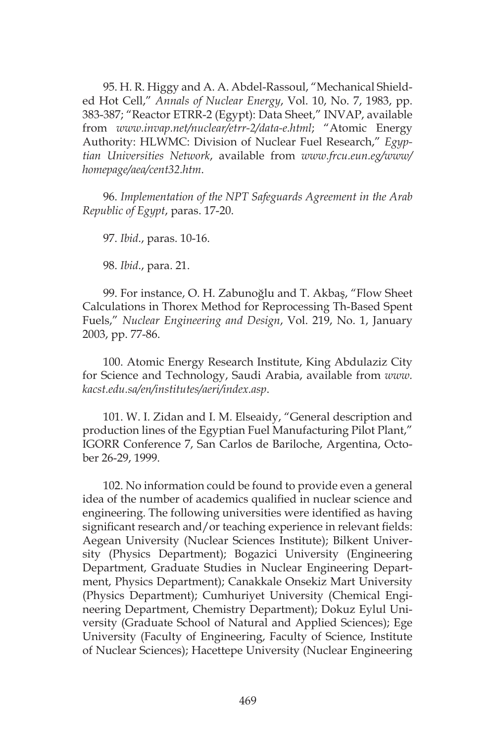95. H. R. Higgy and A. A. Abdel-Rassoul, "Mechanical Shielded Hot Cell," *Annals of Nuclear Energy*, Vol. 10, No. 7, 1983, pp. 383-387; "Reactor ETRR-2 (Egypt): Data Sheet," INVAP, available from *www.invap.net/nuclear/etrr-2/data-e.html*; "Atomic Energy Authority: HLWMC: Division of Nuclear Fuel Research," *Egyptian Universities Network*, available from *www.frcu.eun.eg/www/homepage/aea/cent32.htm*.

96. *Implementation of the NPT Safeguards Agreement in the Arab Republic of Egypt*, paras. 17-20.

97. *Ibid*., paras. 10-16.

98. *Ibid*., para. 21.

99. For instance, O. H. Zabunoğlu and T. Akbaş, "Flow Sheet Calculations in Thorex Method for Reprocessing Th-Based Spent Fuels," *Nuclear Engineering and Design*, Vol. 219, No. 1, January 2003, pp. 77-86.

100. Atomic Energy Research Institute, King Abdulaziz City for Science and Technology, Saudi Arabia, available from *www.kacst.edu.sa/en/institutes/aeri/index.asp*.

101. W. I. Zidan and I. M. Elseaidy, "General description and production lines of the Egyptian Fuel Manufacturing Pilot Plant," IGORR Conference 7, San Carlos de Bariloche, Argentina, October 26-29, 1999.

102. No information could be found to provide even a general idea of the number of academics qualified in nuclear science and engineering. The following universities were identified as having significant research and/or teaching experience in relevant fields: Aegean University (Nuclear Sciences Institute); Bilkent University (Physics Department); Bogazici University (Engineering Department, Graduate Studies in Nuclear Engineering Department, Physics Department); Canakkale Onsekiz Mart University (Physics Department); Cumhuriyet University (Chemical Engineering Department, Chemistry Department); Dokuz Eylul University (Graduate School of Natural and Applied Sciences); Ege University (Faculty of Engineering, Faculty of Science, Institute of Nuclear Sciences); Hacettepe University (Nuclear Engineering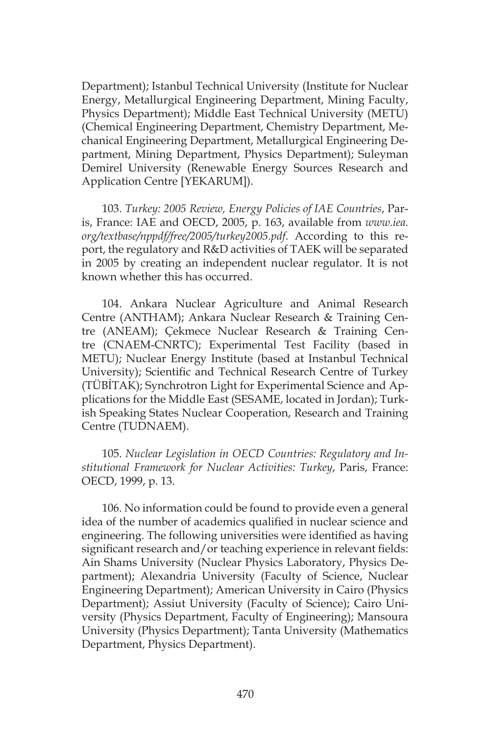Department); Istanbul Technical University (Institute for Nuclear Energy, Metallurgical Engineering Department, Mining Faculty, Physics Department); Middle East Technical University (METU) (Chemical Engineering Department, Chemistry Department, Mechanical Engineering Department, Metallurgical Engineering Department, Mining Department, Physics Department); Suleyman Demirel University (Renewable Energy Sources Research and Application Centre [YEKARUM]).

103. *Turkey: 2005 Review, Energy Policies of IAE Countries*, Paris, France: IAE and OECD, 2005, p. 163, available from *www.iea.org/textbase/nppdf/free/2005/turkey2005.pdf*. According to this report, the regulatory and R&D activities of TAEK will be separated in 2005 by creating an independent nuclear regulator. It is not known whether this has occurred.

104. Ankara Nuclear Agriculture and Animal Research Centre (ANTHAM); Ankara Nuclear Research & Training Centre (ANEAM); Çekmece Nuclear Research & Training Centre (CNAEM-CNRTC); Experimental Test Facility (based in METU); Nuclear Energy Institute (based at Instanbul Technical University); Scientific and Technical Research Centre of Turkey (TÜBİTAK); Synchrotron Light for Experimental Science and Applications for the Middle East (SESAME, located in Jordan); Turkish Speaking States Nuclear Cooperation, Research and Training Centre (TUDNAEM).

105. *Nuclear Legislation in OECD Countries: Regulatory and Institutional Framework for Nuclear Activities: Turkey*, Paris, France: OECD, 1999, p. 13.

106. No information could be found to provide even a general idea of the number of academics qualified in nuclear science and engineering. The following universities were identified as having significant research and/or teaching experience in relevant fields: Ain Shams University (Nuclear Physics Laboratory, Physics Department); Alexandria University (Faculty of Science, Nuclear Engineering Department); American University in Cairo (Physics Department); Assiut University (Faculty of Science); Cairo University (Physics Department, Faculty of Engineering); Mansoura University (Physics Department); Tanta University (Mathematics Department, Physics Department).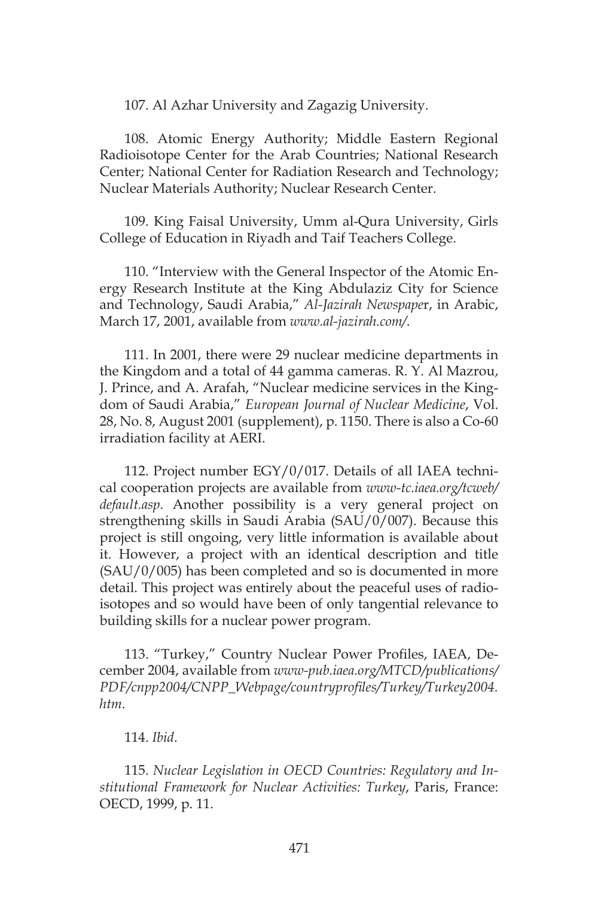107. Al Azhar University and Zagazig University.

108. Atomic Energy Authority; Middle Eastern Regional Radioisotope Center for the Arab Countries; National Research Center; National Center for Radiation Research and Technology; Nuclear Materials Authority; Nuclear Research Center.

109. King Faisal University, Umm al-Qura University, Girls College of Education in Riyadh and Taif Teachers College.

110. "Interview with the General Inspector of the Atomic Energy Research Institute at the King Abdulaziz City for Science and Technology, Saudi Arabia," *Al-Jazirah Newspaper*, in Arabic, March 17, 2001, available from *www.al-jazirah.com/*.

111. In 2001, there were 29 nuclear medicine departments in the Kingdom and a total of 44 gamma cameras. R. Y. Al Mazrou, J. Prince, and A. Arafah, "Nuclear medicine services in the Kingdom of Saudi Arabia," *European Journal of Nuclear Medicine*, Vol. 28, No. 8, August 2001 (supplement), p. 1150. There is also a Co-60 irradiation facility at AERI.

112. Project number EGY/0/017. Details of all IAEA technical cooperation projects are available from *www-tc.iaea.org/tcweb/default.asp*. Another possibility is a very general project on strengthening skills in Saudi Arabia (SAU/0/007). Because this project is still ongoing, very little information is available about it. However, a project with an identical description and title (SAU/0/005) has been completed and so is documented in more detail. This project was entirely about the peaceful uses of radioisotopes and so would have been of only tangential relevance to building skills for a nuclear power program.

113. "Turkey," Country Nuclear Power Profiles, IAEA, December 2004, available from *www-pub.iaea.org/MTCD/publications/PDF/cnpp2004/CNPP_Webpage/countryprofiles/Turkey/Turkey2004.htm*.

114. *Ibid*.

115. *Nuclear Legislation in OECD Countries: Regulatory and Institutional Framework for Nuclear Activities: Turkey*, Paris, France: OECD, 1999, p. 11.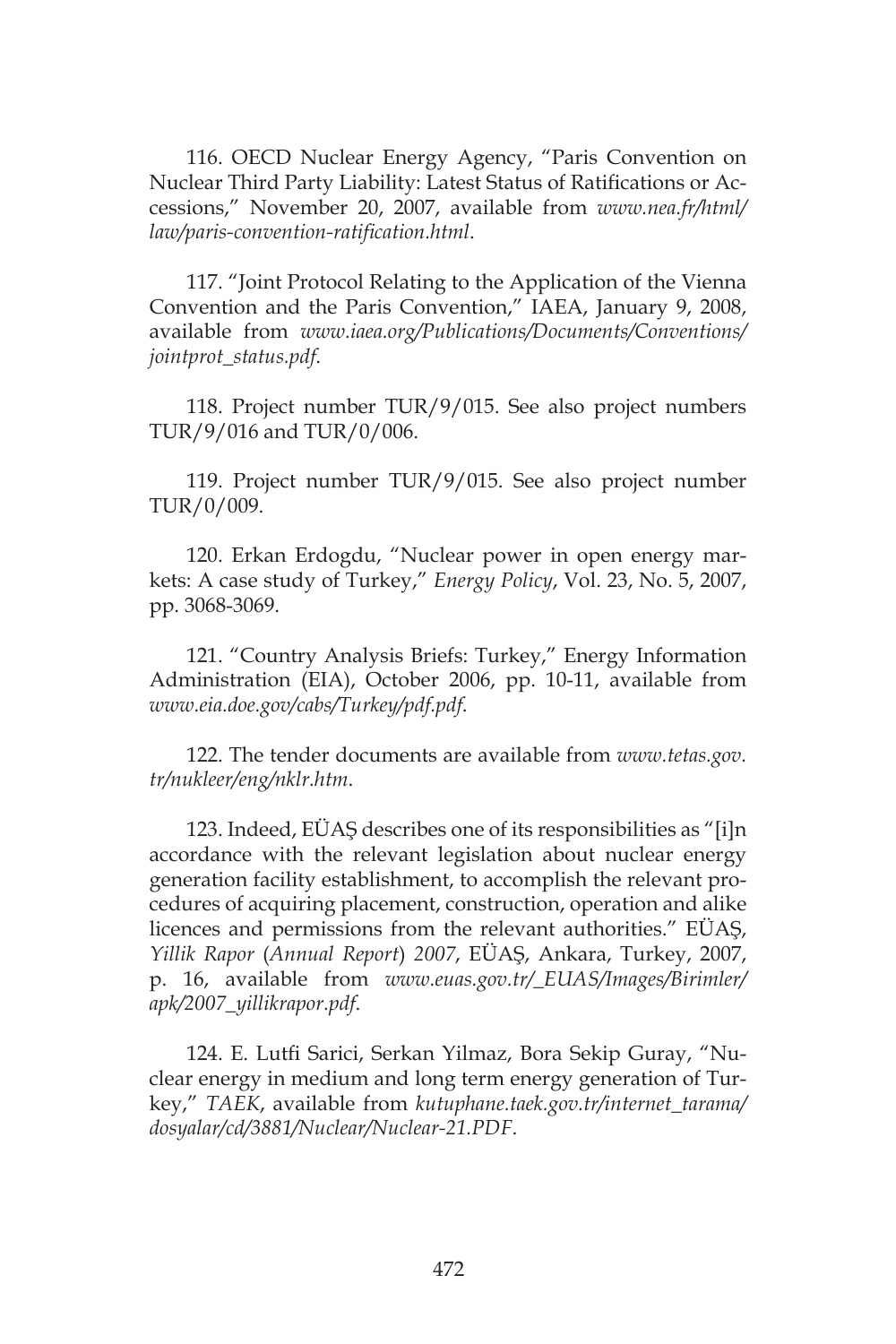116. OECD Nuclear Energy Agency, "Paris Convention on Nuclear Third Party Liability: Latest Status of Ratifications or Accessions," November 20, 2007, available from *www.nea.fr/html/law/paris-convention-ratification.html*.

117. "Joint Protocol Relating to the Application of the Vienna Convention and the Paris Convention," IAEA, January 9, 2008, available from *www.iaea.org/Publications/Documents/Conventions/jointprot_status.pdf*.

118. Project number TUR/9/015. See also project numbers TUR/9/016 and TUR/0/006.

119. Project number TUR/9/015. See also project number TUR/0/009.

120. Erkan Erdogdu, "Nuclear power in open energy markets: A case study of Turkey," *Energy Policy*, Vol. 23, No. 5, 2007, pp. 3068-3069.

121. "Country Analysis Briefs: Turkey," Energy Information Administration (EIA), October 2006, pp. 10-11, available from *www.eia.doe.gov/cabs/Turkey/pdf.pdf*.

122. The tender documents are available from *www.tetas.gov.tr/nukleer/eng/nklr.htm*.

123. Indeed, EÜAŞ describes one of its responsibilities as "[i]n accordance with the relevant legislation about nuclear energy generation facility establishment, to accomplish the relevant procedures of acquiring placement, construction, operation and alike licences and permissions from the relevant authorities." EÜAŞ, *Yillik Rapor* (*Annual Report*) *2007*, EÜAŞ, Ankara, Turkey, 2007, p. 16, available from *www.euas.gov.tr/_EUAS/Images/Birimler/apk/2007_yillikrapor.pdf*.

124. E. Lutfi Sarici, Serkan Yilmaz, Bora Sekip Guray, "Nuclear energy in medium and long term energy generation of Turkey," *TAEK*, available from *kutuphane.taek.gov.tr/internet_tarama/dosyalar/cd/3881/Nuclear/Nuclear-21.PDF*.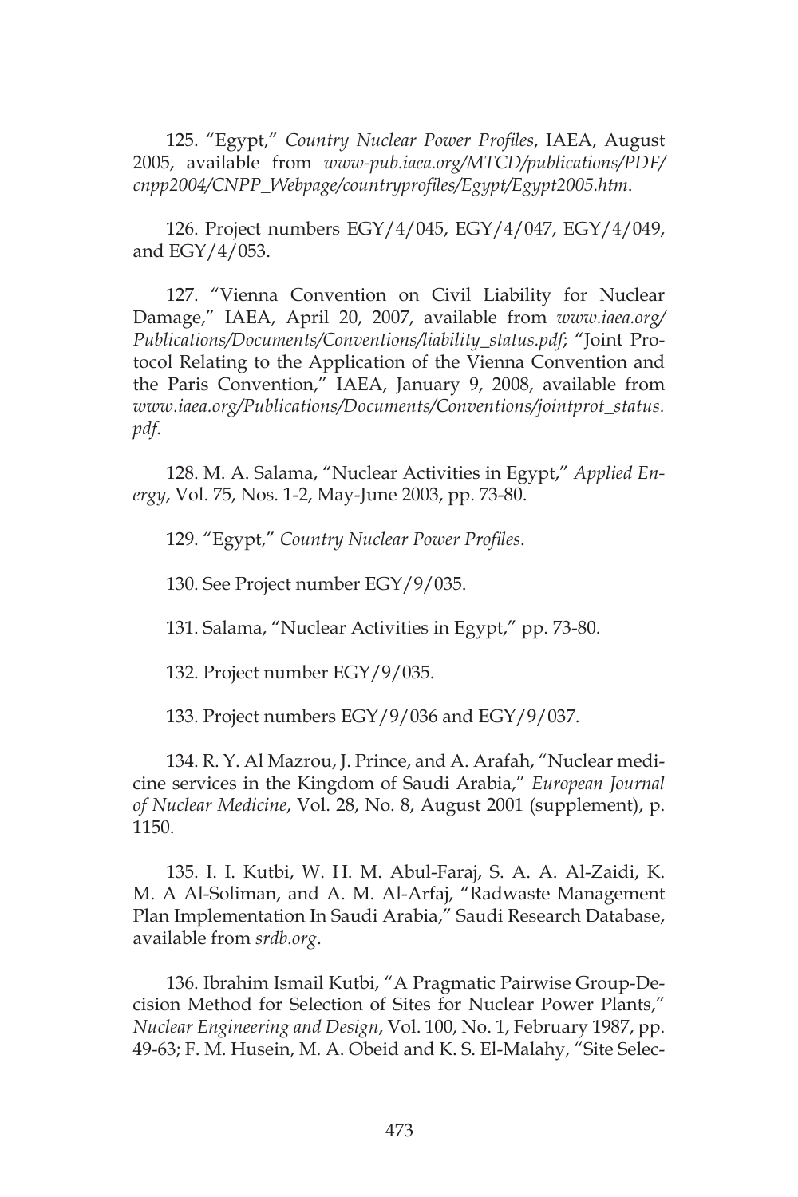125. "Egypt," *Country Nuclear Power Profiles*, IAEA, August 2005, available from *www-pub.iaea.org/MTCD/publications/PDF/cnpp2004/CNPP_Webpage/countryprofiles/Egypt/Egypt2005.htm*.

126. Project numbers EGY/4/045, EGY/4/047, EGY/4/049, and EGY/4/053.

127. "Vienna Convention on Civil Liability for Nuclear Damage," IAEA, April 20, 2007, available from *www.iaea.org/Publications/Documents/Conventions/liability_status.pdf*; "Joint Protocol Relating to the Application of the Vienna Convention and the Paris Convention," IAEA, January 9, 2008, available from *www.iaea.org/Publications/Documents/Conventions/jointprot_status.pdf*.

128. M. A. Salama, "Nuclear Activities in Egypt," *Applied Energy*, Vol. 75, Nos. 1-2, May-June 2003, pp. 73-80.

129. "Egypt," *Country Nuclear Power Profiles*.

130. See Project number EGY/9/035.

131. Salama, "Nuclear Activities in Egypt," pp. 73-80.

132. Project number EGY/9/035.

133. Project numbers EGY/9/036 and EGY/9/037.

134. R. Y. Al Mazrou, J. Prince, and A. Arafah, "Nuclear medicine services in the Kingdom of Saudi Arabia," *European Journal of Nuclear Medicine*, Vol. 28, No. 8, August 2001 (supplement), p. 1150.

135. I. I. Kutbi, W. H. M. Abul-Faraj, S. A. A. Al-Zaidi, K. M. A Al-Soliman, and A. M. Al-Arfaj, "Radwaste Management Plan Implementation In Saudi Arabia," Saudi Research Database, available from *srdb.org*.

136. Ibrahim Ismail Kutbi, "A Pragmatic Pairwise Group-Decision Method for Selection of Sites for Nuclear Power Plants," *Nuclear Engineering and Design*, Vol. 100, No. 1, February 1987, pp. 49-63; F. M. Husein, M. A. Obeid and K. S. El-Malahy, "Site Selec-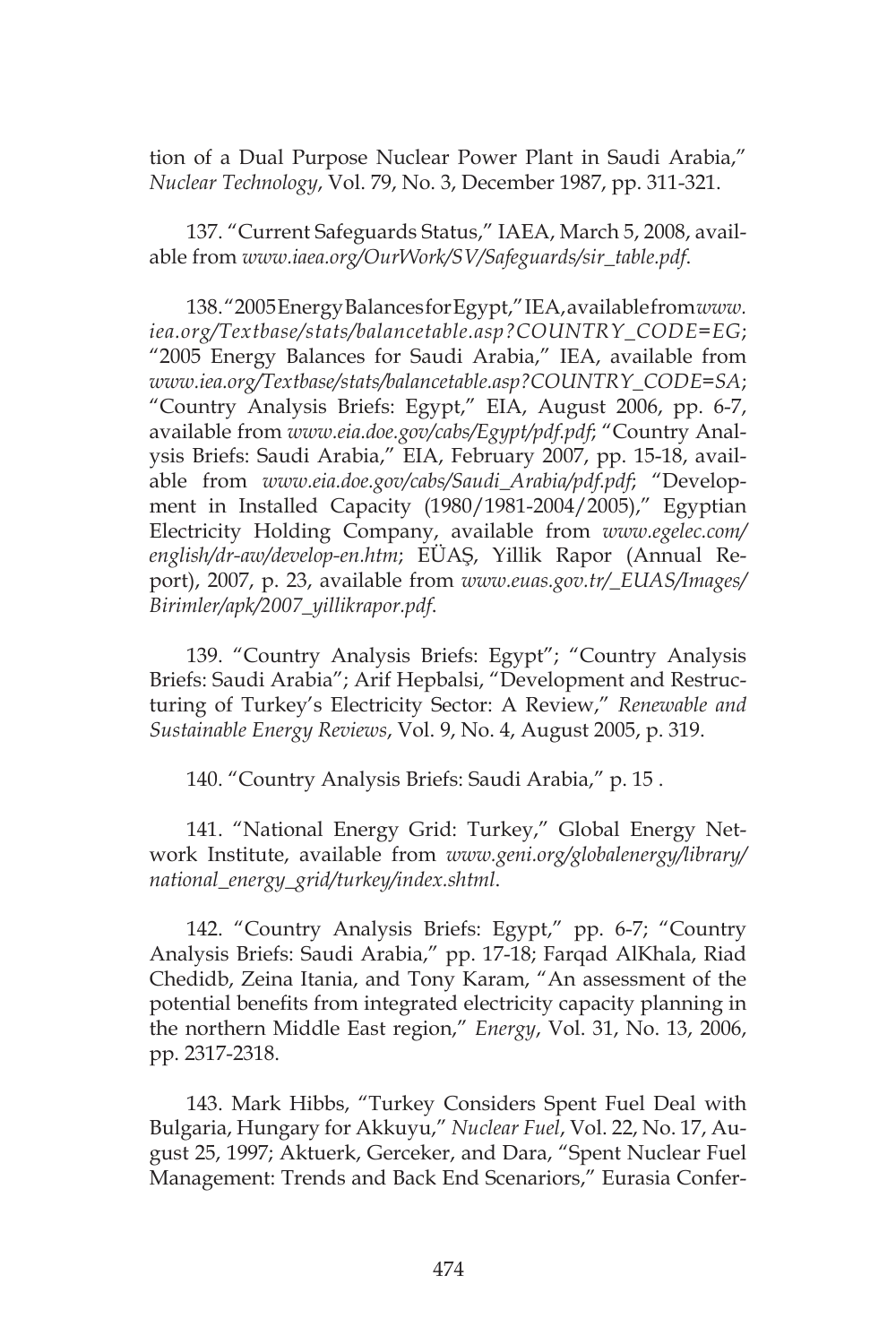tion of a Dual Purpose Nuclear Power Plant in Saudi Arabia," *Nuclear Technology*, Vol. 79, No. 3, December 1987, pp. 311-321.

137. "Current Safeguards Status," IAEA, March 5, 2008, available from *www.iaea.org/OurWork/SV/Safeguards/sir_table.pdf*.

138. "2005 Energy Balances for Egypt," IEA, available from *www.iea.org/Textbase/stats/balancetable.asp?COUNTRY_CODE=EG*; "2005 Energy Balances for Saudi Arabia," IEA, available from *www.iea.org/Textbase/stats/balancetable.asp?COUNTRY_CODE=SA*; "Country Analysis Briefs: Egypt," EIA, August 2006, pp. 6-7, available from *www.eia.doe.gov/cabs/Egypt/pdf.pdf*; "Country Analysis Briefs: Saudi Arabia," EIA, February 2007, pp. 15-18, available from *www.eia.doe.gov/cabs/Saudi_Arabia/pdf.pdf*; "Development in Installed Capacity (1980/1981-2004/2005)," Egyptian Electricity Holding Company, available from *www.egelec.com/english/dr-aw/develop-en.htm*; EÜAŞ, Yillik Rapor (Annual Report), 2007, p. 23, available from *www.euas.gov.tr/_EUAS/Images/Birimler/apk/2007_yillikrapor.pdf*.

139. "Country Analysis Briefs: Egypt"; "Country Analysis Briefs: Saudi Arabia"; Arif Hepbalsi, "Development and Restructuring of Turkey's Electricity Sector: A Review," *Renewable and Sustainable Energy Reviews*, Vol. 9, No. 4, August 2005, p. 319.

140. "Country Analysis Briefs: Saudi Arabia," p. 15 .

141. "National Energy Grid: Turkey," Global Energy Network Institute, available from *www.geni.org/globalenergy/library/national_energy_grid/turkey/index.shtml*.

142. "Country Analysis Briefs: Egypt," pp. 6-7; "Country Analysis Briefs: Saudi Arabia," pp. 17-18; Farqad AlKhala, Riad Chedidb, Zeina Itania, and Tony Karam, "An assessment of the potential benefits from integrated electricity capacity planning in the northern Middle East region," *Energy*, Vol. 31, No. 13, 2006, pp. 2317-2318.

143. Mark Hibbs, "Turkey Considers Spent Fuel Deal with Bulgaria, Hungary for Akkuyu," *Nuclear Fuel*, Vol. 22, No. 17, August 25, 1997; Aktuerk, Gerceker, and Dara, "Spent Nuclear Fuel Management: Trends and Back End Scenariors," Eurasia Confer-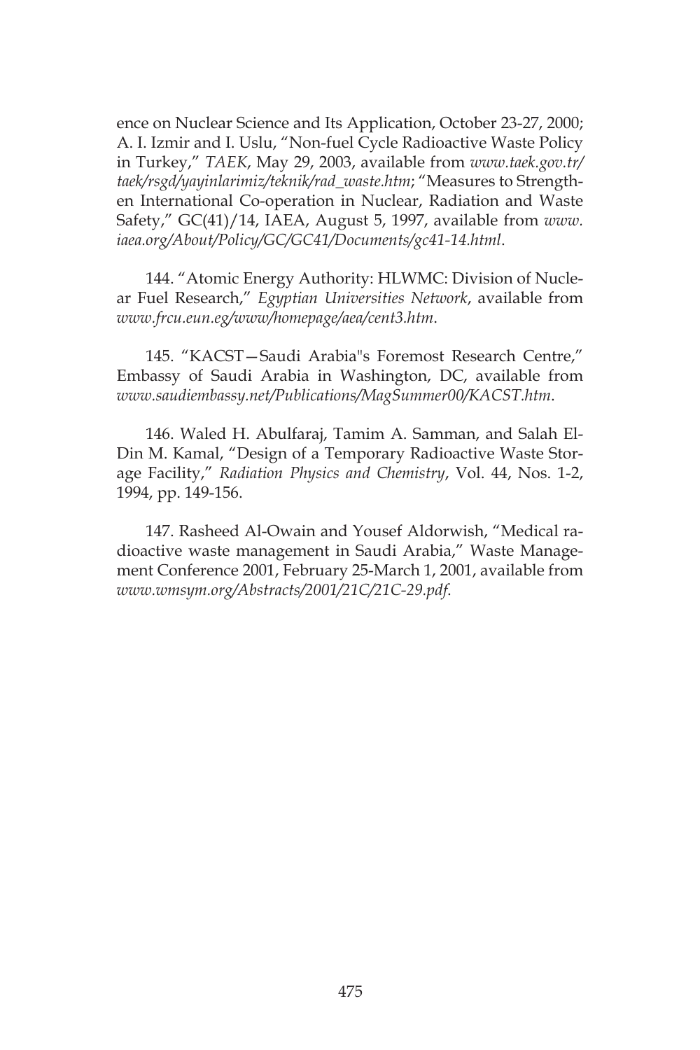ence on Nuclear Science and Its Application, October 23-27, 2000; A. I. Izmir and I. Uslu, "Non-fuel Cycle Radioactive Waste Policy in Turkey," *TAEK*, May 29, 2003, available from *www.taek.gov.tr/taek/rsgd/yayinlarimiz/teknik/rad_waste.htm*; "Measures to Strengthen International Co-operation in Nuclear, Radiation and Waste Safety," GC(41)/14, IAEA, August 5, 1997, available from *www.iaea.org/About/Policy/GC/GC41/Documents/gc41-14.html*.

144. "Atomic Energy Authority: HLWMC: Division of Nuclear Fuel Research," *Egyptian Universities Network*, available from *www.frcu.eun.eg/www/homepage/aea/cent3.htm*.

145. "KACST—Saudi Arabia"s Foremost Research Centre," Embassy of Saudi Arabia in Washington, DC, available from *www.saudiembassy.net/Publications/MagSummer00/KACST.htm*.

146. Waled H. Abulfaraj, Tamim A. Samman, and Salah El-Din M. Kamal, "Design of a Temporary Radioactive Waste Storage Facility," *Radiation Physics and Chemistry*, Vol. 44, Nos. 1-2, 1994, pp. 149-156.

147. Rasheed Al-Owain and Yousef Aldorwish, "Medical radioactive waste management in Saudi Arabia," Waste Management Conference 2001, February 25-March 1, 2001, available from *www.wmsym.org/Abstracts/2001/21C/21C-29.pdf*.